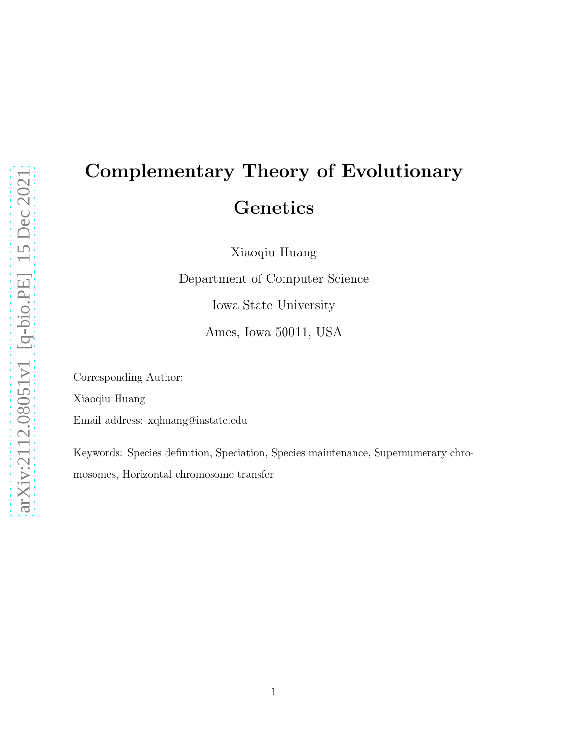# Complementary Theory of Evolutionary Genetics

Xiaoqiu Huang

Department of Computer Science

Iowa State University

Ames, Iowa 50011, USA

Corresponding Author:

Xiaoqiu Huang

Email address: xqhuang@iastate.edu

Keywords: Species definition, Speciation, Species maintenance, Supernumerary chromosomes, Horizontal chromosome transfer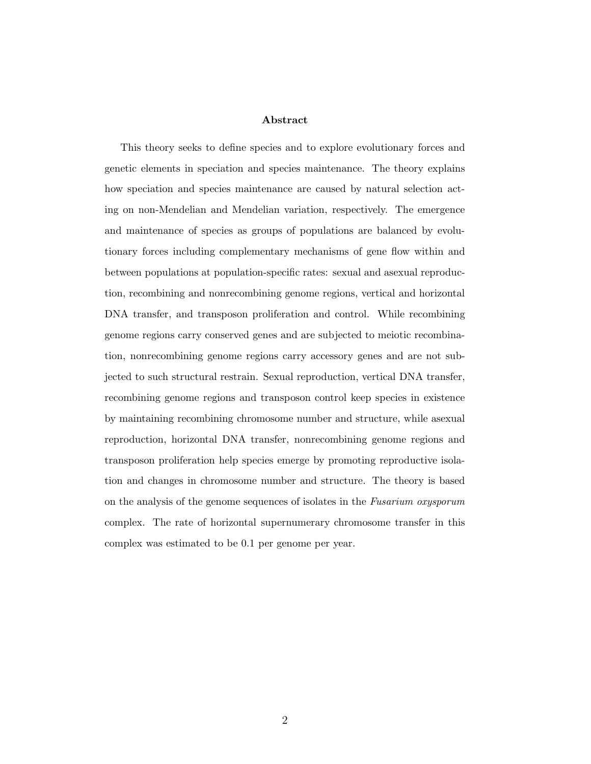## Abstract

This theory seeks to define species and to explore evolutionary forces and genetic elements in speciation and species maintenance. The theory explains how speciation and species maintenance are caused by natural selection acting on non-Mendelian and Mendelian variation, respectively. The emergence and maintenance of species as groups of populations are balanced by evolutionary forces including complementary mechanisms of gene flow within and between populations at population-specific rates: sexual and asexual reproduction, recombining and nonrecombining genome regions, vertical and horizontal DNA transfer, and transposon proliferation and control. While recombining genome regions carry conserved genes and are subjected to meiotic recombination, nonrecombining genome regions carry accessory genes and are not subjected to such structural restrain. Sexual reproduction, vertical DNA transfer, recombining genome regions and transposon control keep species in existence by maintaining recombining chromosome number and structure, while asexual reproduction, horizontal DNA transfer, nonrecombining genome regions and transposon proliferation help species emerge by promoting reproductive isolation and changes in chromosome number and structure. The theory is based on the analysis of the genome sequences of isolates in the *Fusarium oxysporum* complex. The rate of horizontal supernumerary chromosome transfer in this complex was estimated to be 0.1 per genome per year.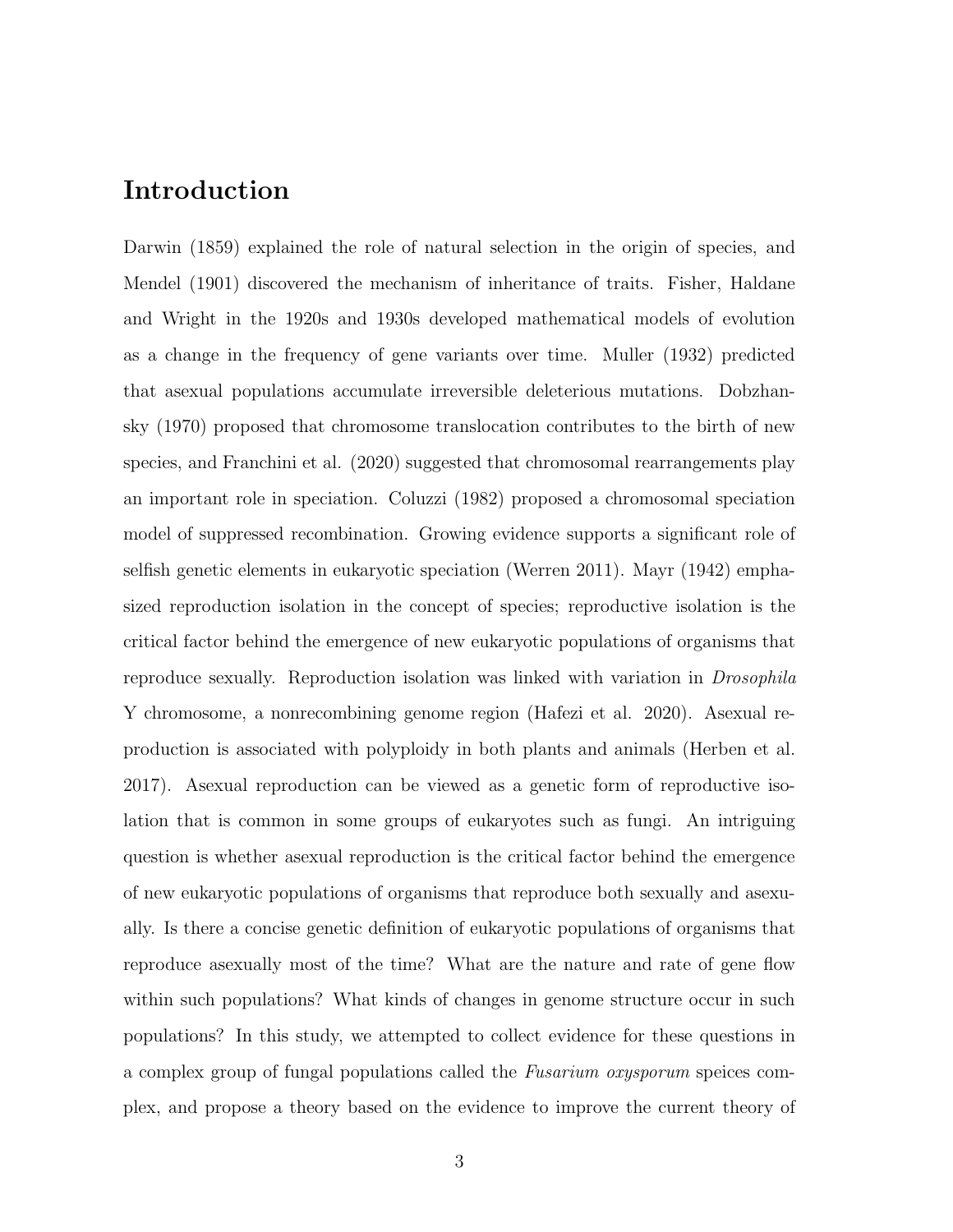# Introduction

Darwin (1859) explained the role of natural selection in the origin of species, and Mendel (1901) discovered the mechanism of inheritance of traits. Fisher, Haldane and Wright in the 1920s and 1930s developed mathematical models of evolution as a change in the frequency of gene variants over time. Muller (1932) predicted that asexual populations accumulate irreversible deleterious mutations. Dobzhansky (1970) proposed that chromosome translocation contributes to the birth of new species, and Franchini et al. (2020) suggested that chromosomal rearrangements play an important role in speciation. Coluzzi (1982) proposed a chromosomal speciation model of suppressed recombination. Growing evidence supports a significant role of selfish genetic elements in eukaryotic speciation (Werren 2011). Mayr (1942) emphasized reproduction isolation in the concept of species; reproductive isolation is the critical factor behind the emergence of new eukaryotic populations of organisms that reproduce sexually. Reproduction isolation was linked with variation in *Drosophila* Y chromosome, a nonrecombining genome region (Hafezi et al. 2020). Asexual reproduction is associated with polyploidy in both plants and animals (Herben et al. 2017). Asexual reproduction can be viewed as a genetic form of reproductive isolation that is common in some groups of eukaryotes such as fungi. An intriguing question is whether asexual reproduction is the critical factor behind the emergence of new eukaryotic populations of organisms that reproduce both sexually and asexually. Is there a concise genetic definition of eukaryotic populations of organisms that reproduce asexually most of the time? What are the nature and rate of gene flow within such populations? What kinds of changes in genome structure occur in such populations? In this study, we attempted to collect evidence for these questions in a complex group of fungal populations called the *Fusarium oxysporum* speices complex, and propose a theory based on the evidence to improve the current theory of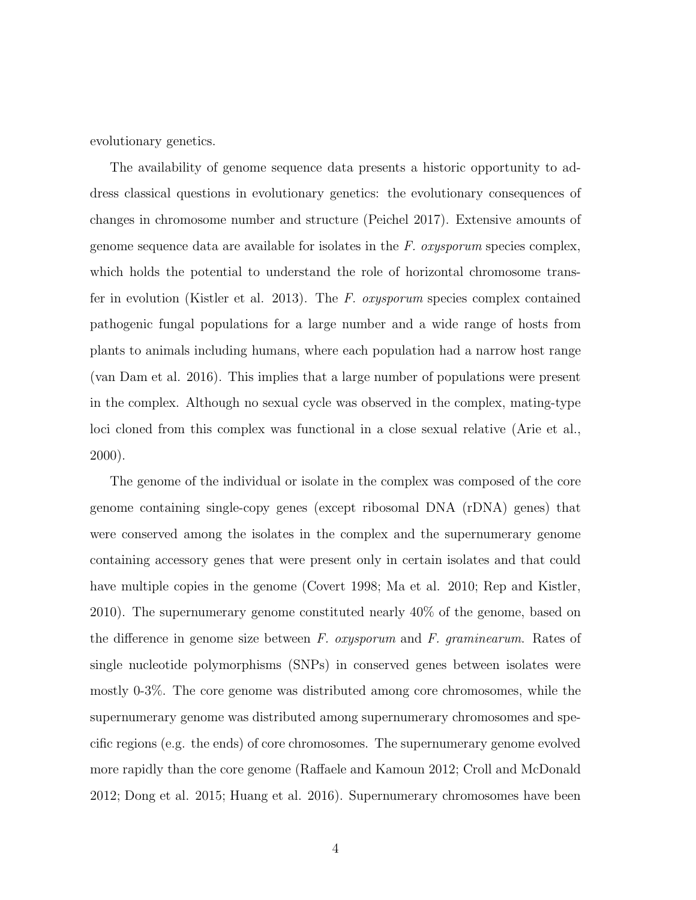evolutionary genetics.

The availability of genome sequence data presents a historic opportunity to address classical questions in evolutionary genetics: the evolutionary consequences of changes in chromosome number and structure (Peichel 2017). Extensive amounts of genome sequence data are available for isolates in the *F. oxysporum* species complex, which holds the potential to understand the role of horizontal chromosome transfer in evolution (Kistler et al. 2013). The *F. oxysporum* species complex contained pathogenic fungal populations for a large number and a wide range of hosts from plants to animals including humans, where each population had a narrow host range (van Dam et al. 2016). This implies that a large number of populations were present in the complex. Although no sexual cycle was observed in the complex, mating-type loci cloned from this complex was functional in a close sexual relative (Arie et al., 2000).

The genome of the individual or isolate in the complex was composed of the core genome containing single-copy genes (except ribosomal DNA (rDNA) genes) that were conserved among the isolates in the complex and the supernumerary genome containing accessory genes that were present only in certain isolates and that could have multiple copies in the genome (Covert 1998; Ma et al. 2010; Rep and Kistler, 2010). The supernumerary genome constituted nearly 40% of the genome, based on the difference in genome size between *F. oxysporum* and *F. graminearum*. Rates of single nucleotide polymorphisms (SNPs) in conserved genes between isolates were mostly 0-3%. The core genome was distributed among core chromosomes, while the supernumerary genome was distributed among supernumerary chromosomes and specific regions (e.g. the ends) of core chromosomes. The supernumerary genome evolved more rapidly than the core genome (Raffaele and Kamoun 2012; Croll and McDonald 2012; Dong et al. 2015; Huang et al. 2016). Supernumerary chromosomes have been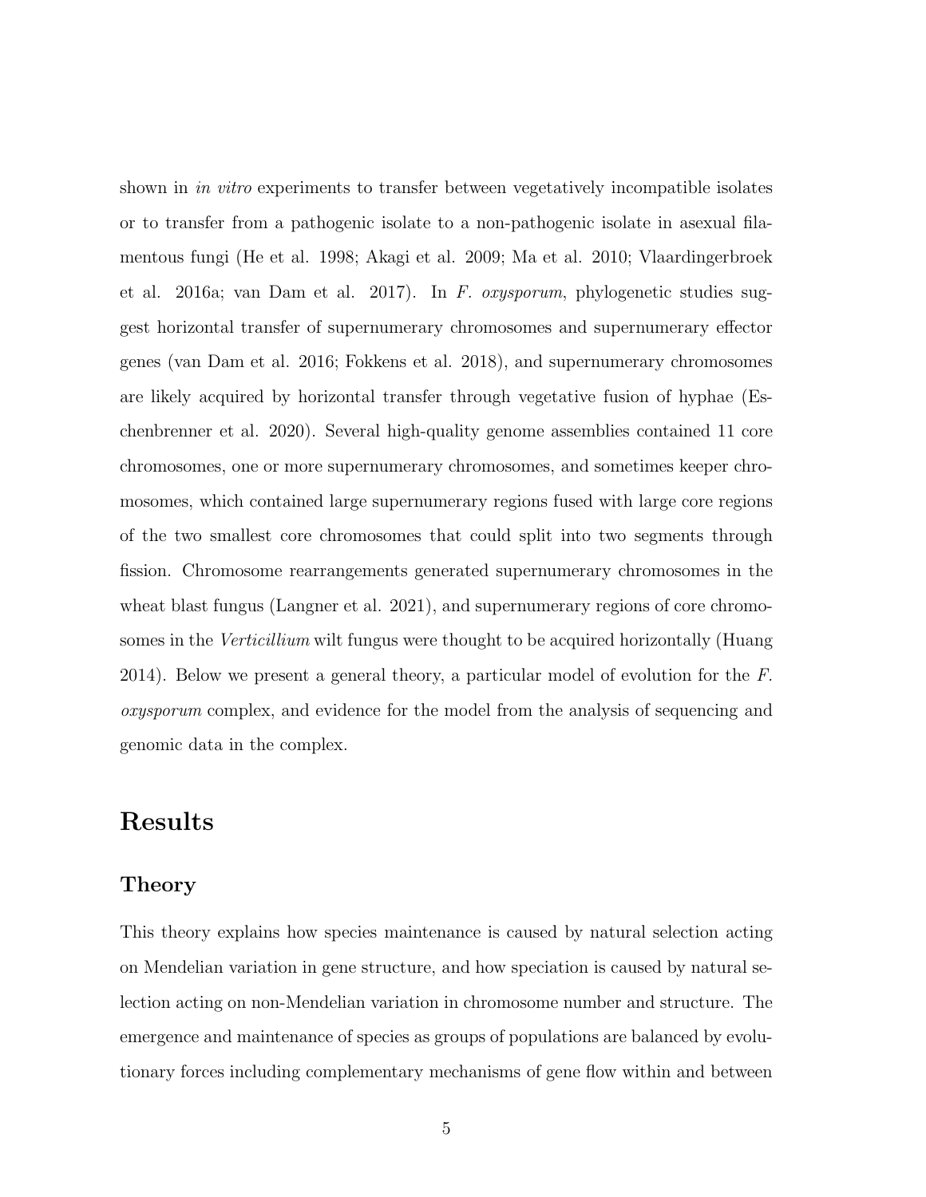shown in *in vitro* experiments to transfer between vegetatively incompatible isolates or to transfer from a pathogenic isolate to a non-pathogenic isolate in asexual filamentous fungi (He et al. 1998; Akagi et al. 2009; Ma et al. 2010; Vlaardingerbroek et al. 2016a; van Dam et al. 2017). In *F. oxysporum*, phylogenetic studies suggest horizontal transfer of supernumerary chromosomes and supernumerary effector genes (van Dam et al. 2016; Fokkens et al. 2018), and supernumerary chromosomes are likely acquired by horizontal transfer through vegetative fusion of hyphae (Eschenbrenner et al. 2020). Several high-quality genome assemblies contained 11 core chromosomes, one or more supernumerary chromosomes, and sometimes keeper chromosomes, which contained large supernumerary regions fused with large core regions of the two smallest core chromosomes that could split into two segments through fission. Chromosome rearrangements generated supernumerary chromosomes in the wheat blast fungus (Langner et al. 2021), and supernumerary regions of core chromosomes in the *Verticillium* wilt fungus were thought to be acquired horizontally (Huang 2014). Below we present a general theory, a particular model of evolution for the *F. oxysporum* complex, and evidence for the model from the analysis of sequencing and genomic data in the complex.

# Results

## Theory

This theory explains how species maintenance is caused by natural selection acting on Mendelian variation in gene structure, and how speciation is caused by natural selection acting on non-Mendelian variation in chromosome number and structure. The emergence and maintenance of species as groups of populations are balanced by evolutionary forces including complementary mechanisms of gene flow within and between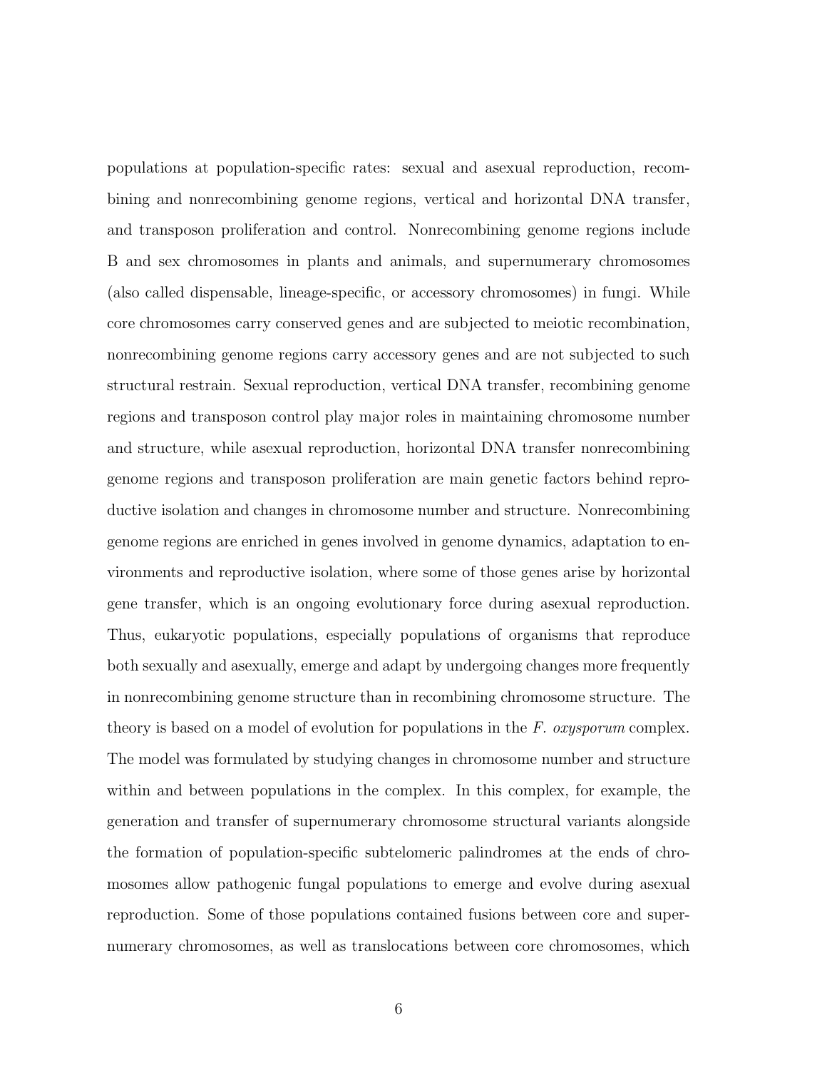populations at population-specific rates: sexual and asexual reproduction, recombining and nonrecombining genome regions, vertical and horizontal DNA transfer, and transposon proliferation and control. Nonrecombining genome regions include B and sex chromosomes in plants and animals, and supernumerary chromosomes (also called dispensable, lineage-specific, or accessory chromosomes) in fungi. While core chromosomes carry conserved genes and are subjected to meiotic recombination, nonrecombining genome regions carry accessory genes and are not subjected to such structural restrain. Sexual reproduction, vertical DNA transfer, recombining genome regions and transposon control play major roles in maintaining chromosome number and structure, while asexual reproduction, horizontal DNA transfer nonrecombining genome regions and transposon proliferation are main genetic factors behind reproductive isolation and changes in chromosome number and structure. Nonrecombining genome regions are enriched in genes involved in genome dynamics, adaptation to environments and reproductive isolation, where some of those genes arise by horizontal gene transfer, which is an ongoing evolutionary force during asexual reproduction. Thus, eukaryotic populations, especially populations of organisms that reproduce both sexually and asexually, emerge and adapt by undergoing changes more frequently in nonrecombining genome structure than in recombining chromosome structure. The theory is based on a model of evolution for populations in the *F. oxysporum* complex. The model was formulated by studying changes in chromosome number and structure within and between populations in the complex. In this complex, for example, the generation and transfer of supernumerary chromosome structural variants alongside the formation of population-specific subtelomeric palindromes at the ends of chromosomes allow pathogenic fungal populations to emerge and evolve during asexual reproduction. Some of those populations contained fusions between core and supernumerary chromosomes, as well as translocations between core chromosomes, which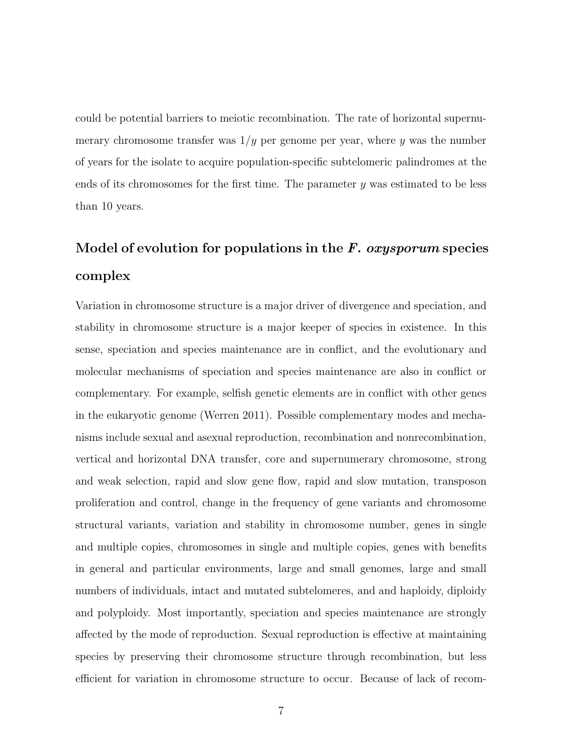could be potential barriers to meiotic recombination. The rate of horizontal supernumerary chromosome transfer was $1/y$ per genome per year, where $y$ was the number of years for the isolate to acquire population-specific subtelomeric palindromes at the ends of its chromosomes for the first time. The parameter $y$ was estimated to be less than 10 years.

## Model of evolution for populations in the *F. oxysporum* species complex

Variation in chromosome structure is a major driver of divergence and speciation, and stability in chromosome structure is a major keeper of species in existence. In this sense, speciation and species maintenance are in conflict, and the evolutionary and molecular mechanisms of speciation and species maintenance are also in conflict or complementary. For example, selfish genetic elements are in conflict with other genes in the eukaryotic genome (Werren 2011). Possible complementary modes and mechanisms include sexual and asexual reproduction, recombination and nonrecombination, vertical and horizontal DNA transfer, core and supernumerary chromosome, strong and weak selection, rapid and slow gene flow, rapid and slow mutation, transposon proliferation and control, change in the frequency of gene variants and chromosome structural variants, variation and stability in chromosome number, genes in single and multiple copies, chromosomes in single and multiple copies, genes with benefits in general and particular environments, large and small genomes, large and small numbers of individuals, intact and mutated subtelomeres, and and haploidy, diploidy and polyploidy. Most importantly, speciation and species maintenance are strongly affected by the mode of reproduction. Sexual reproduction is effective at maintaining species by preserving their chromosome structure through recombination, but less efficient for variation in chromosome structure to occur. Because of lack of recom-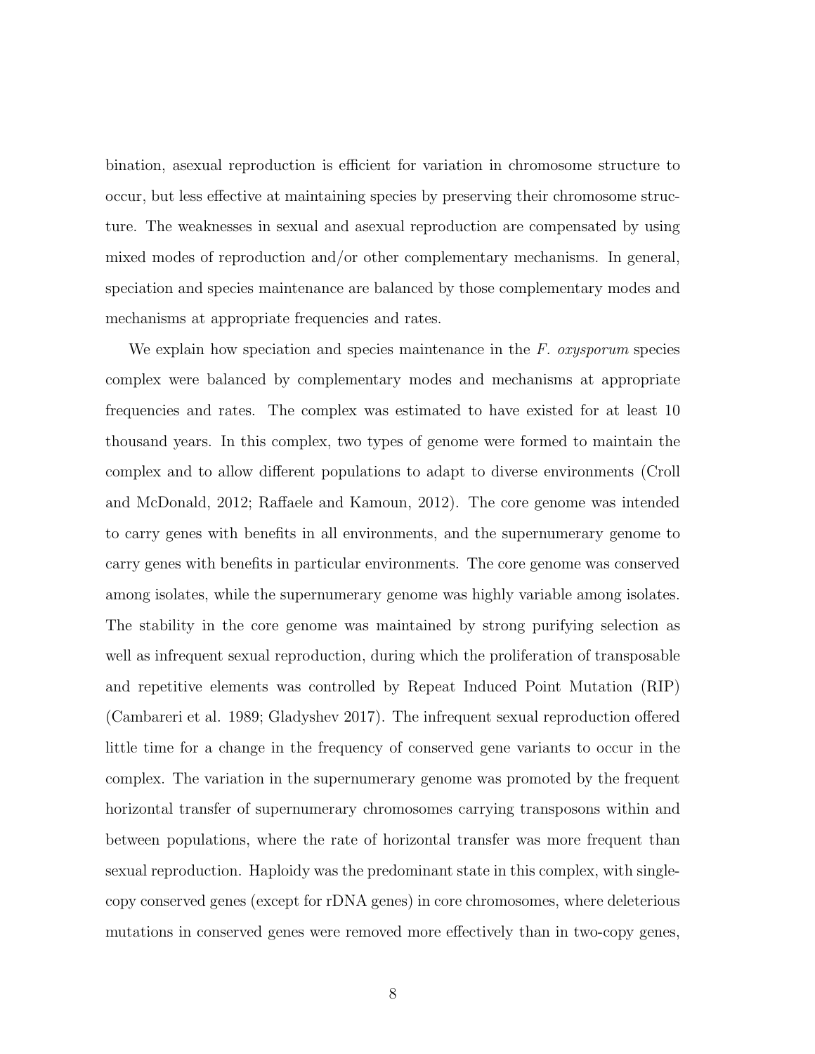bination, asexual reproduction is efficient for variation in chromosome structure to occur, but less effective at maintaining species by preserving their chromosome structure. The weaknesses in sexual and asexual reproduction are compensated by using mixed modes of reproduction and/or other complementary mechanisms. In general, speciation and species maintenance are balanced by those complementary modes and mechanisms at appropriate frequencies and rates.

We explain how speciation and species maintenance in the *F. oxysporum* species complex were balanced by complementary modes and mechanisms at appropriate frequencies and rates. The complex was estimated to have existed for at least 10 thousand years. In this complex, two types of genome were formed to maintain the complex and to allow different populations to adapt to diverse environments (Croll and McDonald, 2012; Raffaele and Kamoun, 2012). The core genome was intended to carry genes with benefits in all environments, and the supernumerary genome to carry genes with benefits in particular environments. The core genome was conserved among isolates, while the supernumerary genome was highly variable among isolates. The stability in the core genome was maintained by strong purifying selection as well as infrequent sexual reproduction, during which the proliferation of transposable and repetitive elements was controlled by Repeat Induced Point Mutation (RIP) (Cambareri et al. 1989; Gladyshev 2017). The infrequent sexual reproduction offered little time for a change in the frequency of conserved gene variants to occur in the complex. The variation in the supernumerary genome was promoted by the frequent horizontal transfer of supernumerary chromosomes carrying transposons within and between populations, where the rate of horizontal transfer was more frequent than sexual reproduction. Haploidy was the predominant state in this complex, with single-copy conserved genes (except for rDNA genes) in core chromosomes, where deleterious mutations in conserved genes were removed more effectively than in two-copy genes,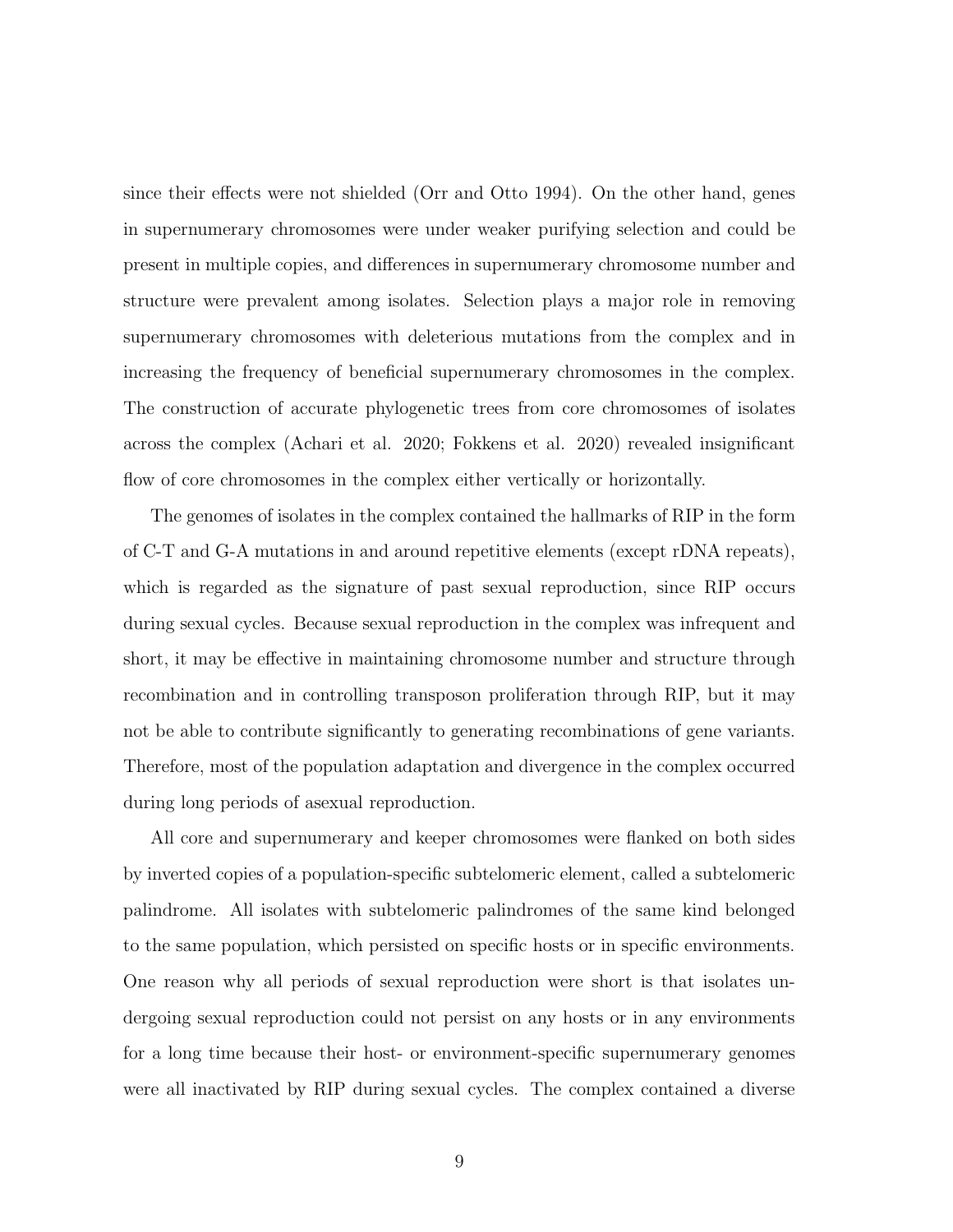since their effects were not shielded (Orr and Otto 1994). On the other hand, genes in supernumerary chromosomes were under weaker purifying selection and could be present in multiple copies, and differences in supernumerary chromosome number and structure were prevalent among isolates. Selection plays a major role in removing supernumerary chromosomes with deleterious mutations from the complex and in increasing the frequency of beneficial supernumerary chromosomes in the complex. The construction of accurate phylogenetic trees from core chromosomes of isolates across the complex (Achari et al. 2020; Fokkens et al. 2020) revealed insignificant flow of core chromosomes in the complex either vertically or horizontally.

The genomes of isolates in the complex contained the hallmarks of RIP in the form of C-T and G-A mutations in and around repetitive elements (except rDNA repeats), which is regarded as the signature of past sexual reproduction, since RIP occurs during sexual cycles. Because sexual reproduction in the complex was infrequent and short, it may be effective in maintaining chromosome number and structure through recombination and in controlling transposon proliferation through RIP, but it may not be able to contribute significantly to generating recombinations of gene variants. Therefore, most of the population adaptation and divergence in the complex occurred during long periods of asexual reproduction.

All core and supernumerary and keeper chromosomes were flanked on both sides by inverted copies of a population-specific subtelomeric element, called a subtelomeric palindrome. All isolates with subtelomeric palindromes of the same kind belonged to the same population, which persisted on specific hosts or in specific environments. One reason why all periods of sexual reproduction were short is that isolates undergoing sexual reproduction could not persist on any hosts or in any environments for a long time because their host- or environment-specific supernumerary genomes were all inactivated by RIP during sexual cycles. The complex contained a diverse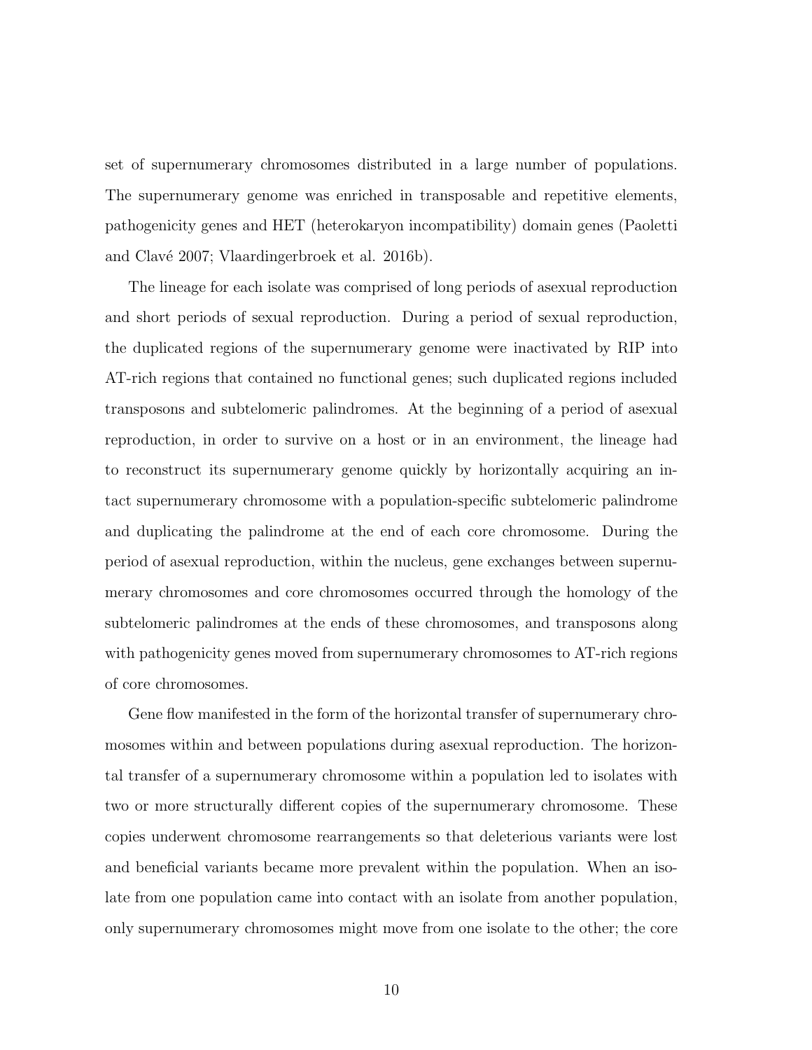set of supernumerary chromosomes distributed in a large number of populations. The supernumerary genome was enriched in transposable and repetitive elements, pathogenicity genes and HET (heterokaryon incompatibility) domain genes (Paoletti and Clavé 2007; Vlaardingerbroek et al. 2016b).

The lineage for each isolate was comprised of long periods of asexual reproduction and short periods of sexual reproduction. During a period of sexual reproduction, the duplicated regions of the supernumerary genome were inactivated by RIP into AT-rich regions that contained no functional genes; such duplicated regions included transposons and subtelomeric palindromes. At the beginning of a period of asexual reproduction, in order to survive on a host or in an environment, the lineage had to reconstruct its supernumerary genome quickly by horizontally acquiring an intact supernumerary chromosome with a population-specific subtelomeric palindrome and duplicating the palindrome at the end of each core chromosome. During the period of asexual reproduction, within the nucleus, gene exchanges between supernumerary chromosomes and core chromosomes occurred through the homology of the subtelomeric palindromes at the ends of these chromosomes, and transposons along with pathogenicity genes moved from supernumerary chromosomes to AT-rich regions of core chromosomes.

Gene flow manifested in the form of the horizontal transfer of supernumerary chromosomes within and between populations during asexual reproduction. The horizontal transfer of a supernumerary chromosome within a population led to isolates with two or more structurally different copies of the supernumerary chromosome. These copies underwent chromosome rearrangements so that deleterious variants were lost and beneficial variants became more prevalent within the population. When an isolate from one population came into contact with an isolate from another population, only supernumerary chromosomes might move from one isolate to the other; the core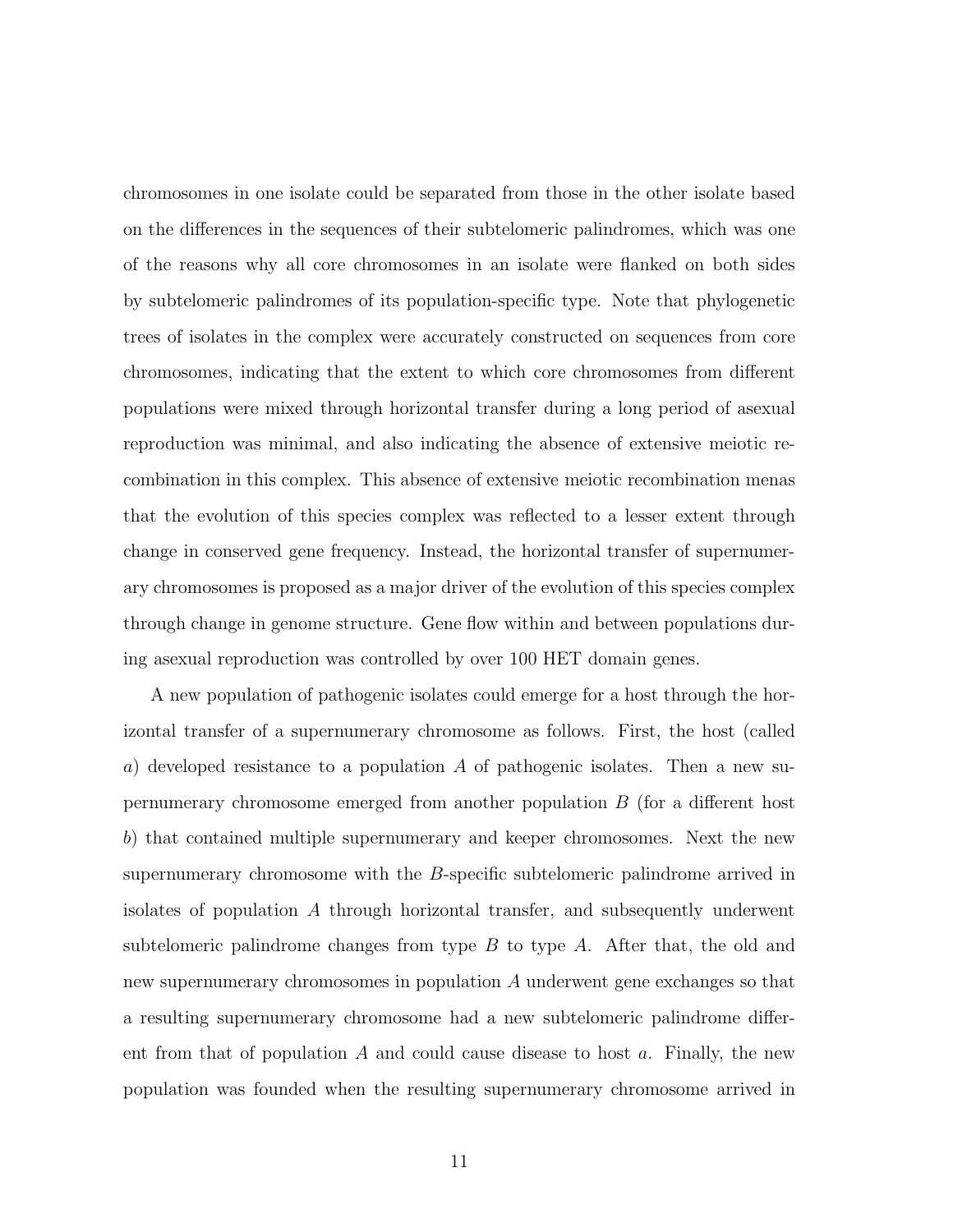chromosomes in one isolate could be separated from those in the other isolate based on the differences in the sequences of their subtelomeric palindromes, which was one of the reasons why all core chromosomes in an isolate were flanked on both sides by subtelomeric palindromes of its population-specific type. Note that phylogenetic trees of isolates in the complex were accurately constructed on sequences from core chromosomes, indicating that the extent to which core chromosomes from different populations were mixed through horizontal transfer during a long period of asexual reproduction was minimal, and also indicating the absence of extensive meiotic recombination in this complex. This absence of extensive meiotic recombination menas that the evolution of this species complex was reflected to a lesser extent through change in conserved gene frequency. Instead, the horizontal transfer of supernumerary chromosomes is proposed as a major driver of the evolution of this species complex through change in genome structure. Gene flow within and between populations during asexual reproduction was controlled by over 100 HET domain genes.

A new population of pathogenic isolates could emerge for a host through the horizontal transfer of a supernumerary chromosome as follows. First, the host (called $a$) developed resistance to a population $A$ of pathogenic isolates. Then a new supernumerary chromosome emerged from another population $B$ (for a different host $b$) that contained multiple supernumerary and keeper chromosomes. Next the new supernumerary chromosome with the $B$-specific subtelomeric palindrome arrived in isolates of population $A$ through horizontal transfer, and subsequently underwent subtelomeric palindrome changes from type $B$ to type $A$. After that, the old and new supernumerary chromosomes in population $A$ underwent gene exchanges so that a resulting supernumerary chromosome had a new subtelomeric palindrome different from that of population $A$ and could cause disease to host $a$. Finally, the new population was founded when the resulting supernumerary chromosome arrived in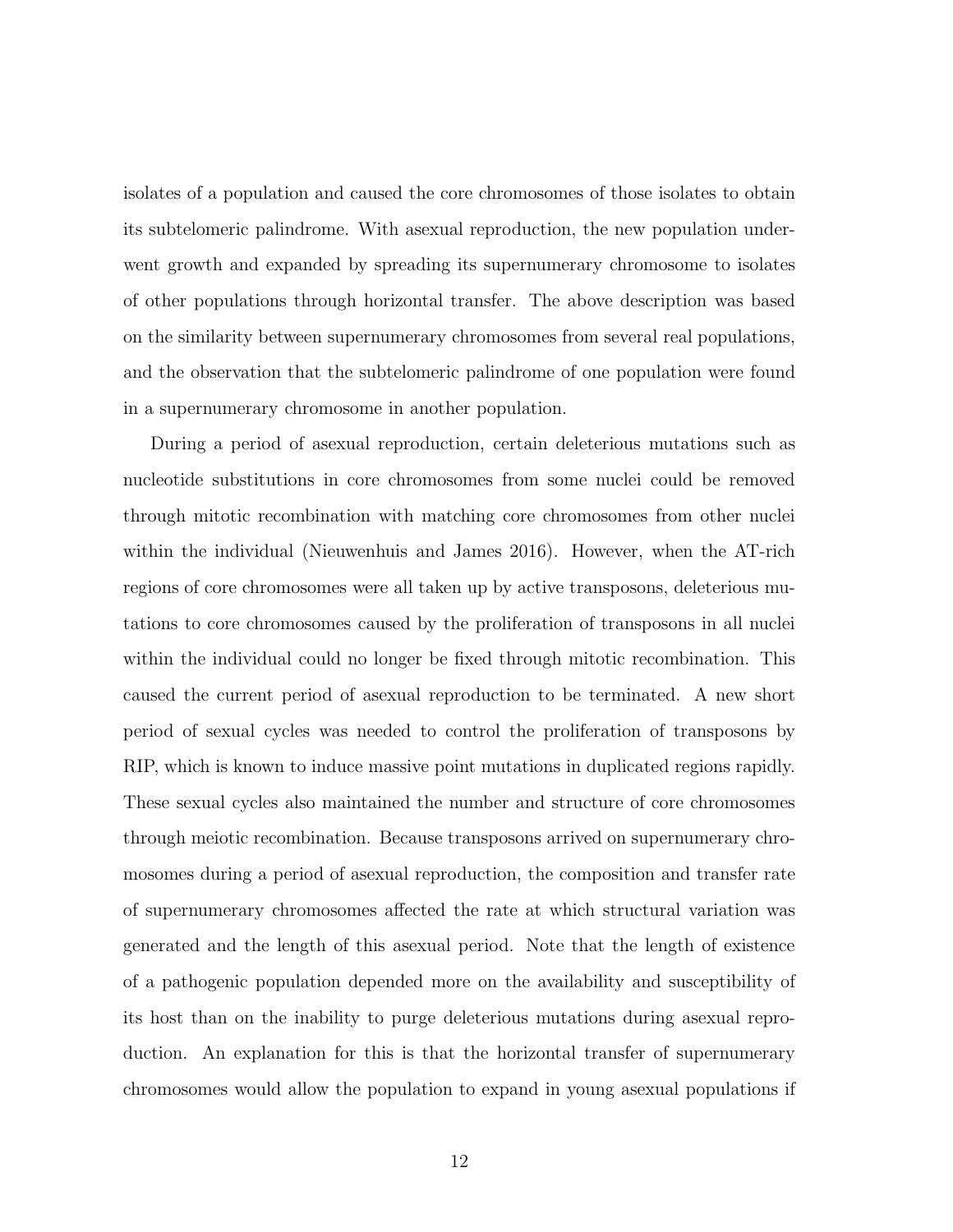isolates of a population and caused the core chromosomes of those isolates to obtain its subtelomeric palindrome. With asexual reproduction, the new population underwent growth and expanded by spreading its supernumerary chromosome to isolates of other populations through horizontal transfer. The above description was based on the similarity between supernumerary chromosomes from several real populations, and the observation that the subtelomeric palindrome of one population were found in a supernumerary chromosome in another population.

During a period of asexual reproduction, certain deleterious mutations such as nucleotide substitutions in core chromosomes from some nuclei could be removed through mitotic recombination with matching core chromosomes from other nuclei within the individual (Nieuwenhuis and James 2016). However, when the AT-rich regions of core chromosomes were all taken up by active transposons, deleterious mutations to core chromosomes caused by the proliferation of transposons in all nuclei within the individual could no longer be fixed through mitotic recombination. This caused the current period of asexual reproduction to be terminated. A new short period of sexual cycles was needed to control the proliferation of transposons by RIP, which is known to induce massive point mutations in duplicated regions rapidly. These sexual cycles also maintained the number and structure of core chromosomes through meiotic recombination. Because transposons arrived on supernumerary chromosomes during a period of asexual reproduction, the composition and transfer rate of supernumerary chromosomes affected the rate at which structural variation was generated and the length of this asexual period. Note that the length of existence of a pathogenic population depended more on the availability and susceptibility of its host than on the inability to purge deleterious mutations during asexual reproduction. An explanation for this is that the horizontal transfer of supernumerary chromosomes would allow the population to expand in young asexual populations if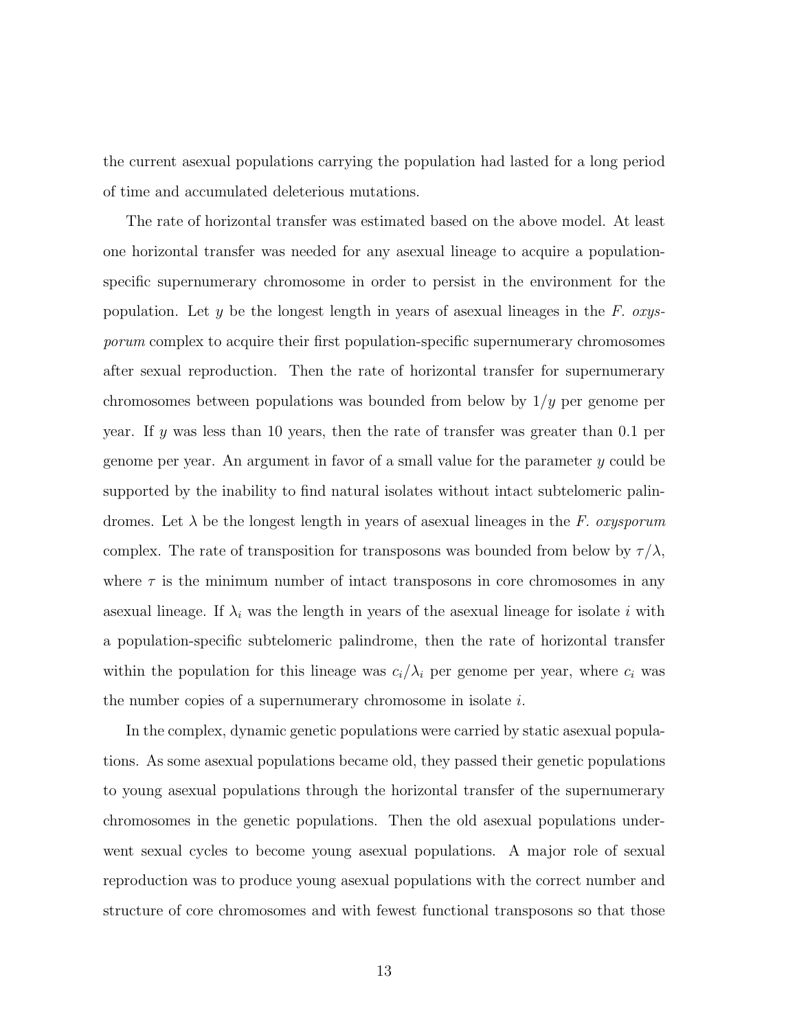the current asexual populations carrying the population had lasted for a long period of time and accumulated deleterious mutations.

The rate of horizontal transfer was estimated based on the above model. At least one horizontal transfer was needed for any asexual lineage to acquire a population-specific supernumerary chromosome in order to persist in the environment for the population. Let $y$ be the longest length in years of asexual lineages in the *F. oxysporum* complex to acquire their first population-specific supernumerary chromosomes after sexual reproduction. Then the rate of horizontal transfer for supernumerary chromosomes between populations was bounded from below by $1/y$ per genome per year. If $y$ was less than 10 years, then the rate of transfer was greater than 0.1 per genome per year. An argument in favor of a small value for the parameter $y$ could be supported by the inability to find natural isolates without intact subtelomeric palindromes. Let $\lambda$ be the longest length in years of asexual lineages in the *F. oxysporum* complex. The rate of transposition for transposons was bounded from below by $\tau/\lambda$, where $\tau$ is the minimum number of intact transposons in core chromosomes in any asexual lineage. If $\lambda_i$ was the length in years of the asexual lineage for isolate $i$ with a population-specific subtelomeric palindrome, then the rate of horizontal transfer within the population for this lineage was $c_i/\lambda_i$ per genome per year, where $c_i$ was the number copies of a supernumerary chromosome in isolate $i$.

In the complex, dynamic genetic populations were carried by static asexual populations. As some asexual populations became old, they passed their genetic populations to young asexual populations through the horizontal transfer of the supernumerary chromosomes in the genetic populations. Then the old asexual populations underwent sexual cycles to become young asexual populations. A major role of sexual reproduction was to produce young asexual populations with the correct number and structure of core chromosomes and with fewest functional transposons so that those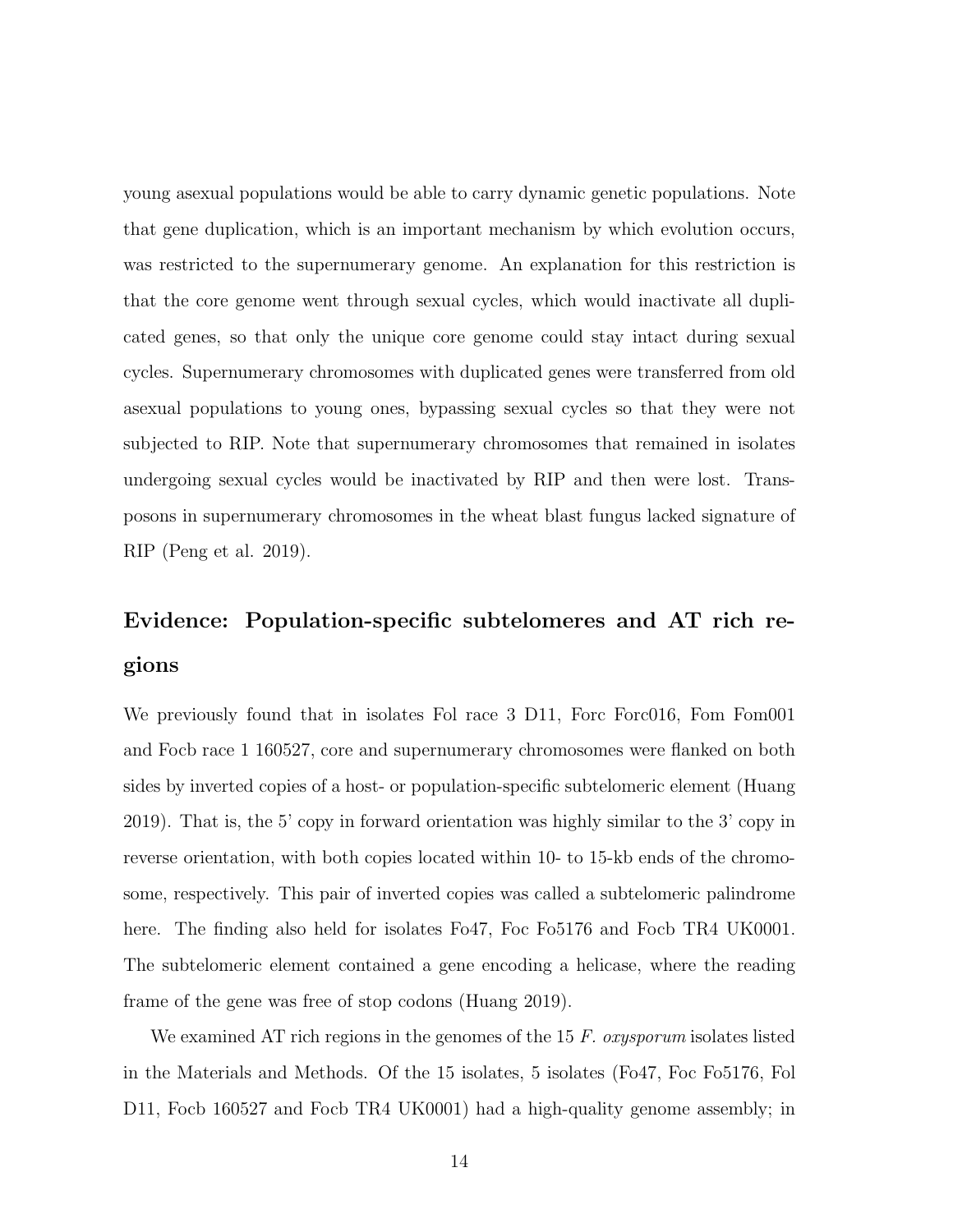young asexual populations would be able to carry dynamic genetic populations. Note that gene duplication, which is an important mechanism by which evolution occurs, was restricted to the supernumerary genome. An explanation for this restriction is that the core genome went through sexual cycles, which would inactivate all duplicated genes, so that only the unique core genome could stay intact during sexual cycles. Supernumerary chromosomes with duplicated genes were transferred from old asexual populations to young ones, bypassing sexual cycles so that they were not subjected to RIP. Note that supernumerary chromosomes that remained in isolates undergoing sexual cycles would be inactivated by RIP and then were lost. Transposons in supernumerary chromosomes in the wheat blast fungus lacked signature of RIP (Peng et al. 2019).

## Evidence: Population-specific subtelomeres and AT rich regions

We previously found that in isolates Fol race 3 D11, Forc Forc016, Fom Fom001 and Focb race 1 160527, core and supernumerary chromosomes were flanked on both sides by inverted copies of a host- or population-specific subtelomeric element (Huang 2019). That is, the 5' copy in forward orientation was highly similar to the 3' copy in reverse orientation, with both copies located within 10- to 15-kb ends of the chromosome, respectively. This pair of inverted copies was called a subtelomeric palindrome here. The finding also held for isolates Fo47, Foc Fo5176 and Focb TR4 UK0001. The subtelomeric element contained a gene encoding a helicase, where the reading frame of the gene was free of stop codons (Huang 2019).

We examined AT rich regions in the genomes of the 15 *F. oxysporum* isolates listed in the Materials and Methods. Of the 15 isolates, 5 isolates (Fo47, Foc Fo5176, Fol D11, Focb 160527 and Focb TR4 UK0001) had a high-quality genome assembly; in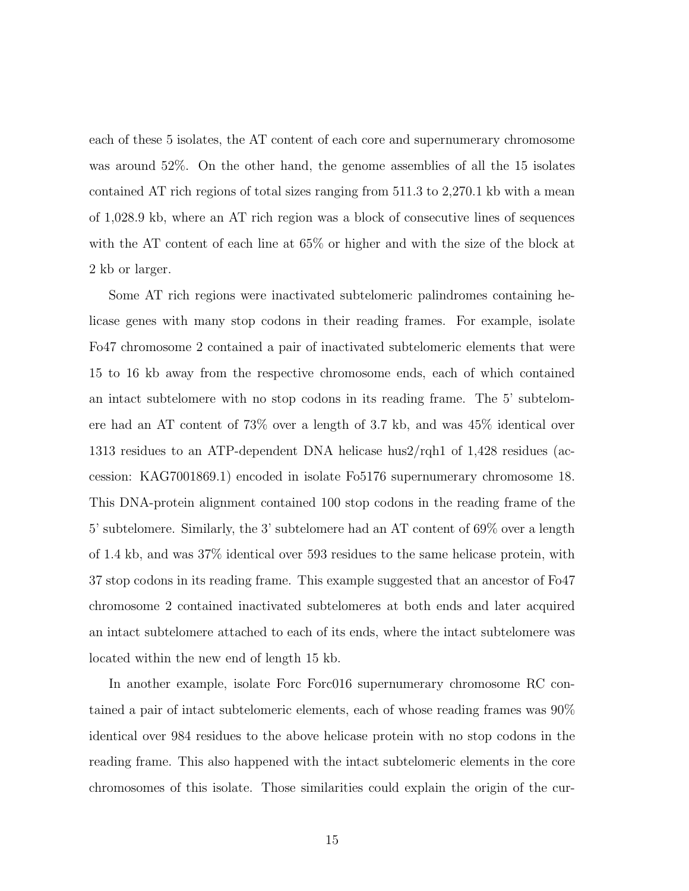each of these 5 isolates, the AT content of each core and supernumerary chromosome was around 52%. On the other hand, the genome assemblies of all the 15 isolates contained AT rich regions of total sizes ranging from 511.3 to 2,270.1 kb with a mean of 1,028.9 kb, where an AT rich region was a block of consecutive lines of sequences with the AT content of each line at 65% or higher and with the size of the block at 2 kb or larger.

Some AT rich regions were inactivated subtelomeric palindromes containing helicase genes with many stop codons in their reading frames. For example, isolate Fo47 chromosome 2 contained a pair of inactivated subtelomeric elements that were 15 to 16 kb away from the respective chromosome ends, each of which contained an intact subtelomere with no stop codons in its reading frame. The 5' subtelomere had an AT content of 73% over a length of 3.7 kb, and was 45% identical over 1313 residues to an ATP-dependent DNA helicase hus2/rqh1 of 1,428 residues (accession: KAG7001869.1) encoded in isolate Fo5176 supernumerary chromosome 18. This DNA-protein alignment contained 100 stop codons in the reading frame of the 5' subtelomere. Similarly, the 3' subtelomere had an AT content of 69% over a length of 1.4 kb, and was 37% identical over 593 residues to the same helicase protein, with 37 stop codons in its reading frame. This example suggested that an ancestor of Fo47 chromosome 2 contained inactivated subtelomeres at both ends and later acquired an intact subtelomere attached to each of its ends, where the intact subtelomere was located within the new end of length 15 kb.

In another example, isolate Forc Forc016 supernumerary chromosome RC contained a pair of intact subtelomeric elements, each of whose reading frames was 90% identical over 984 residues to the above helicase protein with no stop codons in the reading frame. This also happened with the intact subtelomeric elements in the core chromosomes of this isolate. Those similarities could explain the origin of the cur-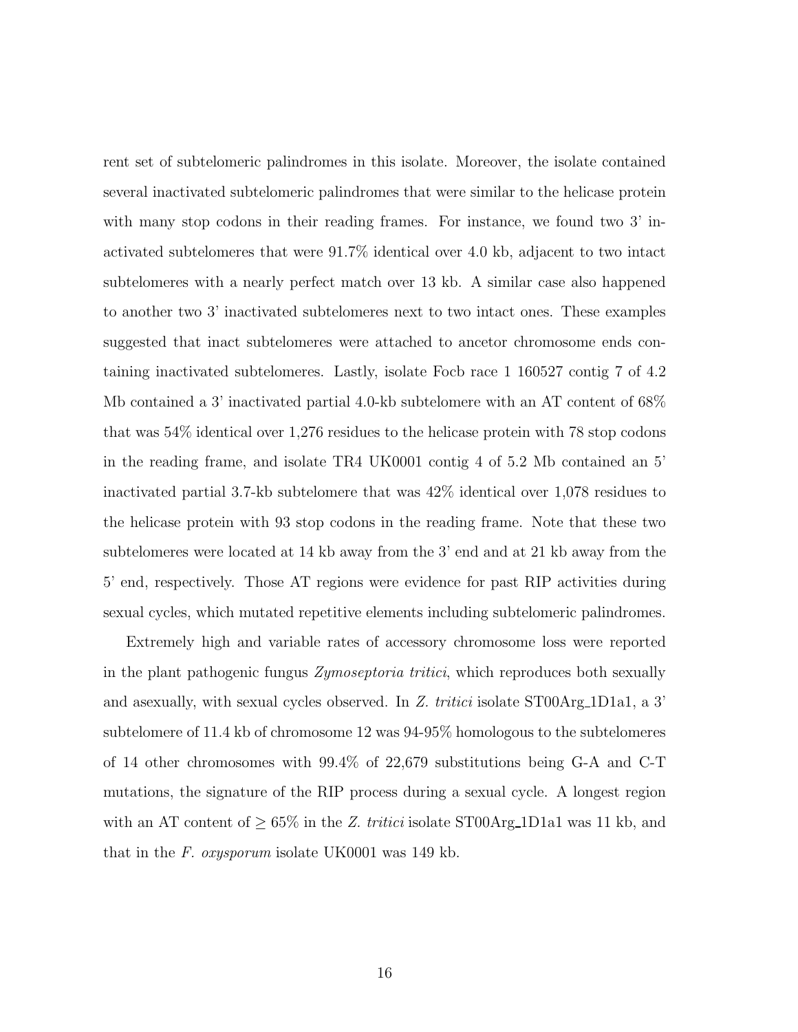rent set of subtelomeric palindromes in this isolate. Moreover, the isolate contained several inactivated subtelomeric palindromes that were similar to the helicase protein with many stop codons in their reading frames. For instance, we found two 3' inactivated subtelomeres that were 91.7% identical over 4.0 kb, adjacent to two intact subtelomeres with a nearly perfect match over 13 kb. A similar case also happened to another two 3' inactivated subtelomeres next to two intact ones. These examples suggested that inact subtelomeres were attached to ancetor chromosome ends containing inactivated subtelomeres. Lastly, isolate Focb race 1 160527 contig 7 of 4.2 Mb contained a 3' inactivated partial 4.0-kb subtelomere with an AT content of 68% that was 54% identical over 1,276 residues to the helicase protein with 78 stop codons in the reading frame, and isolate TR4 UK0001 contig 4 of 5.2 Mb contained an 5' inactivated partial 3.7-kb subtelomere that was 42% identical over 1,078 residues to the helicase protein with 93 stop codons in the reading frame. Note that these two subtelomeres were located at 14 kb away from the 3' end and at 21 kb away from the 5' end, respectively. Those AT regions were evidence for past RIP activities during sexual cycles, which mutated repetitive elements including subtelomeric palindromes.

Extremely high and variable rates of accessory chromosome loss were reported in the plant pathogenic fungus *Zymoseptoria tritici*, which reproduces both sexually and asexually, with sexual cycles observed. In *Z. tritici* isolate ST00Arg_1D1a1, a 3' subtelomere of 11.4 kb of chromosome 12 was 94-95% homologous to the subtelomeres of 14 other chromosomes with 99.4% of 22,679 substitutions being G-A and C-T mutations, the signature of the RIP process during a sexual cycle. A longest region with an AT content of $\geq 65\%$ in the *Z. tritici* isolate ST00Arg_1D1a1 was 11 kb, and that in the *F. oxysporum* isolate UK0001 was 149 kb.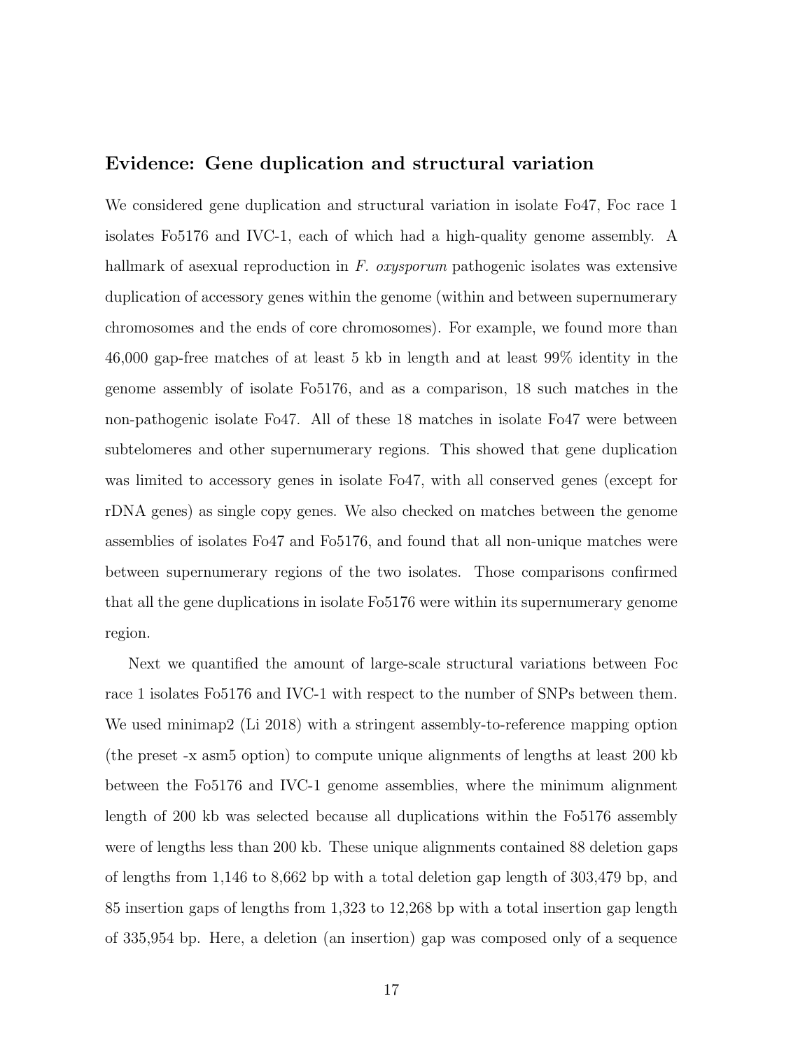### Evidence: Gene duplication and structural variation

We considered gene duplication and structural variation in isolate Fo47, Foc race 1 isolates Fo5176 and IVC-1, each of which had a high-quality genome assembly. A hallmark of asexual reproduction in *F. oxysporum* pathogenic isolates was extensive duplication of accessory genes within the genome (within and between supernumerary chromosomes and the ends of core chromosomes). For example, we found more than 46,000 gap-free matches of at least 5 kb in length and at least 99% identity in the genome assembly of isolate Fo5176, and as a comparison, 18 such matches in the non-pathogenic isolate Fo47. All of these 18 matches in isolate Fo47 were between subtelomeres and other supernumerary regions. This showed that gene duplication was limited to accessory genes in isolate Fo47, with all conserved genes (except for rDNA genes) as single copy genes. We also checked on matches between the genome assemblies of isolates Fo47 and Fo5176, and found that all non-unique matches were between supernumerary regions of the two isolates. Those comparisons confirmed that all the gene duplications in isolate Fo5176 were within its supernumerary genome region.

Next we quantified the amount of large-scale structural variations between Foc race 1 isolates Fo5176 and IVC-1 with respect to the number of SNPs between them. We used minimap2 (Li 2018) with a stringent assembly-to-reference mapping option (the preset -x asm5 option) to compute unique alignments of lengths at least 200 kb between the Fo5176 and IVC-1 genome assemblies, where the minimum alignment length of 200 kb was selected because all duplications within the Fo5176 assembly were of lengths less than 200 kb. These unique alignments contained 88 deletion gaps of lengths from 1,146 to 8,662 bp with a total deletion gap length of 303,479 bp, and 85 insertion gaps of lengths from 1,323 to 12,268 bp with a total insertion gap length of 335,954 bp. Here, a deletion (an insertion) gap was composed only of a sequence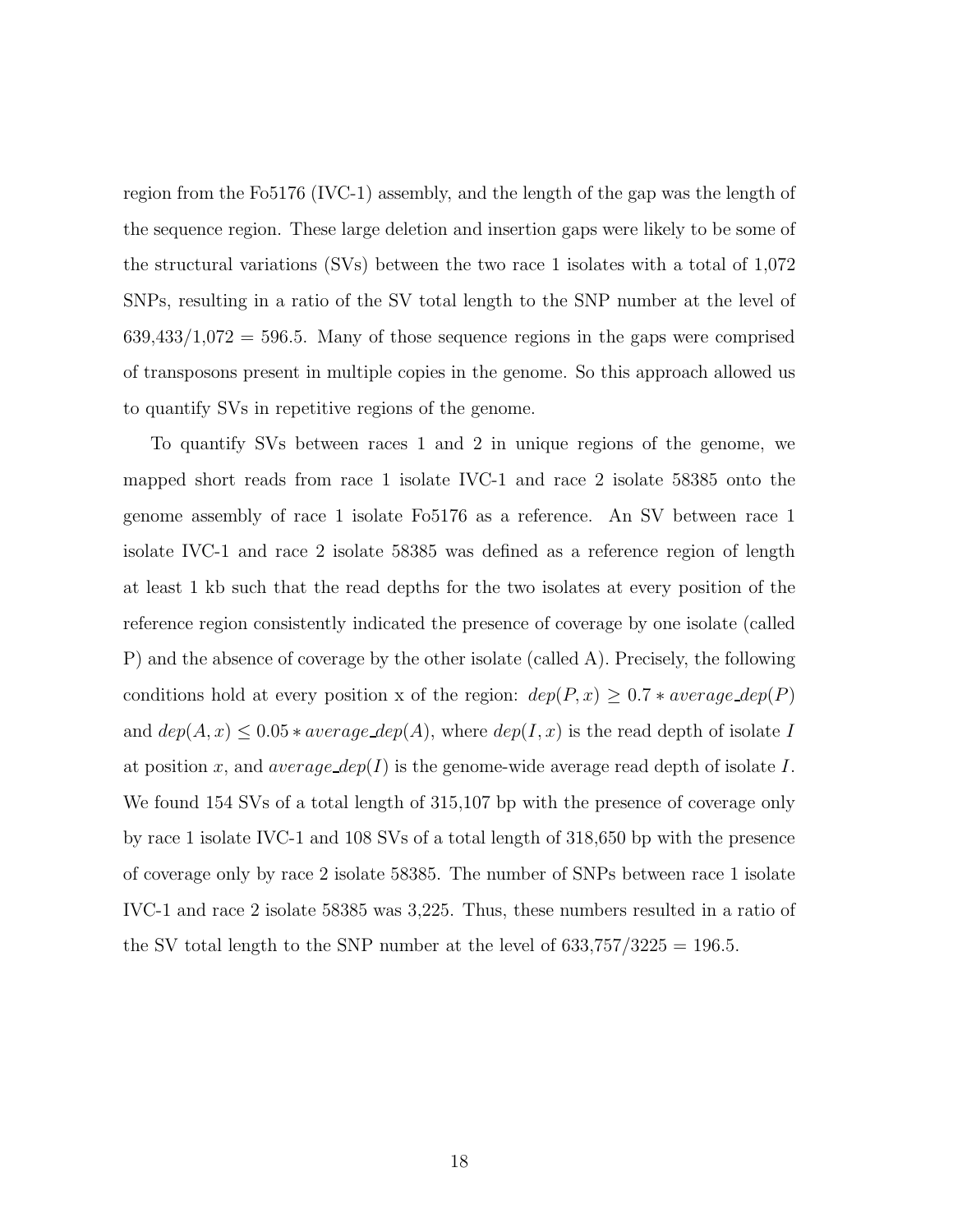region from the Fo5176 (IVC-1) assembly, and the length of the gap was the length of the sequence region. These large deletion and insertion gaps were likely to be some of the structural variations (SVs) between the two race 1 isolates with a total of 1,072 SNPs, resulting in a ratio of the SV total length to the SNP number at the level of 639,433/1,072 = 596.5. Many of those sequence regions in the gaps were comprised of transposons present in multiple copies in the genome. So this approach allowed us to quantify SVs in repetitive regions of the genome.

To quantify SVs between races 1 and 2 in unique regions of the genome, we mapped short reads from race 1 isolate IVC-1 and race 2 isolate 58385 onto the genome assembly of race 1 isolate Fo5176 as a reference. An SV between race 1 isolate IVC-1 and race 2 isolate 58385 was defined as a reference region of length at least 1 kb such that the read depths for the two isolates at every position of the reference region consistently indicated the presence of coverage by one isolate (called P) and the absence of coverage by the other isolate (called A). Precisely, the following conditions hold at every position x of the region: $dep(P, x) \geq 0.7 * average\_dep(P)$ and $dep(A, x) \leq 0.05 * average\_dep(A)$, where $dep(I, x)$ is the read depth of isolate $I$ at position $x$, and $average\_dep(I)$ is the genome-wide average read depth of isolate $I$. We found 154 SVs of a total length of 315,107 bp with the presence of coverage only by race 1 isolate IVC-1 and 108 SVs of a total length of 318,650 bp with the presence of coverage only by race 2 isolate 58385. The number of SNPs between race 1 isolate IVC-1 and race 2 isolate 58385 was 3,225. Thus, these numbers resulted in a ratio of the SV total length to the SNP number at the level of 633,757/3225 = 196.5.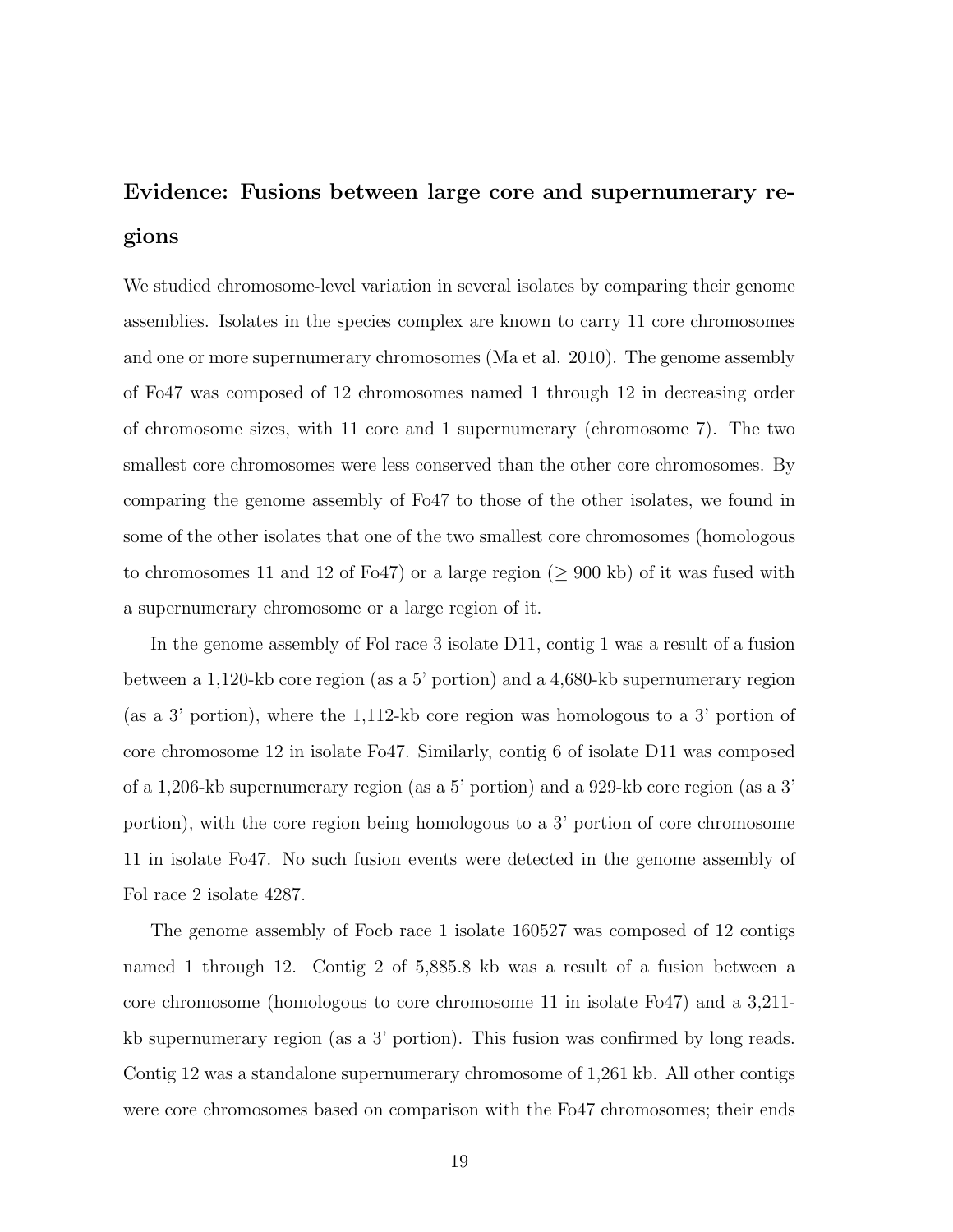## Evidence: Fusions between large core and supernumerary regions

We studied chromosome-level variation in several isolates by comparing their genome assemblies. Isolates in the species complex are known to carry 11 core chromosomes and one or more supernumerary chromosomes (Ma et al. 2010). The genome assembly of Fo47 was composed of 12 chromosomes named 1 through 12 in decreasing order of chromosome sizes, with 11 core and 1 supernumerary (chromosome 7). The two smallest core chromosomes were less conserved than the other core chromosomes. By comparing the genome assembly of Fo47 to those of the other isolates, we found in some of the other isolates that one of the two smallest core chromosomes (homologous to chromosomes 11 and 12 of Fo47) or a large region ($\geq$ 900 kb) of it was fused with a supernumerary chromosome or a large region of it.

In the genome assembly of Fol race 3 isolate D11, contig 1 was a result of a fusion between a 1,120-kb core region (as a 5' portion) and a 4,680-kb supernumerary region (as a 3' portion), where the 1,112-kb core region was homologous to a 3' portion of core chromosome 12 in isolate Fo47. Similarly, contig 6 of isolate D11 was composed of a 1,206-kb supernumerary region (as a 5' portion) and a 929-kb core region (as a 3' portion), with the core region being homologous to a 3' portion of core chromosome 11 in isolate Fo47. No such fusion events were detected in the genome assembly of Fol race 2 isolate 4287.

The genome assembly of Focb race 1 isolate 160527 was composed of 12 contigs named 1 through 12. Contig 2 of 5,885.8 kb was a result of a fusion between a core chromosome (homologous to core chromosome 11 in isolate Fo47) and a 3,211-kb supernumerary region (as a 3' portion). This fusion was confirmed by long reads. Contig 12 was a standalone supernumerary chromosome of 1,261 kb. All other contigs were core chromosomes based on comparison with the Fo47 chromosomes; their ends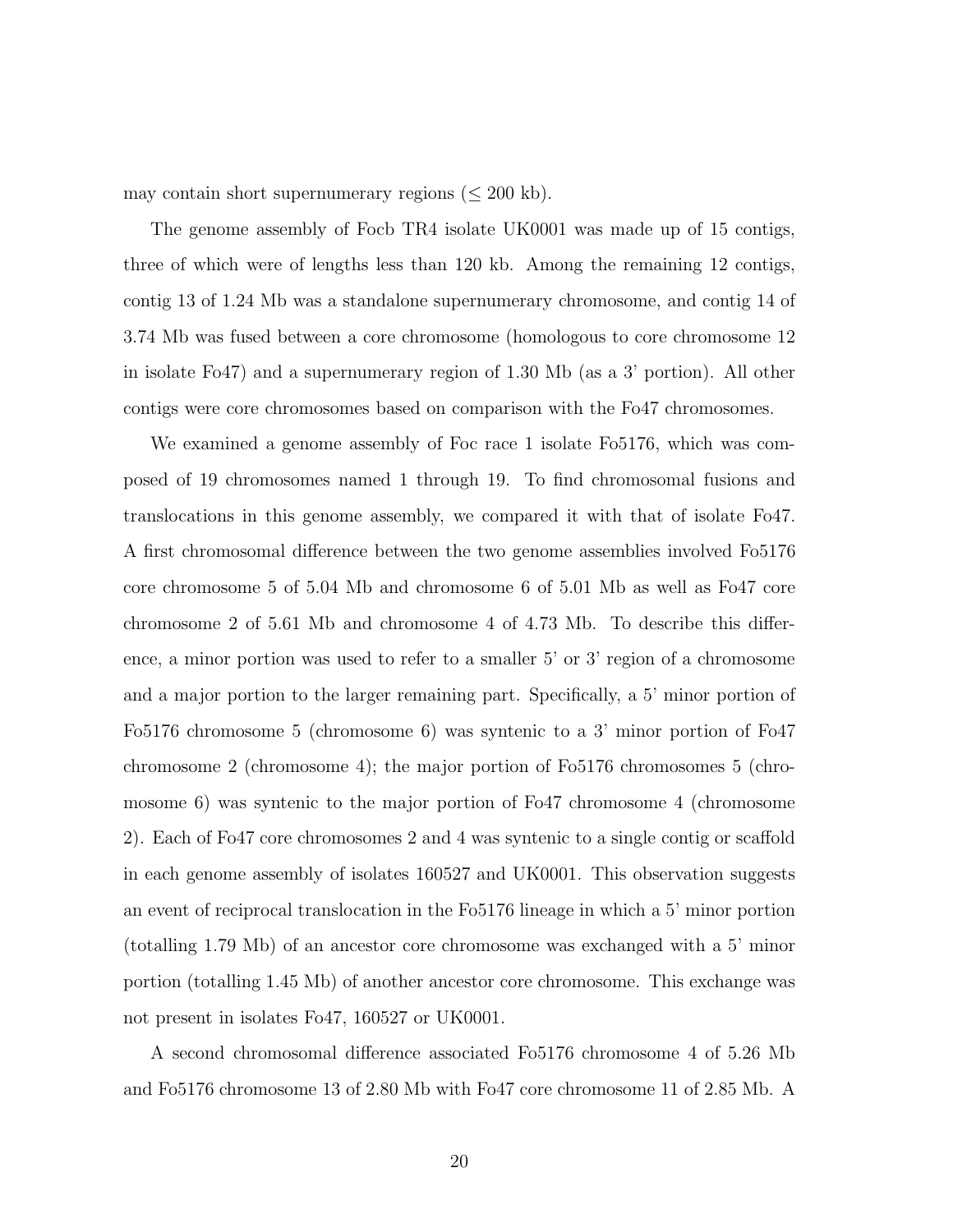may contain short supernumerary regions ($\leq$ 200 kb).

The genome assembly of Focb TR4 isolate UK0001 was made up of 15 contigs, three of which were of lengths less than 120 kb. Among the remaining 12 contigs, contig 13 of 1.24 Mb was a standalone supernumerary chromosome, and contig 14 of 3.74 Mb was fused between a core chromosome (homologous to core chromosome 12 in isolate Fo47) and a supernumerary region of 1.30 Mb (as a 3' portion). All other contigs were core chromosomes based on comparison with the Fo47 chromosomes.

We examined a genome assembly of Foc race 1 isolate Fo5176, which was composed of 19 chromosomes named 1 through 19. To find chromosomal fusions and translocations in this genome assembly, we compared it with that of isolate Fo47. A first chromosomal difference between the two genome assemblies involved Fo5176 core chromosome 5 of 5.04 Mb and chromosome 6 of 5.01 Mb as well as Fo47 core chromosome 2 of 5.61 Mb and chromosome 4 of 4.73 Mb. To describe this difference, a minor portion was used to refer to a smaller 5' or 3' region of a chromosome and a major portion to the larger remaining part. Specifically, a 5' minor portion of Fo5176 chromosome 5 (chromosome 6) was syntenic to a 3' minor portion of Fo47 chromosome 2 (chromosome 4); the major portion of Fo5176 chromosomes 5 (chromosome 6) was syntenic to the major portion of Fo47 chromosome 4 (chromosome 2). Each of Fo47 core chromosomes 2 and 4 was syntenic to a single contig or scaffold in each genome assembly of isolates 160527 and UK0001. This observation suggests an event of reciprocal translocation in the Fo5176 lineage in which a 5' minor portion (totalling 1.79 Mb) of an ancestor core chromosome was exchanged with a 5' minor portion (totalling 1.45 Mb) of another ancestor core chromosome. This exchange was not present in isolates Fo47, 160527 or UK0001.

A second chromosomal difference associated Fo5176 chromosome 4 of 5.26 Mb and Fo5176 chromosome 13 of 2.80 Mb with Fo47 core chromosome 11 of 2.85 Mb. A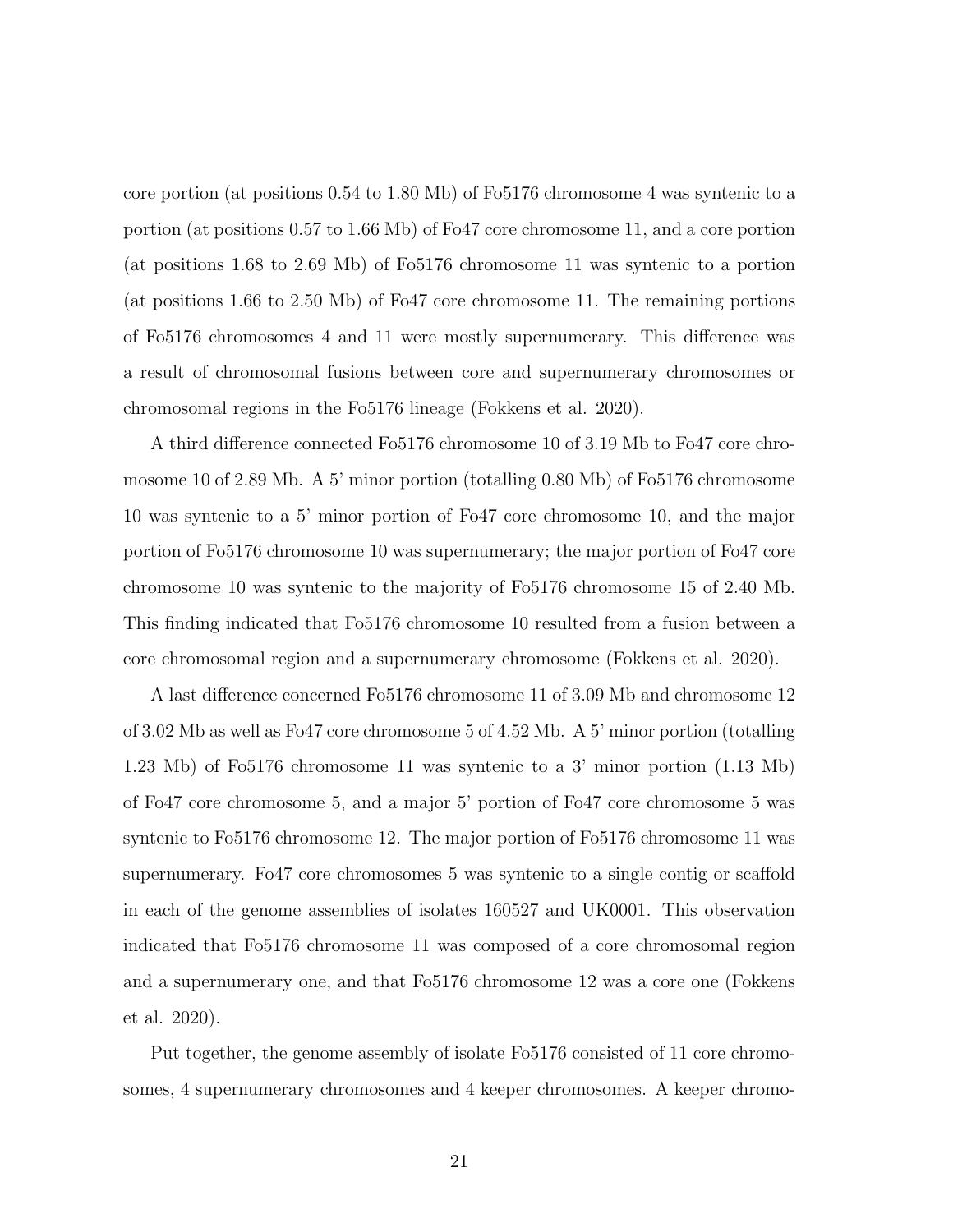core portion (at positions 0.54 to 1.80 Mb) of Fo5176 chromosome 4 was syntenic to a portion (at positions 0.57 to 1.66 Mb) of Fo47 core chromosome 11, and a core portion (at positions 1.68 to 2.69 Mb) of Fo5176 chromosome 11 was syntenic to a portion (at positions 1.66 to 2.50 Mb) of Fo47 core chromosome 11. The remaining portions of Fo5176 chromosomes 4 and 11 were mostly supernumerary. This difference was a result of chromosomal fusions between core and supernumerary chromosomes or chromosomal regions in the Fo5176 lineage (Fokkens et al. 2020).

A third difference connected Fo5176 chromosome 10 of 3.19 Mb to Fo47 core chromosome 10 of 2.89 Mb. A 5' minor portion (totalling 0.80 Mb) of Fo5176 chromosome 10 was syntenic to a 5' minor portion of Fo47 core chromosome 10, and the major portion of Fo5176 chromosome 10 was supernumerary; the major portion of Fo47 core chromosome 10 was syntenic to the majority of Fo5176 chromosome 15 of 2.40 Mb. This finding indicated that Fo5176 chromosome 10 resulted from a fusion between a core chromosomal region and a supernumerary chromosome (Fokkens et al. 2020).

A last difference concerned Fo5176 chromosome 11 of 3.09 Mb and chromosome 12 of 3.02 Mb as well as Fo47 core chromosome 5 of 4.52 Mb. A 5' minor portion (totalling 1.23 Mb) of Fo5176 chromosome 11 was syntenic to a 3' minor portion (1.13 Mb) of Fo47 core chromosome 5, and a major 5' portion of Fo47 core chromosome 5 was syntenic to Fo5176 chromosome 12. The major portion of Fo5176 chromosome 11 was supernumerary. Fo47 core chromosomes 5 was syntenic to a single contig or scaffold in each of the genome assemblies of isolates 160527 and UK0001. This observation indicated that Fo5176 chromosome 11 was composed of a core chromosomal region and a supernumerary one, and that Fo5176 chromosome 12 was a core one (Fokkens et al. 2020).

Put together, the genome assembly of isolate Fo5176 consisted of 11 core chromosomes, 4 supernumerary chromosomes and 4 keeper chromosomes. A keeper chromo-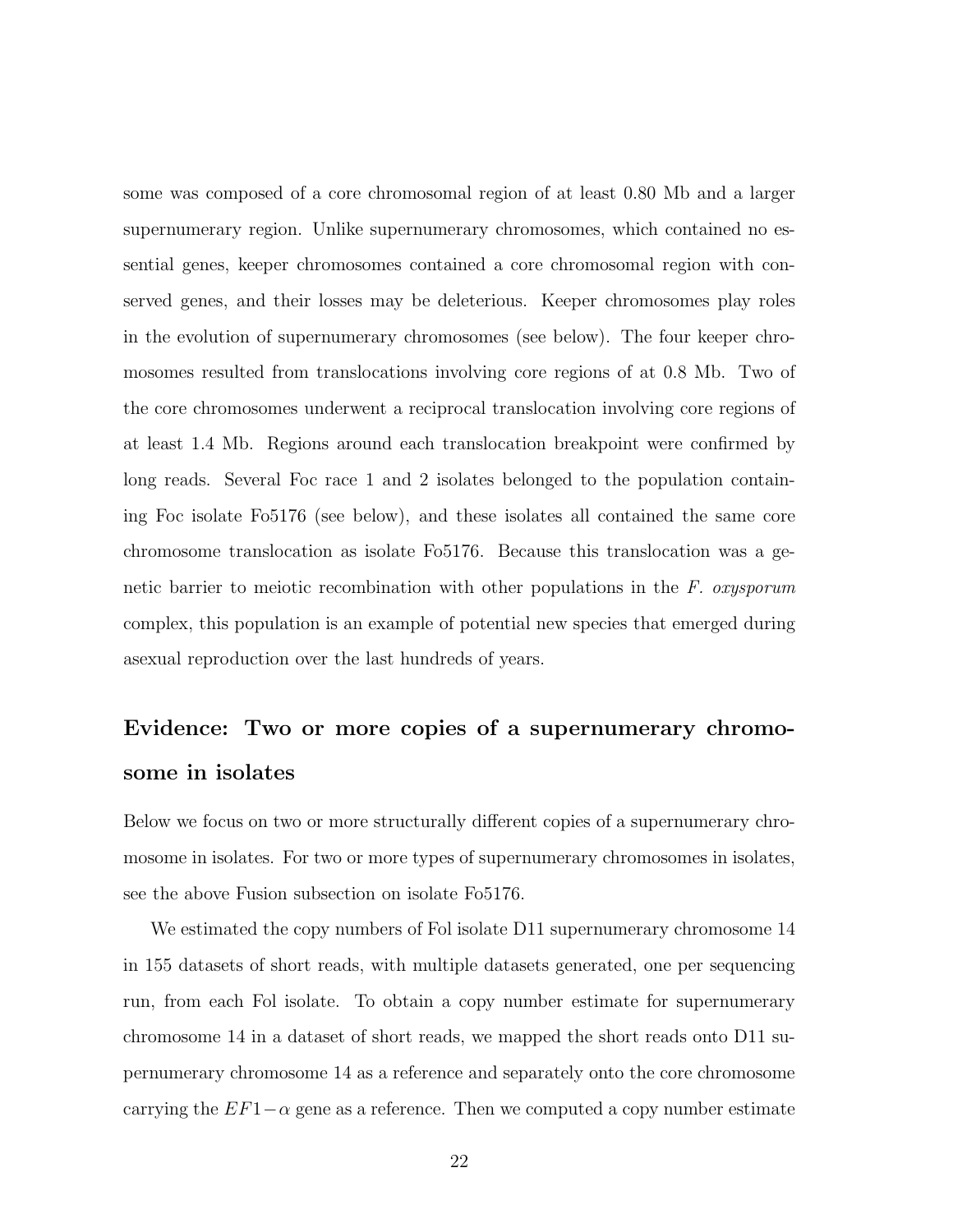some was composed of a core chromosomal region of at least 0.80 Mb and a larger supernumerary region. Unlike supernumerary chromosomes, which contained no essential genes, keeper chromosomes contained a core chromosomal region with conserved genes, and their losses may be deleterious. Keeper chromosomes play roles in the evolution of supernumerary chromosomes (see below). The four keeper chromosomes resulted from translocations involving core regions of at 0.8 Mb. Two of the core chromosomes underwent a reciprocal translocation involving core regions of at least 1.4 Mb. Regions around each translocation breakpoint were confirmed by long reads. Several Foc race 1 and 2 isolates belonged to the population containing Foc isolate Fo5176 (see below), and these isolates all contained the same core chromosome translocation as isolate Fo5176. Because this translocation was a genetic barrier to meiotic recombination with other populations in the *F. oxysporum* complex, this population is an example of potential new species that emerged during asexual reproduction over the last hundreds of years.

## Evidence: Two or more copies of a supernumerary chromosome in isolates

Below we focus on two or more structurally different copies of a supernumerary chromosome in isolates. For two or more types of supernumerary chromosomes in isolates, see the above Fusion subsection on isolate Fo5176.

We estimated the copy numbers of Fol isolate D11 supernumerary chromosome 14 in 155 datasets of short reads, with multiple datasets generated, one per sequencing run, from each Fol isolate. To obtain a copy number estimate for supernumerary chromosome 14 in a dataset of short reads, we mapped the short reads onto D11 supernumerary chromosome 14 as a reference and separately onto the core chromosome carrying the $EF1-\alpha$ gene as a reference. Then we computed a copy number estimate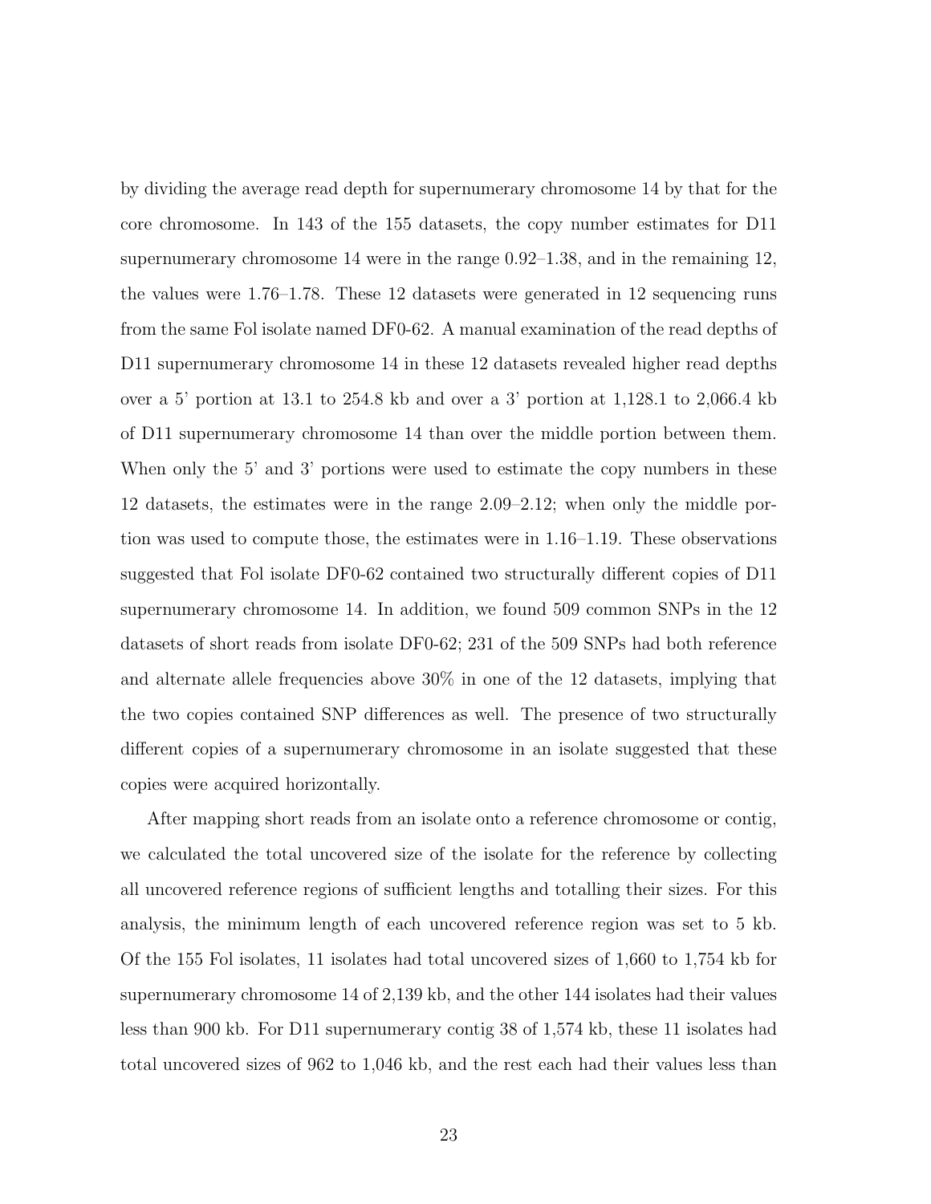by dividing the average read depth for supernumerary chromosome 14 by that for the core chromosome. In 143 of the 155 datasets, the copy number estimates for D11 supernumerary chromosome 14 were in the range 0.92–1.38, and in the remaining 12, the values were 1.76–1.78. These 12 datasets were generated in 12 sequencing runs from the same Fol isolate named DF0-62. A manual examination of the read depths of D11 supernumerary chromosome 14 in these 12 datasets revealed higher read depths over a 5' portion at 13.1 to 254.8 kb and over a 3' portion at 1,128.1 to 2,066.4 kb of D11 supernumerary chromosome 14 than over the middle portion between them. When only the 5' and 3' portions were used to estimate the copy numbers in these 12 datasets, the estimates were in the range 2.09–2.12; when only the middle portion was used to compute those, the estimates were in 1.16–1.19. These observations suggested that Fol isolate DF0-62 contained two structurally different copies of D11 supernumerary chromosome 14. In addition, we found 509 common SNPs in the 12 datasets of short reads from isolate DF0-62; 231 of the 509 SNPs had both reference and alternate allele frequencies above 30% in one of the 12 datasets, implying that the two copies contained SNP differences as well. The presence of two structurally different copies of a supernumerary chromosome in an isolate suggested that these copies were acquired horizontally.

After mapping short reads from an isolate onto a reference chromosome or contig, we calculated the total uncovered size of the isolate for the reference by collecting all uncovered reference regions of sufficient lengths and totalling their sizes. For this analysis, the minimum length of each uncovered reference region was set to 5 kb. Of the 155 Fol isolates, 11 isolates had total uncovered sizes of 1,660 to 1,754 kb for supernumerary chromosome 14 of 2,139 kb, and the other 144 isolates had their values less than 900 kb. For D11 supernumerary contig 38 of 1,574 kb, these 11 isolates had total uncovered sizes of 962 to 1,046 kb, and the rest each had their values less than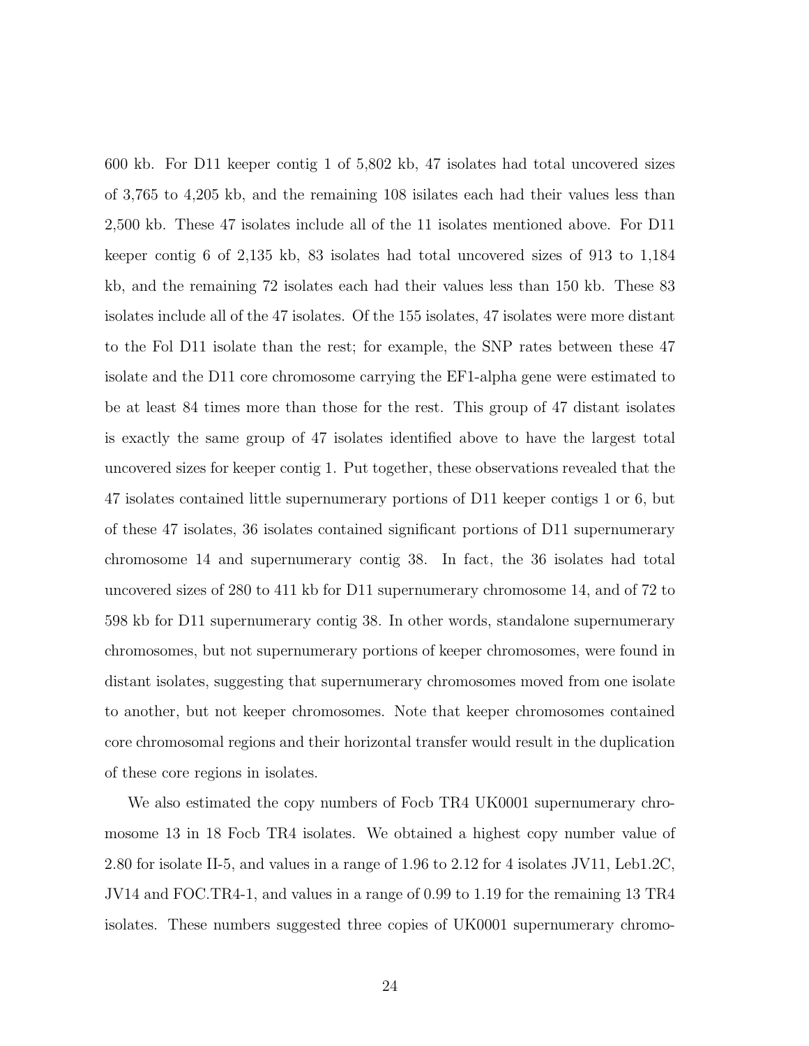600 kb. For D11 keeper contig 1 of 5,802 kb, 47 isolates had total uncovered sizes of 3,765 to 4,205 kb, and the remaining 108 isilates each had their values less than 2,500 kb. These 47 isolates include all of the 11 isolates mentioned above. For D11 keeper contig 6 of 2,135 kb, 83 isolates had total uncovered sizes of 913 to 1,184 kb, and the remaining 72 isolates each had their values less than 150 kb. These 83 isolates include all of the 47 isolates. Of the 155 isolates, 47 isolates were more distant to the Fol D11 isolate than the rest; for example, the SNP rates between these 47 isolate and the D11 core chromosome carrying the EF1-alpha gene were estimated to be at least 84 times more than those for the rest. This group of 47 distant isolates is exactly the same group of 47 isolates identified above to have the largest total uncovered sizes for keeper contig 1. Put together, these observations revealed that the 47 isolates contained little supernumerary portions of D11 keeper contigs 1 or 6, but of these 47 isolates, 36 isolates contained significant portions of D11 supernumerary chromosome 14 and supernumerary contig 38. In fact, the 36 isolates had total uncovered sizes of 280 to 411 kb for D11 supernumerary chromosome 14, and of 72 to 598 kb for D11 supernumerary contig 38. In other words, standalone supernumerary chromosomes, but not supernumerary portions of keeper chromosomes, were found in distant isolates, suggesting that supernumerary chromosomes moved from one isolate to another, but not keeper chromosomes. Note that keeper chromosomes contained core chromosomal regions and their horizontal transfer would result in the duplication of these core regions in isolates.

We also estimated the copy numbers of Focb TR4 UK0001 supernumerary chromosome 13 in 18 Focb TR4 isolates. We obtained a highest copy number value of 2.80 for isolate II-5, and values in a range of 1.96 to 2.12 for 4 isolates JV11, Leb1.2C, JV14 and FOC.TR4-1, and values in a range of 0.99 to 1.19 for the remaining 13 TR4 isolates. These numbers suggested three copies of UK0001 supernumerary chromo-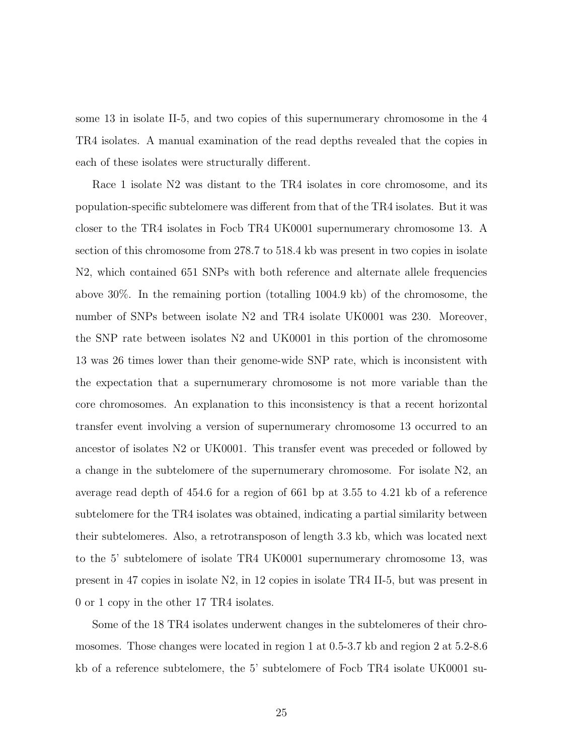some 13 in isolate II-5, and two copies of this supernumerary chromosome in the 4 TR4 isolates. A manual examination of the read depths revealed that the copies in each of these isolates were structurally different.

Race 1 isolate N2 was distant to the TR4 isolates in core chromosome, and its population-specific subtelomere was different from that of the TR4 isolates. But it was closer to the TR4 isolates in Focb TR4 UK0001 supernumerary chromosome 13. A section of this chromosome from 278.7 to 518.4 kb was present in two copies in isolate N2, which contained 651 SNPs with both reference and alternate allele frequencies above 30%. In the remaining portion (totalling 1004.9 kb) of the chromosome, the number of SNPs between isolate N2 and TR4 isolate UK0001 was 230. Moreover, the SNP rate between isolates N2 and UK0001 in this portion of the chromosome 13 was 26 times lower than their genome-wide SNP rate, which is inconsistent with the expectation that a supernumerary chromosome is not more variable than the core chromosomes. An explanation to this inconsistency is that a recent horizontal transfer event involving a version of supernumerary chromosome 13 occurred to an ancestor of isolates N2 or UK0001. This transfer event was preceded or followed by a change in the subtelomere of the supernumerary chromosome. For isolate N2, an average read depth of 454.6 for a region of 661 bp at 3.55 to 4.21 kb of a reference subtelomere for the TR4 isolates was obtained, indicating a partial similarity between their subtelomeres. Also, a retrotransposon of length 3.3 kb, which was located next to the 5' subtelomere of isolate TR4 UK0001 supernumerary chromosome 13, was present in 47 copies in isolate N2, in 12 copies in isolate TR4 II-5, but was present in 0 or 1 copy in the other 17 TR4 isolates.

Some of the 18 TR4 isolates underwent changes in the subtelomeres of their chromosomes. Those changes were located in region 1 at 0.5-3.7 kb and region 2 at 5.2-8.6 kb of a reference subtelomere, the 5' subtelomere of Focb TR4 isolate UK0001 su-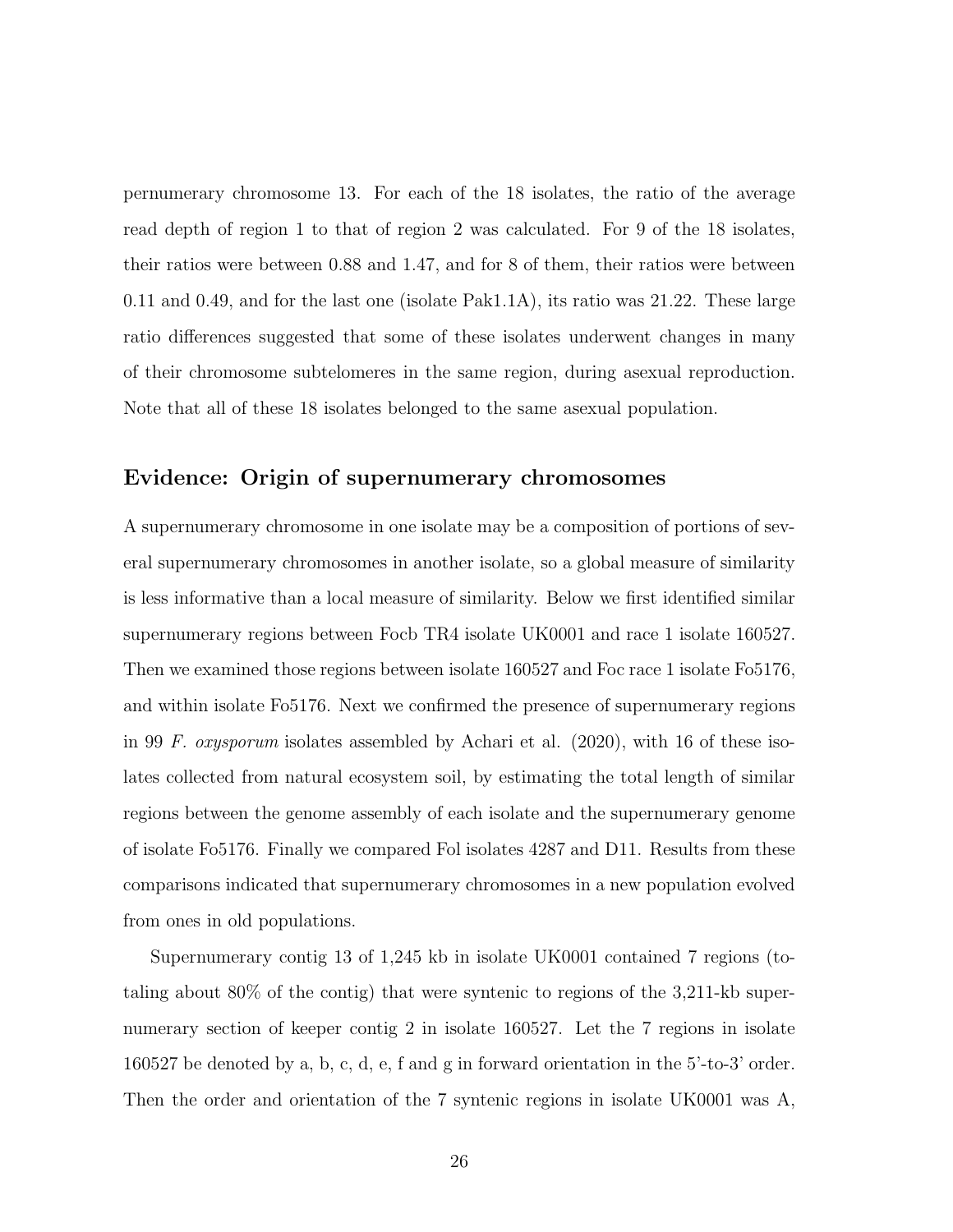pernumerary chromosome 13. For each of the 18 isolates, the ratio of the average read depth of region 1 to that of region 2 was calculated. For 9 of the 18 isolates, their ratios were between 0.88 and 1.47, and for 8 of them, their ratios were between 0.11 and 0.49, and for the last one (isolate Pak1.1A), its ratio was 21.22. These large ratio differences suggested that some of these isolates underwent changes in many of their chromosome subtelomeres in the same region, during asexual reproduction. Note that all of these 18 isolates belonged to the same asexual population.

## Evidence: Origin of supernumerary chromosomes

A supernumerary chromosome in one isolate may be a composition of portions of several supernumerary chromosomes in another isolate, so a global measure of similarity is less informative than a local measure of similarity. Below we first identified similar supernumerary regions between Focb TR4 isolate UK0001 and race 1 isolate 160527. Then we examined those regions between isolate 160527 and Foc race 1 isolate Fo5176, and within isolate Fo5176. Next we confirmed the presence of supernumerary regions in 99 *F. oxysporum* isolates assembled by Achari et al. (2020), with 16 of these isolates collected from natural ecosystem soil, by estimating the total length of similar regions between the genome assembly of each isolate and the supernumerary genome of isolate Fo5176. Finally we compared Fol isolates 4287 and D11. Results from these comparisons indicated that supernumerary chromosomes in a new population evolved from ones in old populations.

Supernumerary contig 13 of 1,245 kb in isolate UK0001 contained 7 regions (totaling about 80% of the contig) that were syntenic to regions of the 3,211-kb supernumerary section of keeper contig 2 in isolate 160527. Let the 7 regions in isolate 160527 be denoted by a, b, c, d, e, f and g in forward orientation in the 5'-to-3' order. Then the order and orientation of the 7 syntenic regions in isolate UK0001 was A,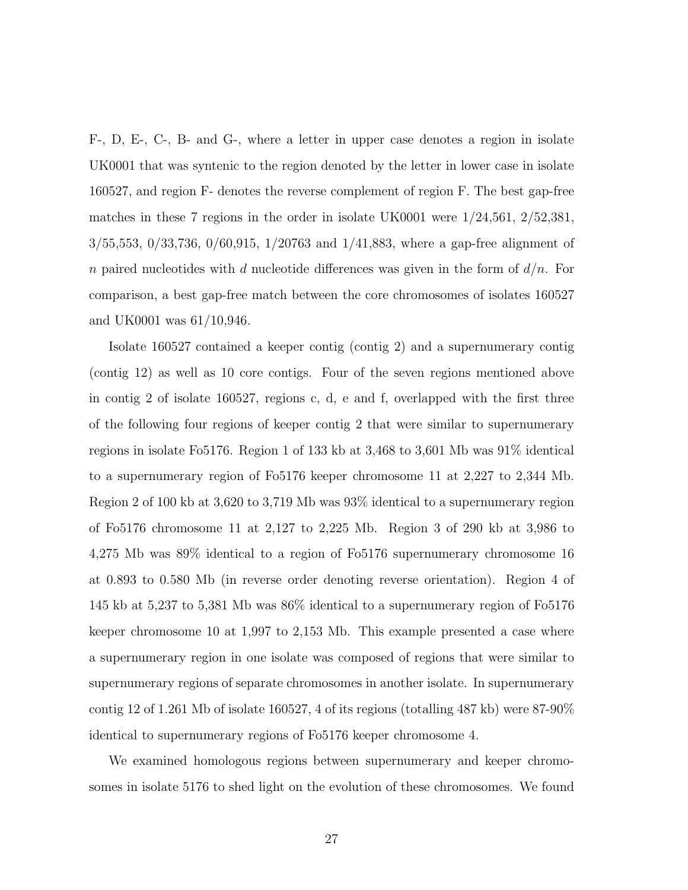F-, D, E-, C-, B- and G-, where a letter in upper case denotes a region in isolate UK0001 that was syntenic to the region denoted by the letter in lower case in isolate 160527, and region F- denotes the reverse complement of region F. The best gap-free matches in these 7 regions in the order in isolate UK0001 were 1/24,561, 2/52,381, 3/55,553, 0/33,736, 0/60,915, 1/20763 and 1/41,883, where a gap-free alignment of $n$ paired nucleotides with $d$ nucleotide differences was given in the form of $d/n$. For comparison, a best gap-free match between the core chromosomes of isolates 160527 and UK0001 was 61/10,946.

Isolate 160527 contained a keeper contig (contig 2) and a supernumerary contig (contig 12) as well as 10 core contigs. Four of the seven regions mentioned above in contig 2 of isolate 160527, regions c, d, e and f, overlapped with the first three of the following four regions of keeper contig 2 that were similar to supernumerary regions in isolate Fo5176. Region 1 of 133 kb at 3,468 to 3,601 Mb was 91% identical to a supernumerary region of Fo5176 keeper chromosome 11 at 2,227 to 2,344 Mb. Region 2 of 100 kb at 3,620 to 3,719 Mb was 93% identical to a supernumerary region of Fo5176 chromosome 11 at 2,127 to 2,225 Mb. Region 3 of 290 kb at 3,986 to 4,275 Mb was 89% identical to a region of Fo5176 supernumerary chromosome 16 at 0.893 to 0.580 Mb (in reverse order denoting reverse orientation). Region 4 of 145 kb at 5,237 to 5,381 Mb was 86% identical to a supernumerary region of Fo5176 keeper chromosome 10 at 1,997 to 2,153 Mb. This example presented a case where a supernumerary region in one isolate was composed of regions that were similar to supernumerary regions of separate chromosomes in another isolate. In supernumerary contig 12 of 1.261 Mb of isolate 160527, 4 of its regions (totalling 487 kb) were 87-90% identical to supernumerary regions of Fo5176 keeper chromosome 4.

We examined homologous regions between supernumerary and keeper chromosomes in isolate 5176 to shed light on the evolution of these chromosomes. We found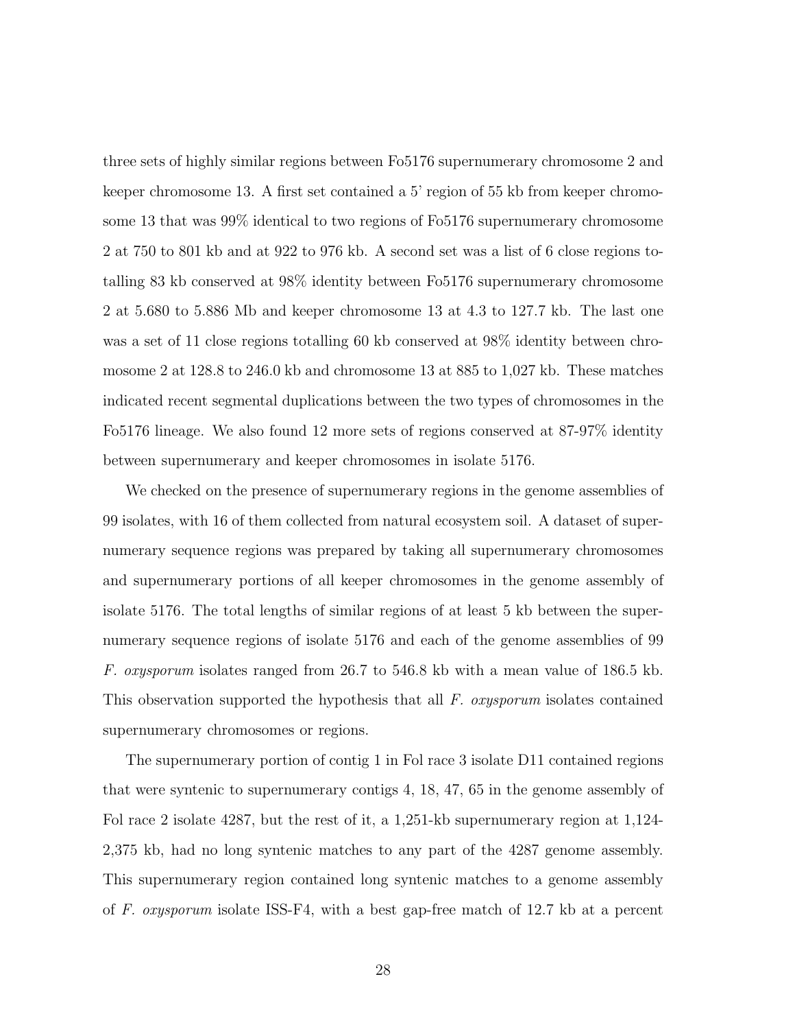three sets of highly similar regions between Fo5176 supernumerary chromosome 2 and keeper chromosome 13. A first set contained a 5' region of 55 kb from keeper chromosome 13 that was 99% identical to two regions of Fo5176 supernumerary chromosome 2 at 750 to 801 kb and at 922 to 976 kb. A second set was a list of 6 close regions totalling 83 kb conserved at 98% identity between Fo5176 supernumerary chromosome 2 at 5.680 to 5.886 Mb and keeper chromosome 13 at 4.3 to 127.7 kb. The last one was a set of 11 close regions totalling 60 kb conserved at 98% identity between chromosome 2 at 128.8 to 246.0 kb and chromosome 13 at 885 to 1,027 kb. These matches indicated recent segmental duplications between the two types of chromosomes in the Fo5176 lineage. We also found 12 more sets of regions conserved at 87-97% identity between supernumerary and keeper chromosomes in isolate 5176.

We checked on the presence of supernumerary regions in the genome assemblies of 99 isolates, with 16 of them collected from natural ecosystem soil. A dataset of supernumerary sequence regions was prepared by taking all supernumerary chromosomes and supernumerary portions of all keeper chromosomes in the genome assembly of isolate 5176. The total lengths of similar regions of at least 5 kb between the supernumerary sequence regions of isolate 5176 and each of the genome assemblies of 99 *F. oxysporum* isolates ranged from 26.7 to 546.8 kb with a mean value of 186.5 kb. This observation supported the hypothesis that all *F. oxysporum* isolates contained supernumerary chromosomes or regions.

The supernumerary portion of contig 1 in Fol race 3 isolate D11 contained regions that were syntenic to supernumerary contigs 4, 18, 47, 65 in the genome assembly of Fol race 2 isolate 4287, but the rest of it, a 1,251-kb supernumerary region at 1,124-2,375 kb, had no long syntenic matches to any part of the 4287 genome assembly. This supernumerary region contained long syntenic matches to a genome assembly of *F. oxysporum* isolate ISS-F4, with a best gap-free match of 12.7 kb at a percent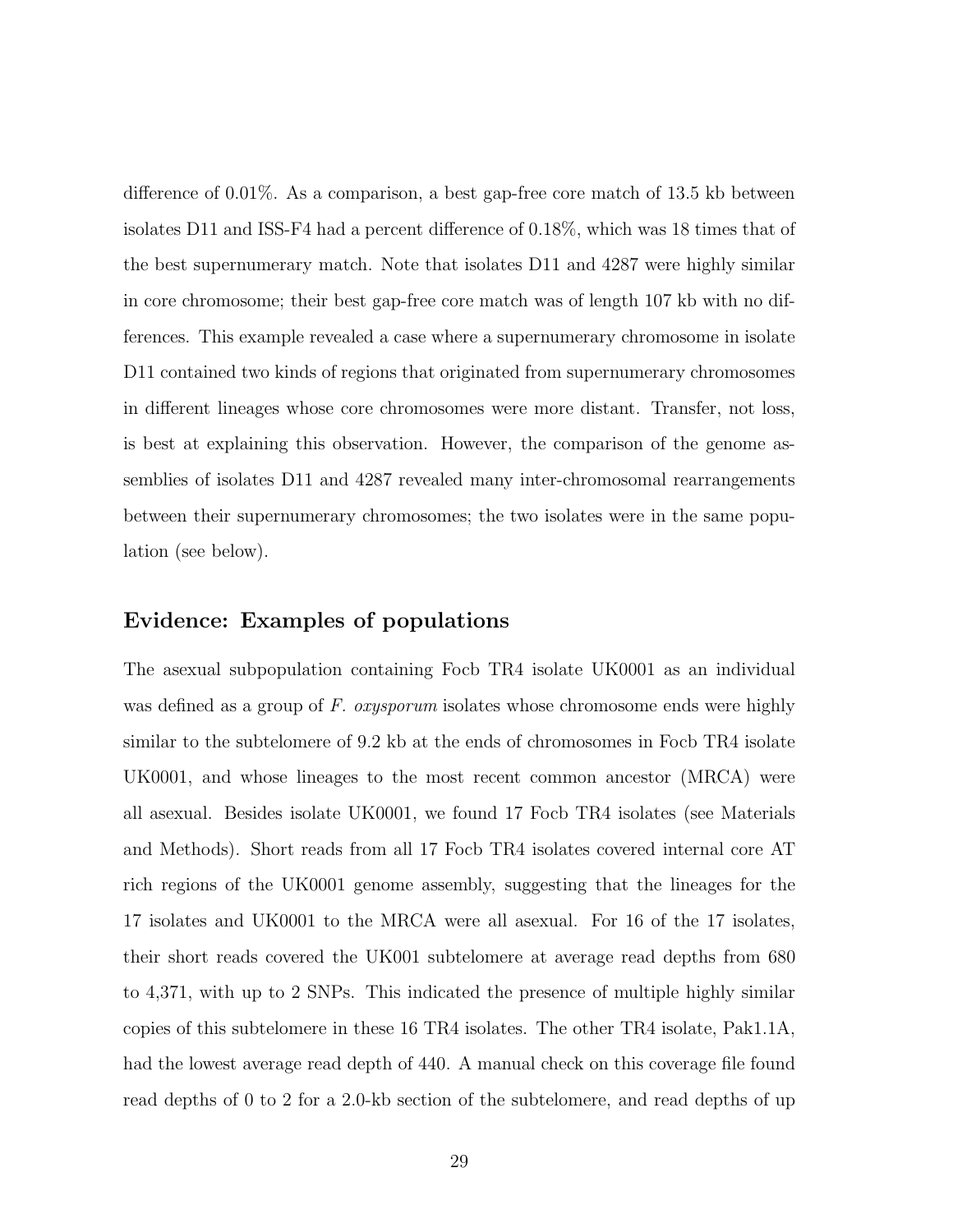difference of 0.01%. As a comparison, a best gap-free core match of 13.5 kb between isolates D11 and ISS-F4 had a percent difference of 0.18%, which was 18 times that of the best supernumerary match. Note that isolates D11 and 4287 were highly similar in core chromosome; their best gap-free core match was of length 107 kb with no differences. This example revealed a case where a supernumerary chromosome in isolate D11 contained two kinds of regions that originated from supernumerary chromosomes in different lineages whose core chromosomes were more distant. Transfer, not loss, is best at explaining this observation. However, the comparison of the genome assemblies of isolates D11 and 4287 revealed many inter-chromosomal rearrangements between their supernumerary chromosomes; the two isolates were in the same population (see below).

### Evidence: Examples of populations

The asexual subpopulation containing Focb TR4 isolate UK0001 as an individual was defined as a group of *F. oxysporum* isolates whose chromosome ends were highly similar to the subtelomere of 9.2 kb at the ends of chromosomes in Focb TR4 isolate UK0001, and whose lineages to the most recent common ancestor (MRCA) were all asexual. Besides isolate UK0001, we found 17 Focb TR4 isolates (see Materials and Methods). Short reads from all 17 Focb TR4 isolates covered internal core AT rich regions of the UK0001 genome assembly, suggesting that the lineages for the 17 isolates and UK0001 to the MRCA were all asexual. For 16 of the 17 isolates, their short reads covered the UK001 subtelomere at average read depths from 680 to 4,371, with up to 2 SNPs. This indicated the presence of multiple highly similar copies of this subtelomere in these 16 TR4 isolates. The other TR4 isolate, Pak1.1A, had the lowest average read depth of 440. A manual check on this coverage file found read depths of 0 to 2 for a 2.0-kb section of the subtelomere, and read depths of up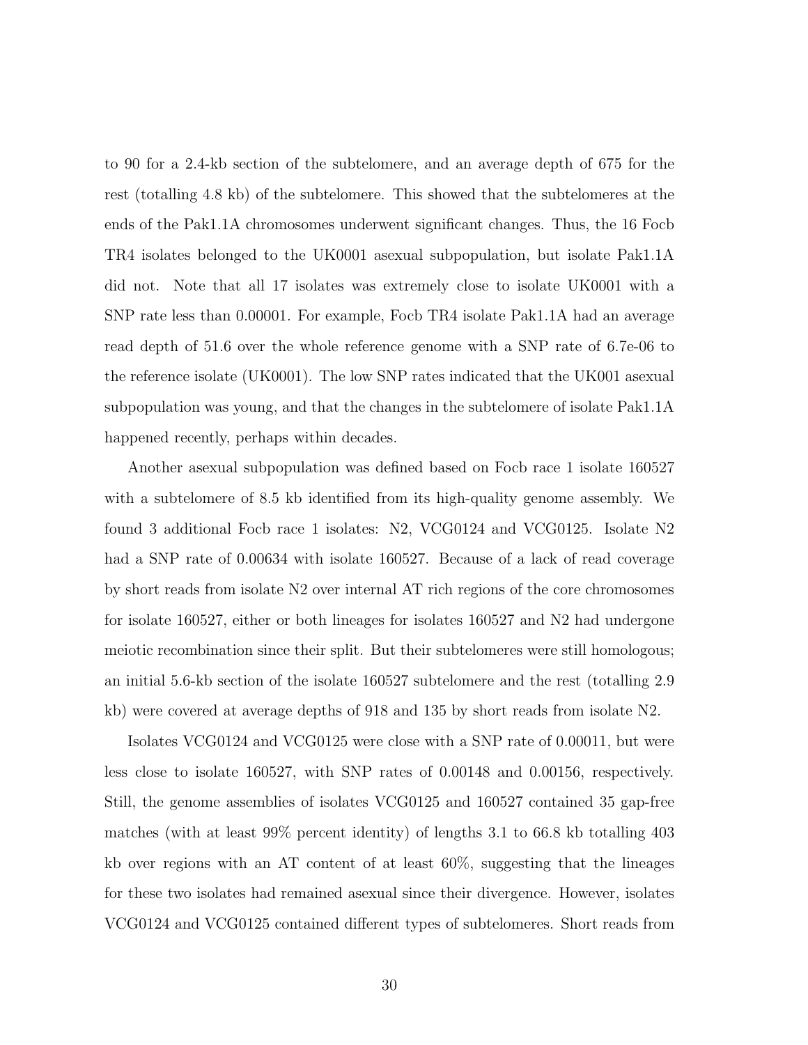to 90 for a 2.4-kb section of the subtelomere, and an average depth of 675 for the rest (totalling 4.8 kb) of the subtelomere. This showed that the subtelomeres at the ends of the Pak1.1A chromosomes underwent significant changes. Thus, the 16 Focb TR4 isolates belonged to the UK0001 asexual subpopulation, but isolate Pak1.1A did not. Note that all 17 isolates was extremely close to isolate UK0001 with a SNP rate less than 0.00001. For example, Focb TR4 isolate Pak1.1A had an average read depth of 51.6 over the whole reference genome with a SNP rate of 6.7e-06 to the reference isolate (UK0001). The low SNP rates indicated that the UK001 asexual subpopulation was young, and that the changes in the subtelomere of isolate Pak1.1A happened recently, perhaps within decades.

Another asexual subpopulation was defined based on Focb race 1 isolate 160527 with a subtelomere of 8.5 kb identified from its high-quality genome assembly. We found 3 additional Focb race 1 isolates: N2, VCG0124 and VCG0125. Isolate N2 had a SNP rate of 0.00634 with isolate 160527. Because of a lack of read coverage by short reads from isolate N2 over internal AT rich regions of the core chromosomes for isolate 160527, either or both lineages for isolates 160527 and N2 had undergone meiotic recombination since their split. But their subtelomeres were still homologous; an initial 5.6-kb section of the isolate 160527 subtelomere and the rest (totalling 2.9 kb) were covered at average depths of 918 and 135 by short reads from isolate N2.

Isolates VCG0124 and VCG0125 were close with a SNP rate of 0.00011, but were less close to isolate 160527, with SNP rates of 0.00148 and 0.00156, respectively. Still, the genome assemblies of isolates VCG0125 and 160527 contained 35 gap-free matches (with at least 99% percent identity) of lengths 3.1 to 66.8 kb totalling 403 kb over regions with an AT content of at least 60%, suggesting that the lineages for these two isolates had remained asexual since their divergence. However, isolates VCG0124 and VCG0125 contained different types of subtelomeres. Short reads from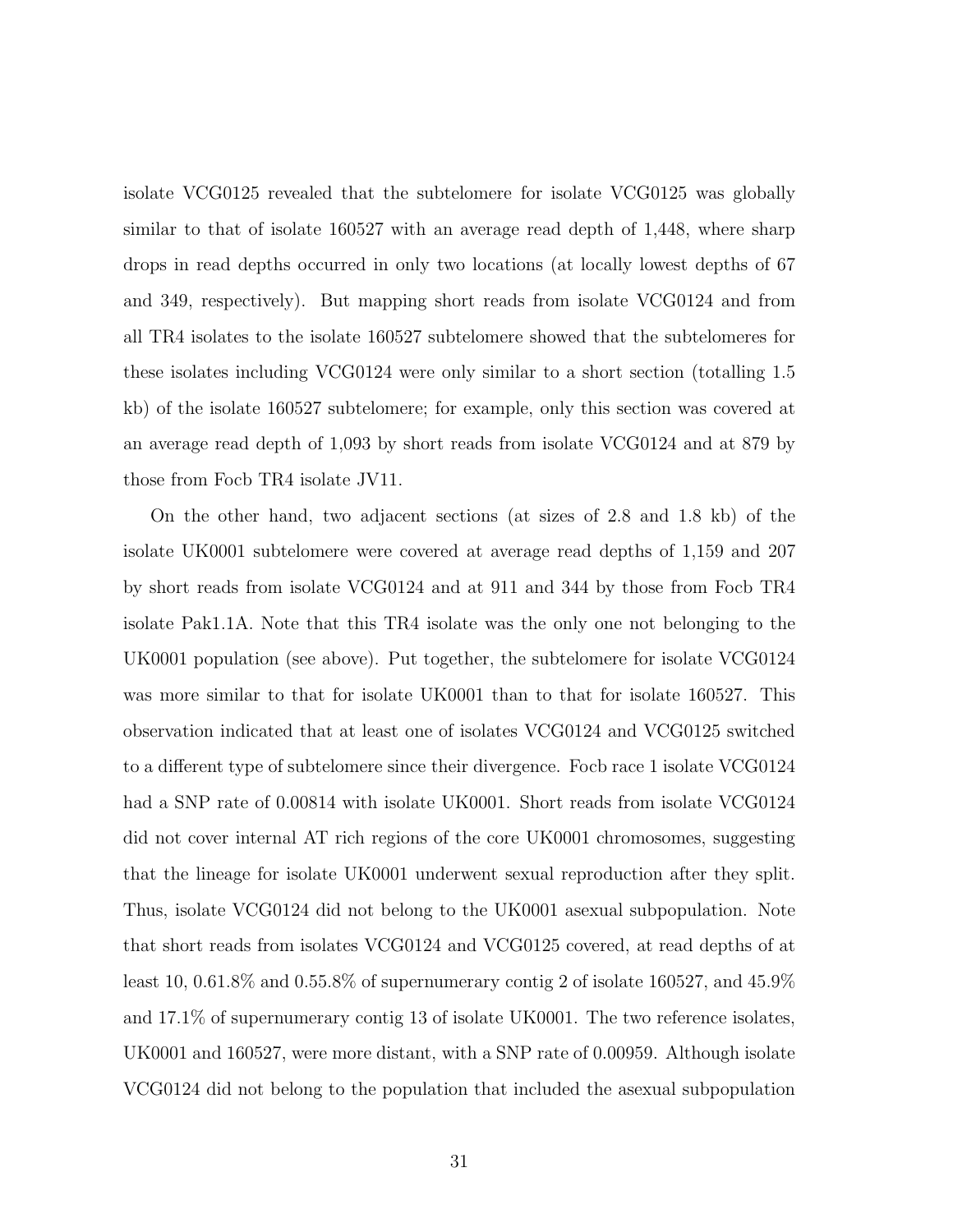isolate VCG0125 revealed that the subtelomere for isolate VCG0125 was globally similar to that of isolate 160527 with an average read depth of 1,448, where sharp drops in read depths occurred in only two locations (at locally lowest depths of 67 and 349, respectively). But mapping short reads from isolate VCG0124 and from all TR4 isolates to the isolate 160527 subtelomere showed that the subtelomeres for these isolates including VCG0124 were only similar to a short section (totalling 1.5 kb) of the isolate 160527 subtelomere; for example, only this section was covered at an average read depth of 1,093 by short reads from isolate VCG0124 and at 879 by those from Focb TR4 isolate JV11.

On the other hand, two adjacent sections (at sizes of 2.8 and 1.8 kb) of the isolate UK0001 subtelomere were covered at average read depths of 1,159 and 207 by short reads from isolate VCG0124 and at 911 and 344 by those from Focb TR4 isolate Pak1.1A. Note that this TR4 isolate was the only one not belonging to the UK0001 population (see above). Put together, the subtelomere for isolate VCG0124 was more similar to that for isolate UK0001 than to that for isolate 160527. This observation indicated that at least one of isolates VCG0124 and VCG0125 switched to a different type of subtelomere since their divergence. Focb race 1 isolate VCG0124 had a SNP rate of 0.00814 with isolate UK0001. Short reads from isolate VCG0124 did not cover internal AT rich regions of the core UK0001 chromosomes, suggesting that the lineage for isolate UK0001 underwent sexual reproduction after they split. Thus, isolate VCG0124 did not belong to the UK0001 asexual subpopulation. Note that short reads from isolates VCG0124 and VCG0125 covered, at read depths of at least 10, 0.61.8% and 0.55.8% of supernumerary contig 2 of isolate 160527, and 45.9% and 17.1% of supernumerary contig 13 of isolate UK0001. The two reference isolates, UK0001 and 160527, were more distant, with a SNP rate of 0.00959. Although isolate VCG0124 did not belong to the population that included the asexual subpopulation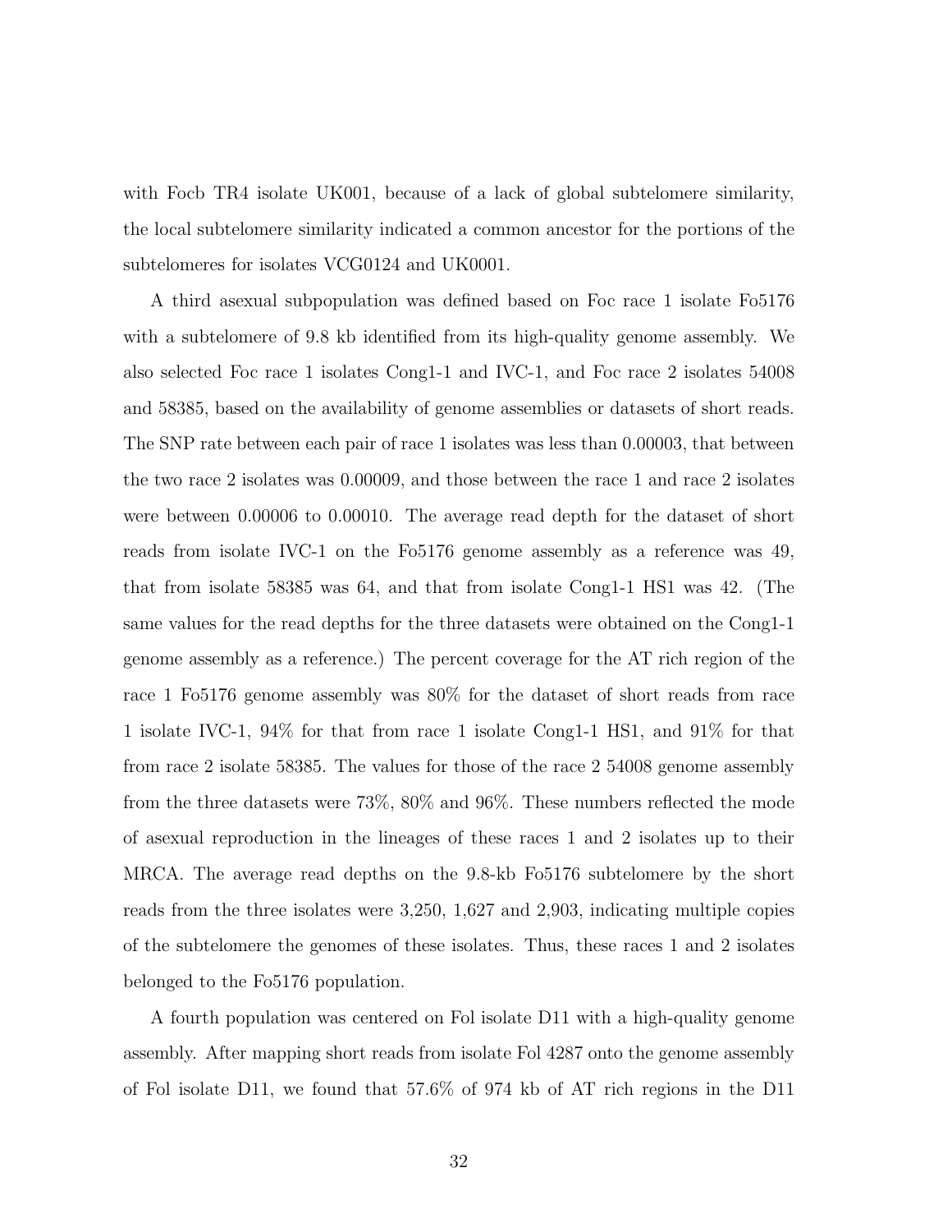with Focb TR4 isolate UK001, because of a lack of global subtelomere similarity, the local subtelomere similarity indicated a common ancestor for the portions of the subtelomeres for isolates VCG0124 and UK0001.

A third asexual subpopulation was defined based on Foc race 1 isolate Fo5176 with a subtelomere of 9.8 kb identified from its high-quality genome assembly. We also selected Foc race 1 isolates Cong1-1 and IVC-1, and Foc race 2 isolates 54008 and 58385, based on the availability of genome assemblies or datasets of short reads. The SNP rate between each pair of race 1 isolates was less than 0.00003, that between the two race 2 isolates was 0.00009, and those between the race 1 and race 2 isolates were between 0.00006 to 0.00010. The average read depth for the dataset of short reads from isolate IVC-1 on the Fo5176 genome assembly as a reference was 49, that from isolate 58385 was 64, and that from isolate Cong1-1 HS1 was 42. (The same values for the read depths for the three datasets were obtained on the Cong1-1 genome assembly as a reference.) The percent coverage for the AT rich region of the race 1 Fo5176 genome assembly was 80% for the dataset of short reads from race 1 isolate IVC-1, 94% for that from race 1 isolate Cong1-1 HS1, and 91% for that from race 2 isolate 58385. The values for those of the race 2 54008 genome assembly from the three datasets were 73%, 80% and 96%. These numbers reflected the mode of asexual reproduction in the lineages of these races 1 and 2 isolates up to their MRCA. The average read depths on the 9.8-kb Fo5176 subtelomere by the short reads from the three isolates were 3,250, 1,627 and 2,903, indicating multiple copies of the subtelomere the genomes of these isolates. Thus, these races 1 and 2 isolates belonged to the Fo5176 population.

A fourth population was centered on Fol isolate D11 with a high-quality genome assembly. After mapping short reads from isolate Fol 4287 onto the genome assembly of Fol isolate D11, we found that 57.6% of 974 kb of AT rich regions in the D11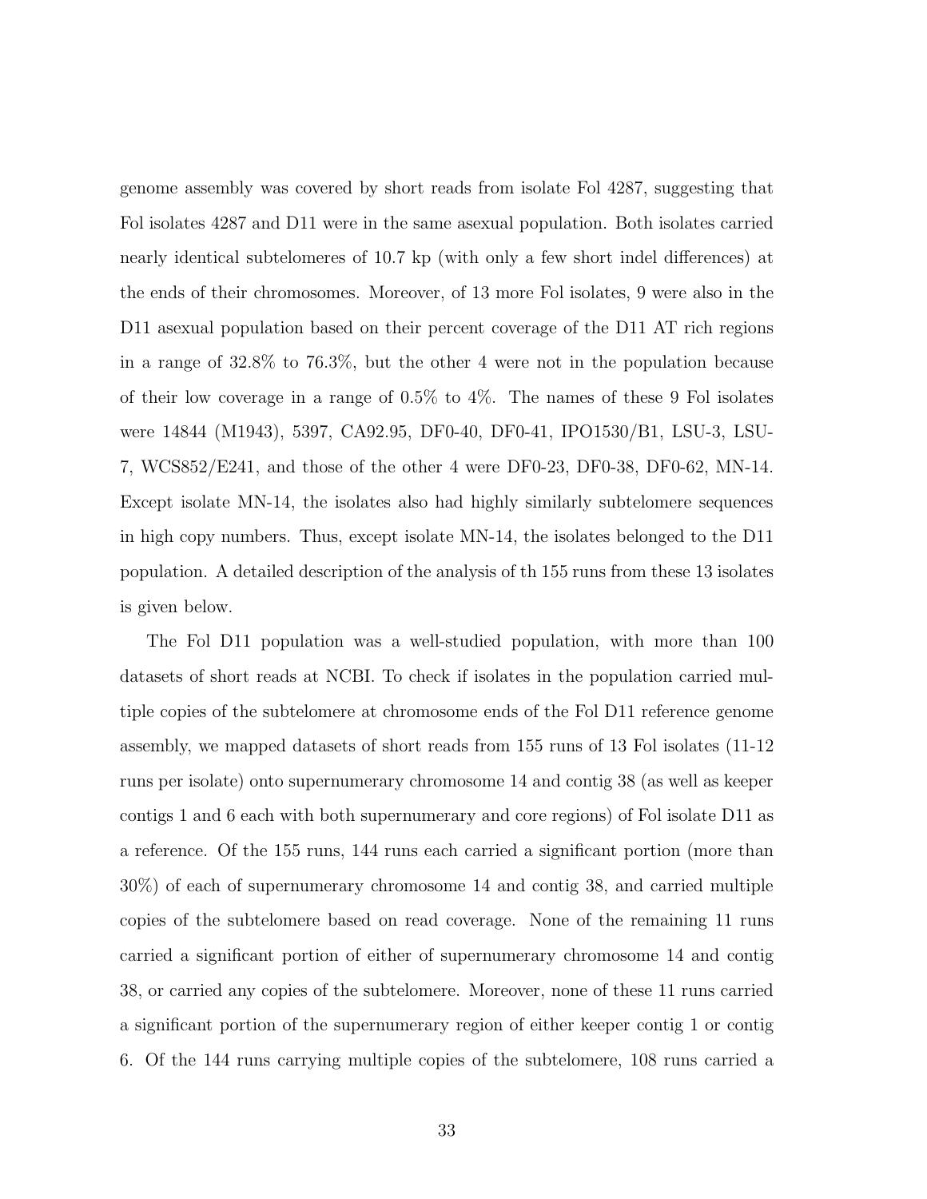genome assembly was covered by short reads from isolate Fol 4287, suggesting that Fol isolates 4287 and D11 were in the same asexual population. Both isolates carried nearly identical subtelomeres of 10.7 kp (with only a few short indel differences) at the ends of their chromosomes. Moreover, of 13 more Fol isolates, 9 were also in the D11 asexual population based on their percent coverage of the D11 AT rich regions in a range of 32.8% to 76.3%, but the other 4 were not in the population because of their low coverage in a range of 0.5% to 4%. The names of these 9 Fol isolates were 14844 (M1943), 5397, CA92.95, DF0-40, DF0-41, IPO1530/B1, LSU-3, LSU-7, WCS852/E241, and those of the other 4 were DF0-23, DF0-38, DF0-62, MN-14. Except isolate MN-14, the isolates also had highly similarly subtelomere sequences in high copy numbers. Thus, except isolate MN-14, the isolates belonged to the D11 population. A detailed description of the analysis of th 155 runs from these 13 isolates is given below.

The Fol D11 population was a well-studied population, with more than 100 datasets of short reads at NCBI. To check if isolates in the population carried multiple copies of the subtelomere at chromosome ends of the Fol D11 reference genome assembly, we mapped datasets of short reads from 155 runs of 13 Fol isolates (11-12 runs per isolate) onto supernumerary chromosome 14 and contig 38 (as well as keeper contigs 1 and 6 each with both supernumerary and core regions) of Fol isolate D11 as a reference. Of the 155 runs, 144 runs each carried a significant portion (more than 30%) of each of supernumerary chromosome 14 and contig 38, and carried multiple copies of the subtelomere based on read coverage. None of the remaining 11 runs carried a significant portion of either of supernumerary chromosome 14 and contig 38, or carried any copies of the subtelomere. Moreover, none of these 11 runs carried a significant portion of the supernumerary region of either keeper contig 1 or contig 6. Of the 144 runs carrying multiple copies of the subtelomere, 108 runs carried a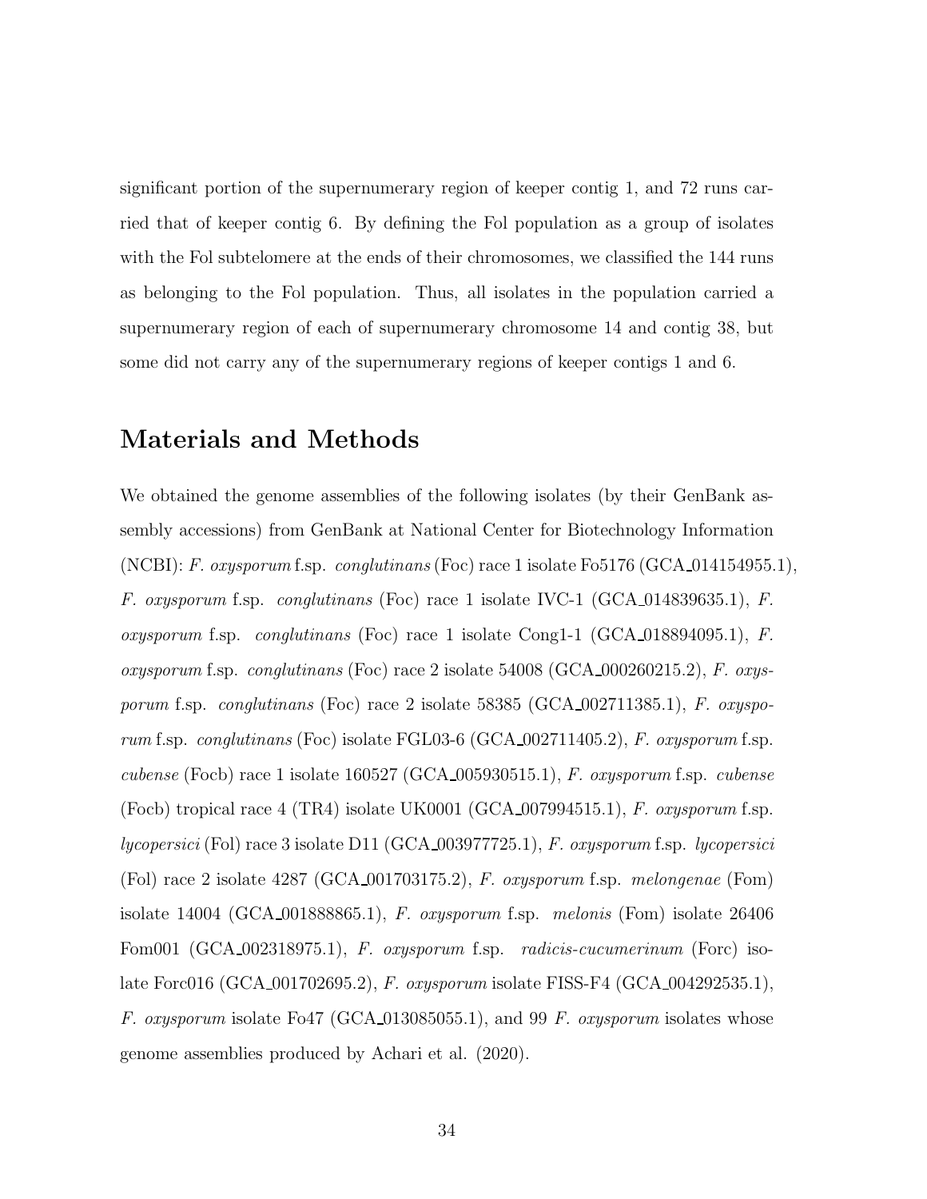significant portion of the supernumerary region of keeper contig 1, and 72 runs carried that of keeper contig 6. By defining the Fol population as a group of isolates with the Fol subtelomere at the ends of their chromosomes, we classified the 144 runs as belonging to the Fol population. Thus, all isolates in the population carried a supernumerary region of each of supernumerary chromosome 14 and contig 38, but some did not carry any of the supernumerary regions of keeper contigs 1 and 6.

## Materials and Methods

We obtained the genome assemblies of the following isolates (by their GenBank assembly accessions) from GenBank at National Center for Biotechnology Information (NCBI): *F. oxysporum* f.sp. *conglutinans* (Foc) race 1 isolate Fo5176 (GCA_014154955.1), *F. oxysporum* f.sp. *conglutinans* (Foc) race 1 isolate IVC-1 (GCA_014839635.1), *F. oxysporum* f.sp. *conglutinans* (Foc) race 1 isolate Cong1-1 (GCA_018894095.1), *F. oxysporum* f.sp. *conglutinans* (Foc) race 2 isolate 54008 (GCA_000260215.2), *F. oxysporum* f.sp. *conglutinans* (Foc) race 2 isolate 58385 (GCA_002711385.1), *F. oxysporum* f.sp. *conglutinans* (Foc) isolate FGL03-6 (GCA_002711405.2), *F. oxysporum* f.sp. *cubense* (Focb) race 1 isolate 160527 (GCA_005930515.1), *F. oxysporum* f.sp. *cubense* (Focb) tropical race 4 (TR4) isolate UK0001 (GCA_007994515.1), *F. oxysporum* f.sp. *lycopersici* (Fol) race 3 isolate D11 (GCA_003977725.1), *F. oxysporum* f.sp. *lycopersici* (Fol) race 2 isolate 4287 (GCA_001703175.2), *F. oxysporum* f.sp. *melongenae* (Fom) isolate 14004 (GCA_001888865.1), *F. oxysporum* f.sp. *melonis* (Fom) isolate 26406 Fom001 (GCA_002318975.1), *F. oxysporum* f.sp. *radicis-cucumerinum* (Forc) isolate Forc016 (GCA_001702695.2), *F. oxysporum* isolate FISS-F4 (GCA_004292535.1), *F. oxysporum* isolate Fo47 (GCA_013085055.1), and 99 *F. oxysporum* isolates whose genome assemblies produced by Achari et al. (2020).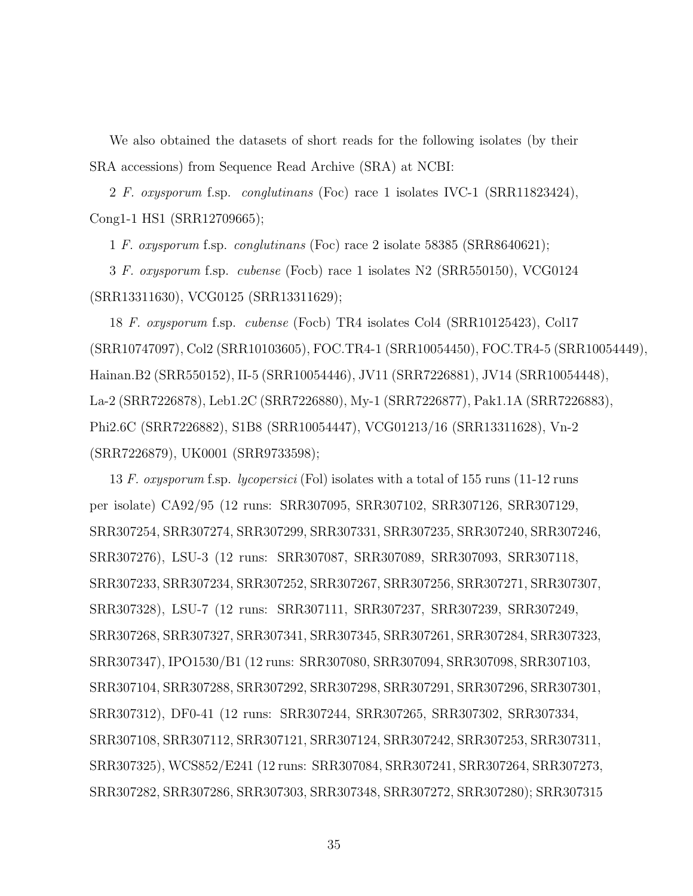We also obtained the datasets of short reads for the following isolates (by their SRA accessions) from Sequence Read Archive (SRA) at NCBI:

2 *F. oxysporum* f.sp. *conglutinans* (Foc) race 1 isolates IVC-1 (SRR11823424), Cong1-1 HS1 (SRR12709665);

1 *F. oxysporum* f.sp. *conglutinans* (Foc) race 2 isolate 58385 (SRR8640621);

3 *F. oxysporum* f.sp. *cubense* (Focb) race 1 isolates N2 (SRR550150), VCG0124 (SRR13311630), VCG0125 (SRR13311629);

18 *F. oxysporum* f.sp. *cubense* (Focb) TR4 isolates Col4 (SRR10125423), Col17 (SRR10747097), Col2 (SRR10103605), FOC.TR4-1 (SRR10054450), FOC.TR4-5 (SRR10054449), Hainan.B2 (SRR550152), II-5 (SRR10054446), JV11 (SRR7226881), JV14 (SRR10054448), La-2 (SRR7226878), Leb1.2C (SRR7226880), My-1 (SRR7226877), Pak1.1A (SRR7226883), Phi2.6C (SRR7226882), S1B8 (SRR10054447), VCG01213/16 (SRR13311628), Vn-2 (SRR7226879), UK0001 (SRR9733598);

13 *F. oxysporum* f.sp. *lycopersici* (Fol) isolates with a total of 155 runs (11-12 runs per isolate) CA92/95 (12 runs: SRR307095, SRR307102, SRR307126, SRR307129, SRR307254, SRR307274, SRR307299, SRR307331, SRR307235, SRR307240, SRR307246, SRR307276), LSU-3 (12 runs: SRR307087, SRR307089, SRR307093, SRR307118, SRR307233, SRR307234, SRR307252, SRR307267, SRR307256, SRR307271, SRR307307, SRR307328), LSU-7 (12 runs: SRR307111, SRR307237, SRR307239, SRR307249, SRR307268, SRR307327, SRR307341, SRR307345, SRR307261, SRR307284, SRR307323, SRR307347), IPO1530/B1 (12 runs: SRR307080, SRR307094, SRR307098, SRR307103, SRR307104, SRR307288, SRR307292, SRR307298, SRR307291, SRR307296, SRR307301, SRR307312), DF0-41 (12 runs: SRR307244, SRR307265, SRR307302, SRR307334, SRR307108, SRR307112, SRR307121, SRR307124, SRR307242, SRR307253, SRR307311, SRR307325), WCS852/E241 (12 runs: SRR307084, SRR307241, SRR307264, SRR307273, SRR307282, SRR307286, SRR307303, SRR307348, SRR307272, SRR307280); SRR307315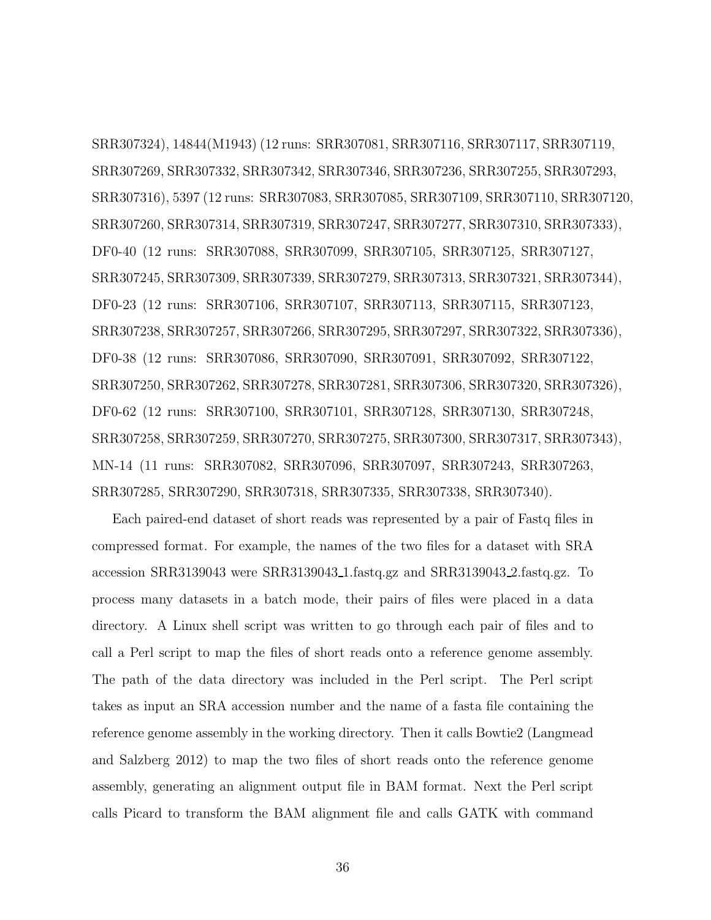SRR307324), 14844(M1943) (12 runs: SRR307081, SRR307116, SRR307117, SRR307119, SRR307269, SRR307332, SRR307342, SRR307346, SRR307236, SRR307255, SRR307293, SRR307316), 5397 (12 runs: SRR307083, SRR307085, SRR307109, SRR307110, SRR307120, SRR307260, SRR307314, SRR307319, SRR307247, SRR307277, SRR307310, SRR307333), DF0-40 (12 runs: SRR307088, SRR307099, SRR307105, SRR307125, SRR307127, SRR307245, SRR307309, SRR307339, SRR307279, SRR307313, SRR307321, SRR307344), DF0-23 (12 runs: SRR307106, SRR307107, SRR307113, SRR307115, SRR307123, SRR307238, SRR307257, SRR307266, SRR307295, SRR307297, SRR307322, SRR307336), DF0-38 (12 runs: SRR307086, SRR307090, SRR307091, SRR307092, SRR307122, SRR307250, SRR307262, SRR307278, SRR307281, SRR307306, SRR307320, SRR307326), DF0-62 (12 runs: SRR307100, SRR307101, SRR307128, SRR307130, SRR307248, SRR307258, SRR307259, SRR307270, SRR307275, SRR307300, SRR307317, SRR307343), MN-14 (11 runs: SRR307082, SRR307096, SRR307097, SRR307243, SRR307263, SRR307285, SRR307290, SRR307318, SRR307335, SRR307338, SRR307340).

Each paired-end dataset of short reads was represented by a pair of Fastq files in compressed format. For example, the names of the two files for a dataset with SRA accession SRR3139043 were SRR3139043_1.fastq.gz and SRR3139043_2.fastq.gz. To process many datasets in a batch mode, their pairs of files were placed in a data directory. A Linux shell script was written to go through each pair of files and to call a Perl script to map the files of short reads onto a reference genome assembly. The path of the data directory was included in the Perl script. The Perl script takes as input an SRA accession number and the name of a fasta file containing the reference genome assembly in the working directory. Then it calls Bowtie2 (Langmead and Salzberg 2012) to map the two files of short reads onto the reference genome assembly, generating an alignment output file in BAM format. Next the Perl script calls Picard to transform the BAM alignment file and calls GATK with command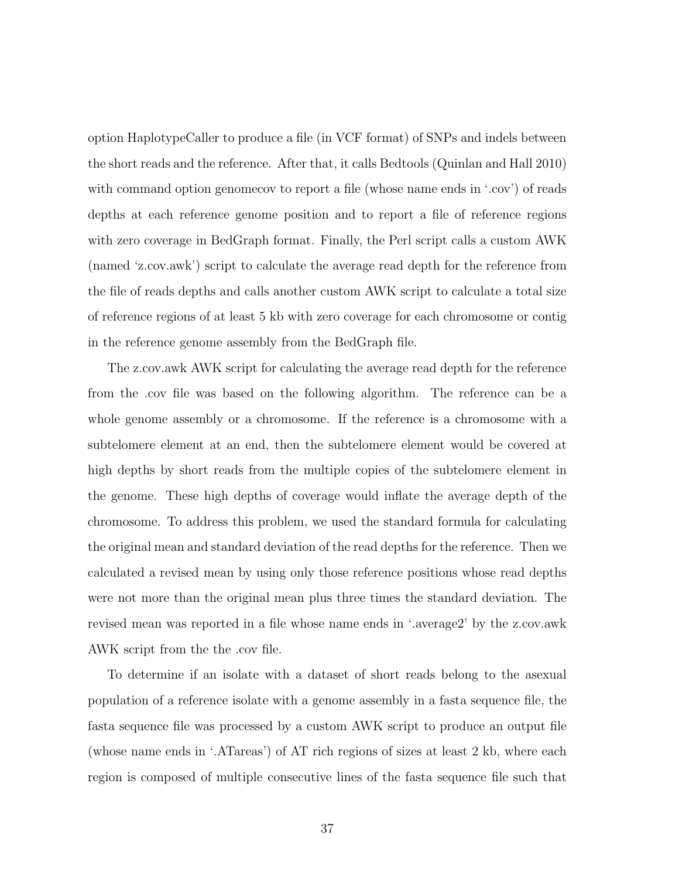option HaplotypeCaller to produce a file (in VCF format) of SNPs and indels between the short reads and the reference. After that, it calls Bedtools (Quinlan and Hall 2010) with command option genomecov to report a file (whose name ends in '.cov') of reads depths at each reference genome position and to report a file of reference regions with zero coverage in BedGraph format. Finally, the Perl script calls a custom AWK (named 'z.cov.awk') script to calculate the average read depth for the reference from the file of reads depths and calls another custom AWK script to calculate a total size of reference regions of at least 5 kb with zero coverage for each chromosome or contig in the reference genome assembly from the BedGraph file.

The z.cov.awk AWK script for calculating the average read depth for the reference from the .cov file was based on the following algorithm. The reference can be a whole genome assembly or a chromosome. If the reference is a chromosome with a subtelomere element at an end, then the subtelomere element would be covered at high depths by short reads from the multiple copies of the subtelomere element in the genome. These high depths of coverage would inflate the average depth of the chromosome. To address this problem, we used the standard formula for calculating the original mean and standard deviation of the read depths for the reference. Then we calculated a revised mean by using only those reference positions whose read depths were not more than the original mean plus three times the standard deviation. The revised mean was reported in a file whose name ends in '.average2' by the z.cov.awk AWK script from the the .cov file.

To determine if an isolate with a dataset of short reads belong to the asexual population of a reference isolate with a genome assembly in a fasta sequence file, the fasta sequence file was processed by a custom AWK script to produce an output file (whose name ends in '.ATareas') of AT rich regions of sizes at least 2 kb, where each region is composed of multiple consecutive lines of the fasta sequence file such that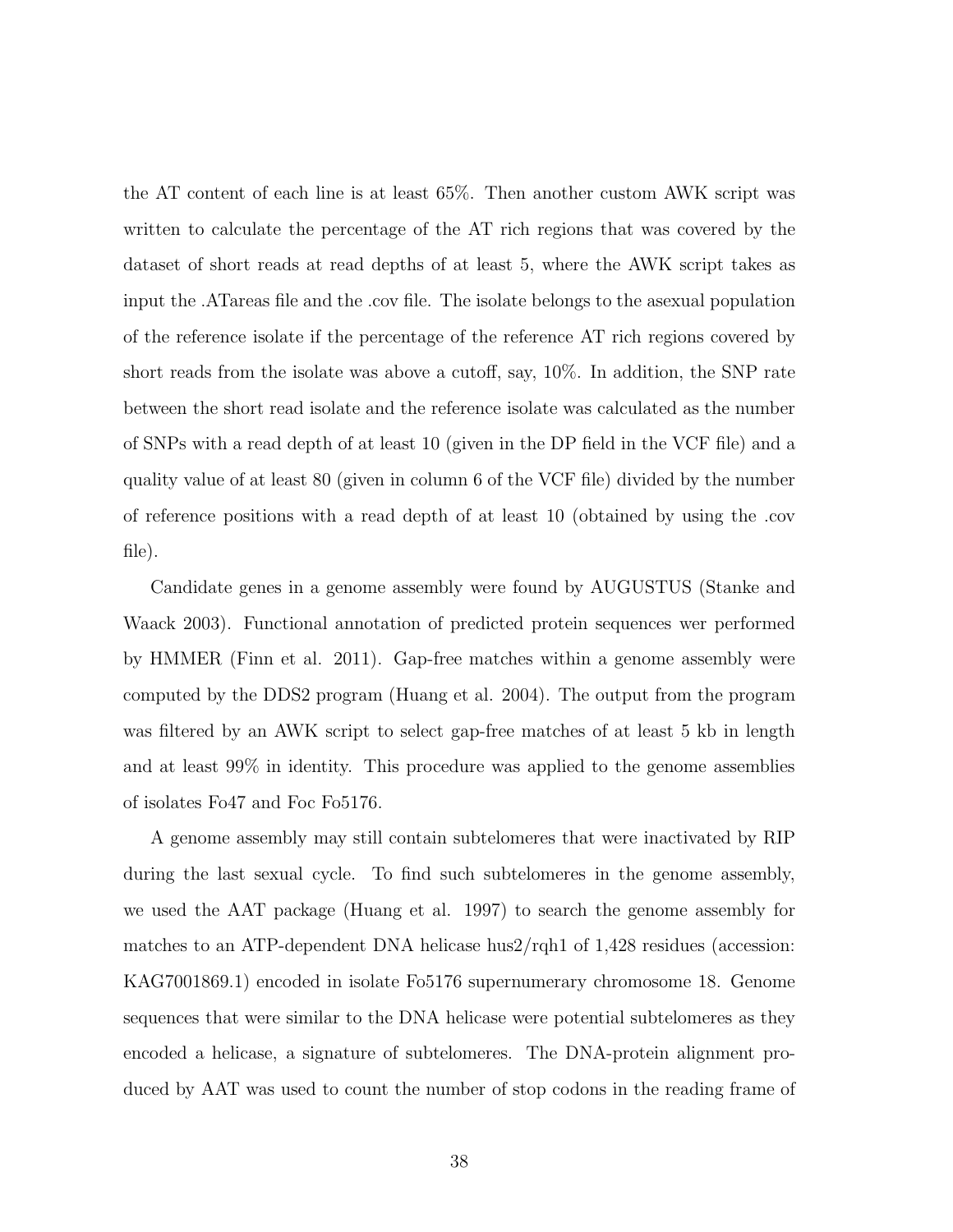the AT content of each line is at least 65%. Then another custom AWK script was written to calculate the percentage of the AT rich regions that was covered by the dataset of short reads at read depths of at least 5, where the AWK script takes as input the .ATareas file and the .cov file. The isolate belongs to the asexual population of the reference isolate if the percentage of the reference AT rich regions covered by short reads from the isolate was above a cutoff, say, 10%. In addition, the SNP rate between the short read isolate and the reference isolate was calculated as the number of SNPs with a read depth of at least 10 (given in the DP field in the VCF file) and a quality value of at least 80 (given in column 6 of the VCF file) divided by the number of reference positions with a read depth of at least 10 (obtained by using the .cov file).

Candidate genes in a genome assembly were found by AUGUSTUS (Stanke and Waack 2003). Functional annotation of predicted protein sequences wer performed by HMMER (Finn et al. 2011). Gap-free matches within a genome assembly were computed by the DDS2 program (Huang et al. 2004). The output from the program was filtered by an AWK script to select gap-free matches of at least 5 kb in length and at least 99% in identity. This procedure was applied to the genome assemblies of isolates Fo47 and Foc Fo5176.

A genome assembly may still contain subtelomeres that were inactivated by RIP during the last sexual cycle. To find such subtelomeres in the genome assembly, we used the AAT package (Huang et al. 1997) to search the genome assembly for matches to an ATP-dependent DNA helicase hus2/rqh1 of 1,428 residues (accession: KAG7001869.1) encoded in isolate Fo5176 supernumerary chromosome 18. Genome sequences that were similar to the DNA helicase were potential subtelomeres as they encoded a helicase, a signature of subtelomeres. The DNA-protein alignment produced by AAT was used to count the number of stop codons in the reading frame of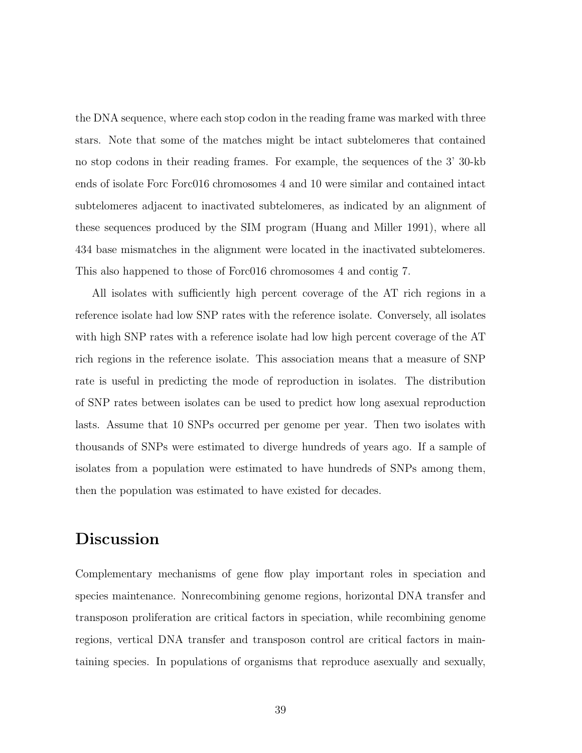the DNA sequence, where each stop codon in the reading frame was marked with three stars. Note that some of the matches might be intact subtelomeres that contained no stop codons in their reading frames. For example, the sequences of the 3' 30-kb ends of isolate Forc Forc016 chromosomes 4 and 10 were similar and contained intact subtelomeres adjacent to inactivated subtelomeres, as indicated by an alignment of these sequences produced by the SIM program (Huang and Miller 1991), where all 434 base mismatches in the alignment were located in the inactivated subtelomeres. This also happened to those of Forc016 chromosomes 4 and contig 7.

All isolates with sufficiently high percent coverage of the AT rich regions in a reference isolate had low SNP rates with the reference isolate. Conversely, all isolates with high SNP rates with a reference isolate had low high percent coverage of the AT rich regions in the reference isolate. This association means that a measure of SNP rate is useful in predicting the mode of reproduction in isolates. The distribution of SNP rates between isolates can be used to predict how long asexual reproduction lasts. Assume that 10 SNPs occurred per genome per year. Then two isolates with thousands of SNPs were estimated to diverge hundreds of years ago. If a sample of isolates from a population were estimated to have hundreds of SNPs among them, then the population was estimated to have existed for decades.

## Discussion

Complementary mechanisms of gene flow play important roles in speciation and species maintenance. Nonrecombining genome regions, horizontal DNA transfer and transposon proliferation are critical factors in speciation, while recombining genome regions, vertical DNA transfer and transposon control are critical factors in maintaining species. In populations of organisms that reproduce asexually and sexually,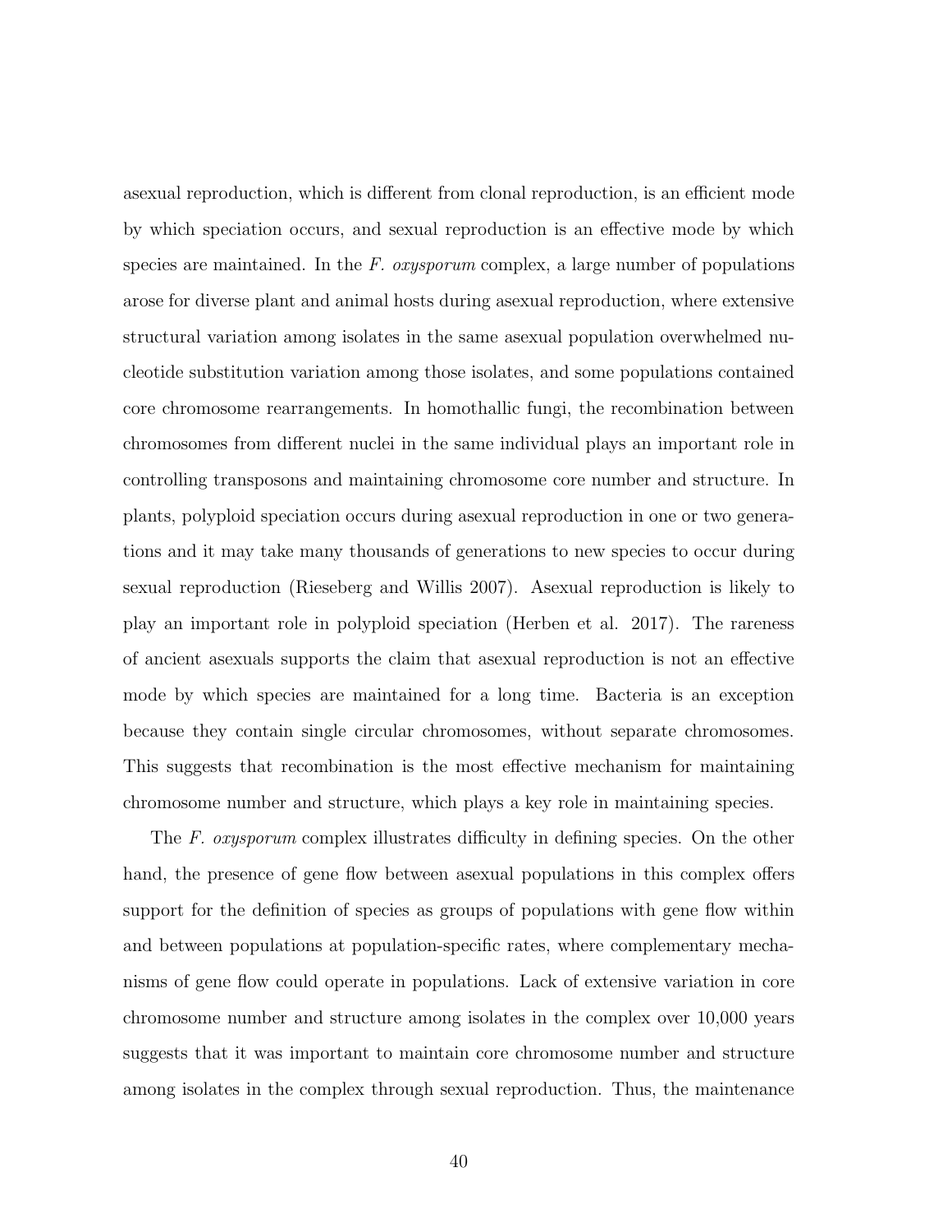asexual reproduction, which is different from clonal reproduction, is an efficient mode by which speciation occurs, and sexual reproduction is an effective mode by which species are maintained. In the *F. oxysporum* complex, a large number of populations arose for diverse plant and animal hosts during asexual reproduction, where extensive structural variation among isolates in the same asexual population overwhelmed nucleotide substitution variation among those isolates, and some populations contained core chromosome rearrangements. In homothallic fungi, the recombination between chromosomes from different nuclei in the same individual plays an important role in controlling transposons and maintaining chromosome core number and structure. In plants, polyploid speciation occurs during asexual reproduction in one or two generations and it may take many thousands of generations to new species to occur during sexual reproduction (Rieseberg and Willis 2007). Asexual reproduction is likely to play an important role in polyploid speciation (Herben et al. 2017). The rareness of ancient asexuals supports the claim that asexual reproduction is not an effective mode by which species are maintained for a long time. Bacteria is an exception because they contain single circular chromosomes, without separate chromosomes. This suggests that recombination is the most effective mechanism for maintaining chromosome number and structure, which plays a key role in maintaining species.

The *F. oxysporum* complex illustrates difficulty in defining species. On the other hand, the presence of gene flow between asexual populations in this complex offers support for the definition of species as groups of populations with gene flow within and between populations at population-specific rates, where complementary mechanisms of gene flow could operate in populations. Lack of extensive variation in core chromosome number and structure among isolates in the complex over 10,000 years suggests that it was important to maintain core chromosome number and structure among isolates in the complex through sexual reproduction. Thus, the maintenance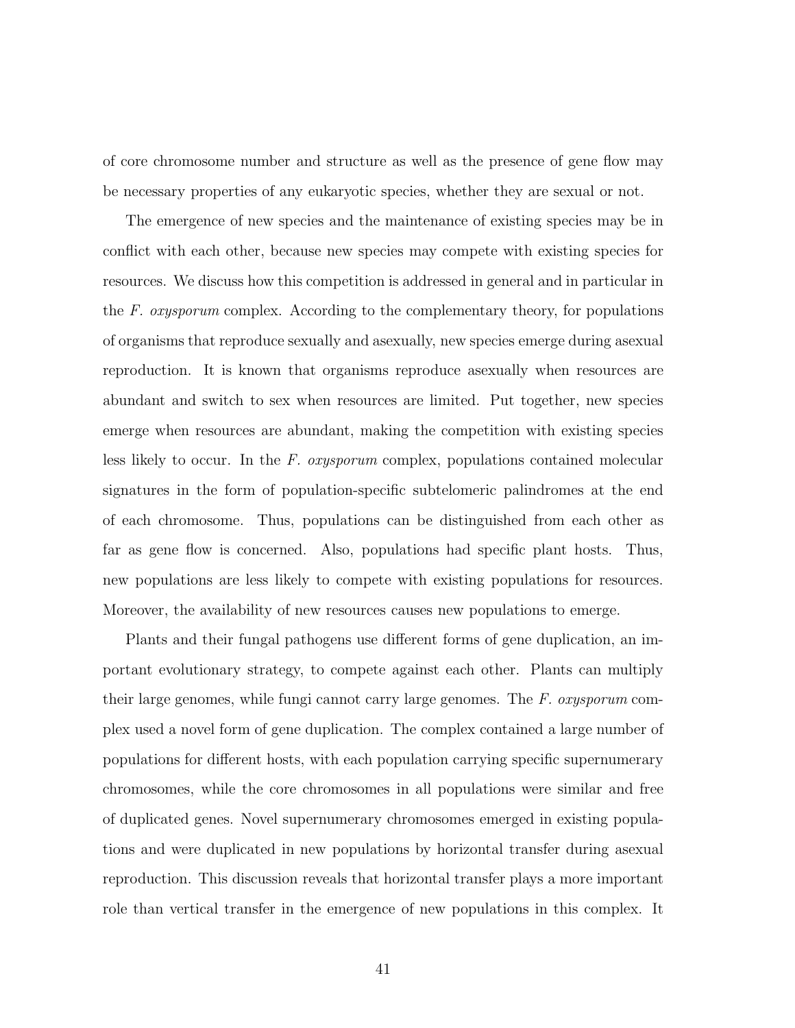of core chromosome number and structure as well as the presence of gene flow may be necessary properties of any eukaryotic species, whether they are sexual or not.

The emergence of new species and the maintenance of existing species may be in conflict with each other, because new species may compete with existing species for resources. We discuss how this competition is addressed in general and in particular in the *F. oxysporum* complex. According to the complementary theory, for populations of organisms that reproduce sexually and asexually, new species emerge during asexual reproduction. It is known that organisms reproduce asexually when resources are abundant and switch to sex when resources are limited. Put together, new species emerge when resources are abundant, making the competition with existing species less likely to occur. In the *F. oxysporum* complex, populations contained molecular signatures in the form of population-specific subtelomeric palindromes at the end of each chromosome. Thus, populations can be distinguished from each other as far as gene flow is concerned. Also, populations had specific plant hosts. Thus, new populations are less likely to compete with existing populations for resources. Moreover, the availability of new resources causes new populations to emerge.

Plants and their fungal pathogens use different forms of gene duplication, an important evolutionary strategy, to compete against each other. Plants can multiply their large genomes, while fungi cannot carry large genomes. The *F. oxysporum* complex used a novel form of gene duplication. The complex contained a large number of populations for different hosts, with each population carrying specific supernumerary chromosomes, while the core chromosomes in all populations were similar and free of duplicated genes. Novel supernumerary chromosomes emerged in existing populations and were duplicated in new populations by horizontal transfer during asexual reproduction. This discussion reveals that horizontal transfer plays a more important role than vertical transfer in the emergence of new populations in this complex. It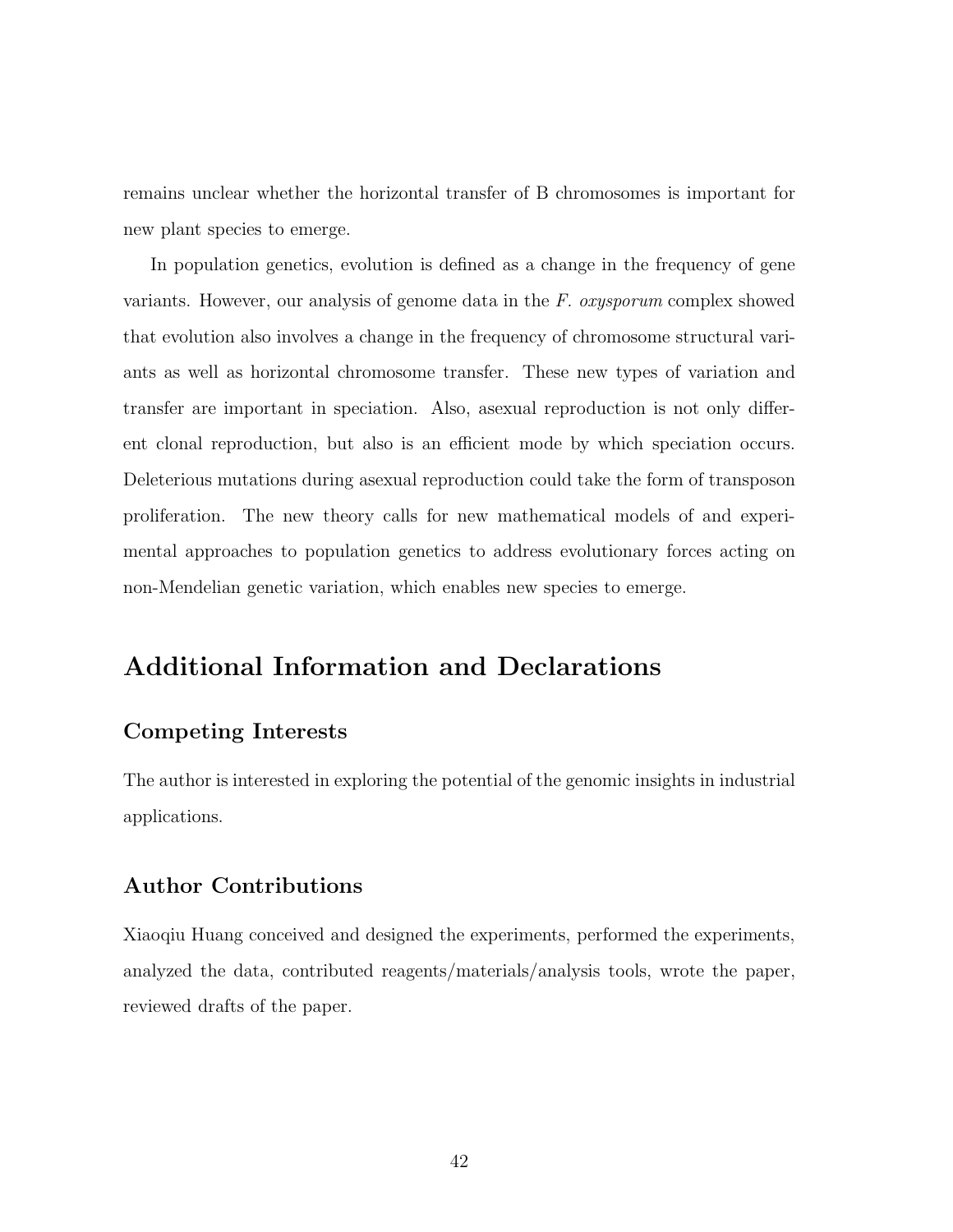remains unclear whether the horizontal transfer of B chromosomes is important for new plant species to emerge.

In population genetics, evolution is defined as a change in the frequency of gene variants. However, our analysis of genome data in the *F. oxysporum* complex showed that evolution also involves a change in the frequency of chromosome structural variants as well as horizontal chromosome transfer. These new types of variation and transfer are important in speciation. Also, asexual reproduction is not only different clonal reproduction, but also is an efficient mode by which speciation occurs. Deleterious mutations during asexual reproduction could take the form of transposon proliferation. The new theory calls for new mathematical models of and experimental approaches to population genetics to address evolutionary forces acting on non-Mendelian genetic variation, which enables new species to emerge.

# Additional Information and Declarations

## Competing Interests

The author is interested in exploring the potential of the genomic insights in industrial applications.

## Author Contributions

Xiaoqiu Huang conceived and designed the experiments, performed the experiments, analyzed the data, contributed reagents/materials/analysis tools, wrote the paper, reviewed drafts of the paper.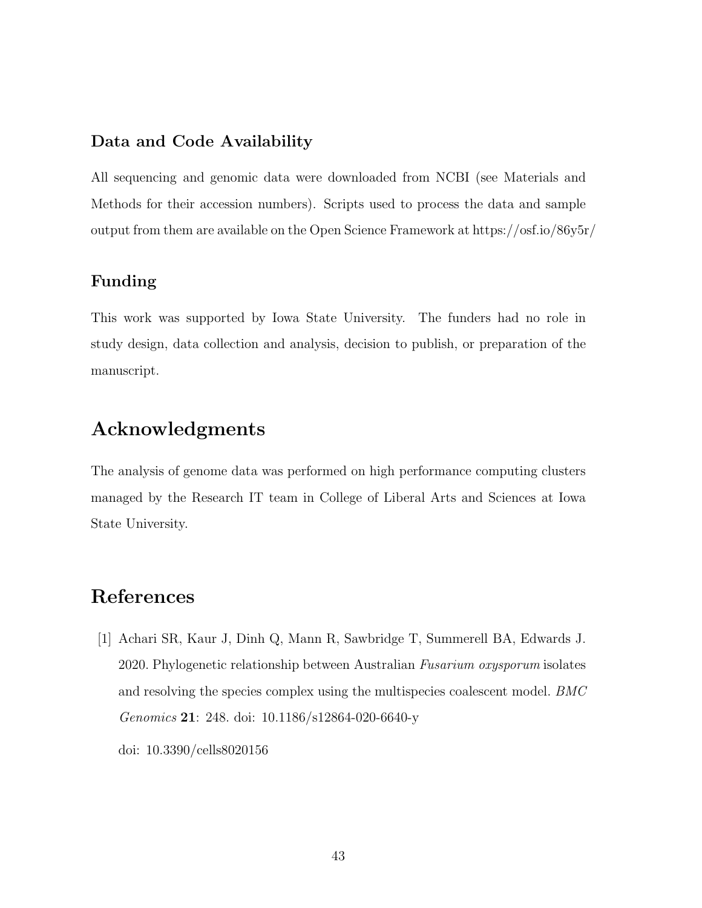### Data and Code Availability

All sequencing and genomic data were downloaded from NCBI (see Materials and Methods for their accession numbers). Scripts used to process the data and sample output from them are available on the Open Science Framework at https://osf.io/86y5r/

### Funding

This work was supported by Iowa State University. The funders had no role in study design, data collection and analysis, decision to publish, or preparation of the manuscript.

## Acknowledgments

The analysis of genome data was performed on high performance computing clusters managed by the Research IT team in College of Liberal Arts and Sciences at Iowa State University.

## References

[1] Achari SR, Kaur J, Dinh Q, Mann R, Sawbridge T, Summerell BA, Edwards J. 2020. Phylogenetic relationship between Australian *Fusarium oxysporum* isolates and resolving the species complex using the multispecies coalescent model. *BMC Genomics* **21**: 248. doi: 10.1186/s12864-020-6640-y

doi: 10.3390/cells8020156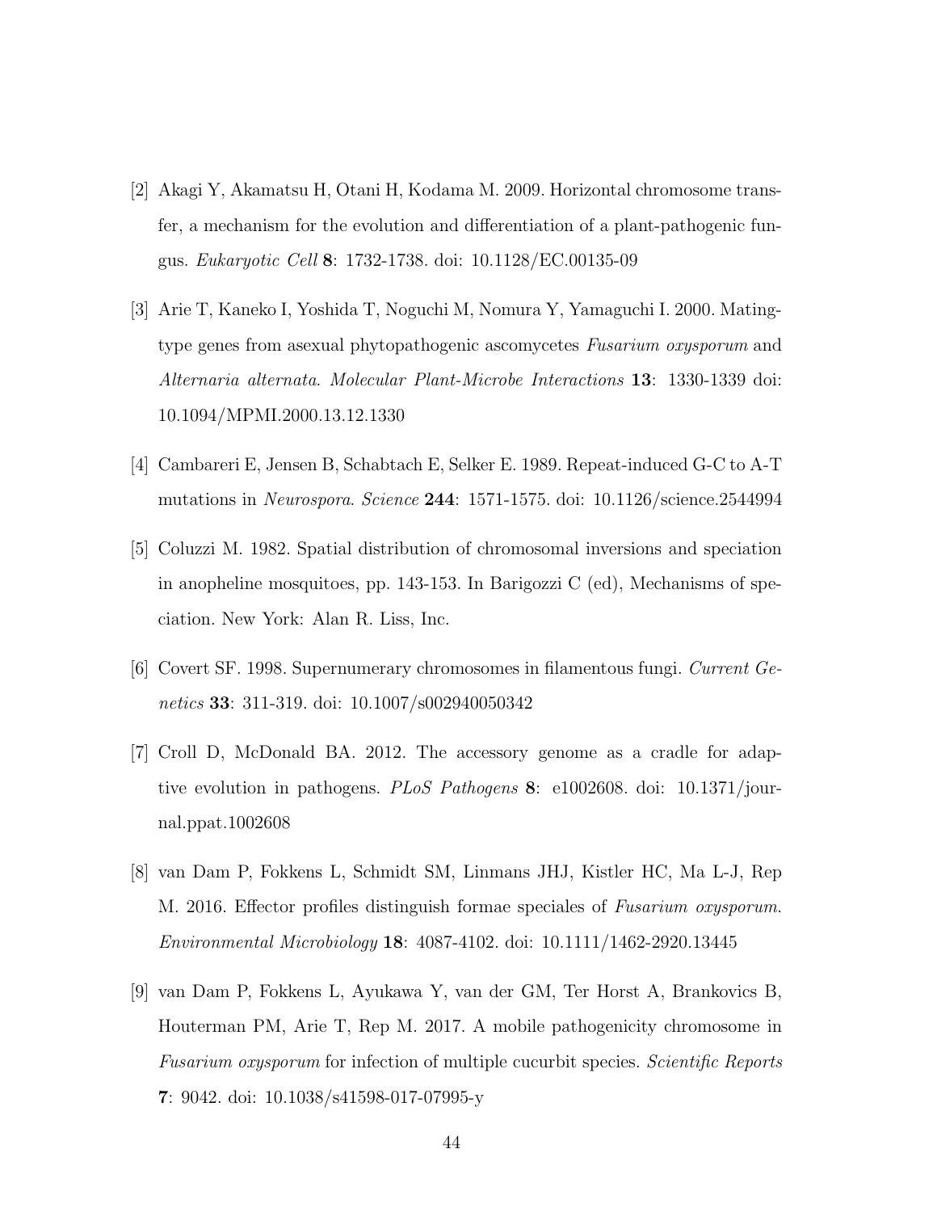[2] Akagi Y, Akamatsu H, Otani H, Kodama M. 2009. Horizontal chromosome transfer, a mechanism for the evolution and differentiation of a plant-pathogenic fungus. *Eukaryotic Cell* **8**: 1732-1738. doi: 10.1128/EC.00135-09

[3] Arie T, Kaneko I, Yoshida T, Noguchi M, Nomura Y, Yamaguchi I. 2000. Mating-type genes from asexual phytopathogenic ascomycetes *Fusarium oxysporum* and *Alternaria alternata*. *Molecular Plant-Microbe Interactions* **13**: 1330-1339 doi: 10.1094/MPMI.2000.13.12.1330

[4] Cambareri E, Jensen B, Schabtach E, Selker E. 1989. Repeat-induced G-C to A-T mutations in *Neurospora*. *Science* **244**: 1571-1575. doi: 10.1126/science.2544994

[5] Coluzzi M. 1982. Spatial distribution of chromosomal inversions and speciation in anopheline mosquitoes, pp. 143-153. In Barigozzi C (ed), Mechanisms of speciation. New York: Alan R. Liss, Inc.

[6] Covert SF. 1998. Supernumerary chromosomes in filamentous fungi. *Current Genetics* **33**: 311-319. doi: 10.1007/s002940050342

[7] Croll D, McDonald BA. 2012. The accessory genome as a cradle for adaptive evolution in pathogens. *PLoS Pathogens* **8**: e1002608. doi: 10.1371/journal.ppat.1002608

[8] van Dam P, Fokkens L, Schmidt SM, Linmans JHJ, Kistler HC, Ma L-J, Rep M. 2016. Effector profiles distinguish formae speciales of *Fusarium oxysporum*. *Environmental Microbiology* **18**: 4087-4102. doi: 10.1111/1462-2920.13445

[9] van Dam P, Fokkens L, Ayukawa Y, van der GM, Ter Horst A, Brankovics B, Houterman PM, Arie T, Rep M. 2017. A mobile pathogenicity chromosome in *Fusarium oxysporum* for infection of multiple cucurbit species. *Scientific Reports* **7**: 9042. doi: 10.1038/s41598-017-07995-y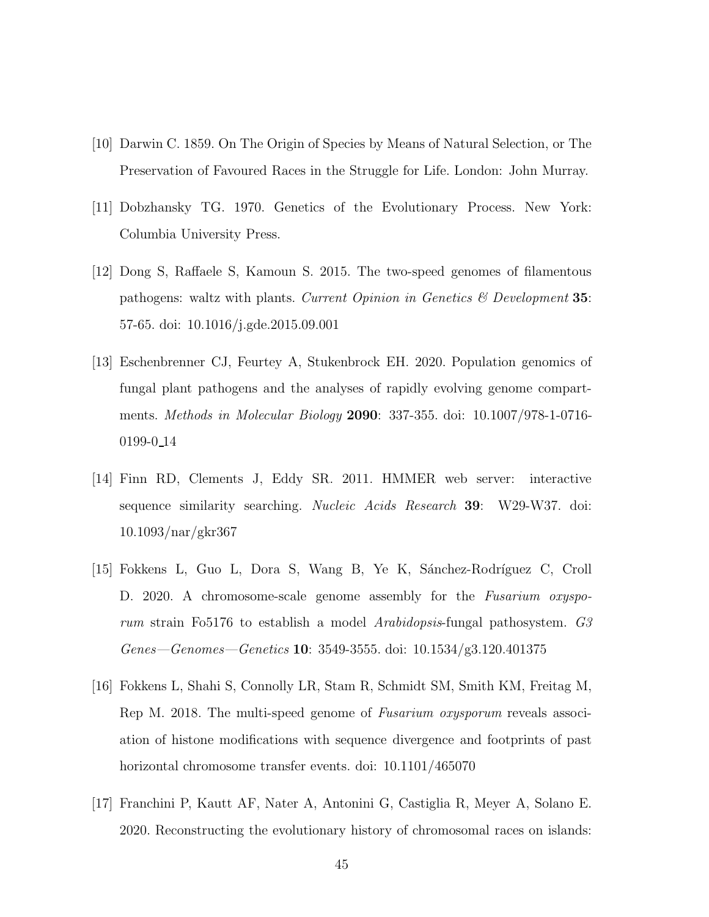[10] Darwin C. 1859. On The Origin of Species by Means of Natural Selection, or The Preservation of Favoured Races in the Struggle for Life. London: John Murray.

[11] Dobzhansky TG. 1970. Genetics of the Evolutionary Process. New York: Columbia University Press.

[12] Dong S, Raffaele S, Kamoun S. 2015. The two-speed genomes of filamentous pathogens: waltz with plants. *Current Opinion in Genetics & Development* **35**: 57-65. doi: 10.1016/j.gde.2015.09.001

[13] Eschenbrenner CJ, Feurtey A, Stukenbrock EH. 2020. Population genomics of fungal plant pathogens and the analyses of rapidly evolving genome compartments. *Methods in Molecular Biology* **2090**: 337-355. doi: 10.1007/978-1-0716-0199-0_14

[14] Finn RD, Clements J, Eddy SR. 2011. HMMER web server: interactive sequence similarity searching. *Nucleic Acids Research* **39**: W29-W37. doi: 10.1093/nar/gkr367

[15] Fokkens L, Guo L, Dora S, Wang B, Ye K, Sánchez-Rodríguez C, Croll D. 2020. A chromosome-scale genome assembly for the *Fusarium oxysporum* strain Fo5176 to establish a model *Arabidopsis*-fungal pathosystem. *G3 Genes—Genomes—Genetics* **10**: 3549-3555. doi: 10.1534/g3.120.401375

[16] Fokkens L, Shahi S, Connolly LR, Stam R, Schmidt SM, Smith KM, Freitag M, Rep M. 2018. The multi-speed genome of *Fusarium oxysporum* reveals association of histone modifications with sequence divergence and footprints of past horizontal chromosome transfer events. doi: 10.1101/465070

[17] Franchini P, Kautt AF, Nater A, Antonini G, Castiglia R, Meyer A, Solano E. 2020. Reconstructing the evolutionary history of chromosomal races on islands: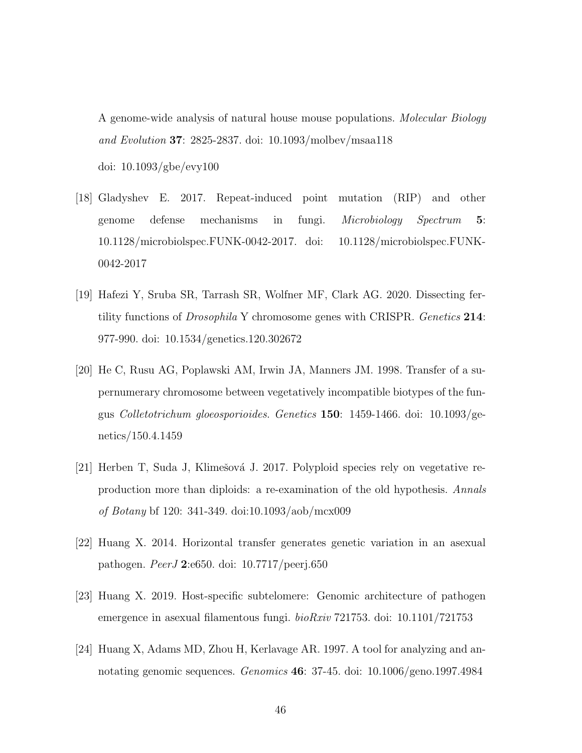A genome-wide analysis of natural house mouse populations. *Molecular Biology and Evolution* **37**: 2825-2837. doi: 10.1093/molbev/msaa118

doi: 10.1093/gbe/evy100

[18] Gladyshev E. 2017. Repeat-induced point mutation (RIP) and other genome defense mechanisms in fungi. *Microbiology Spectrum* **5**: 10.1128/microbiolspec.FUNK-0042-2017. doi: 10.1128/microbiolspec.FUNK-0042-2017

[19] Hafezi Y, Sruba SR, Tarrash SR, Wolfner MF, Clark AG. 2020. Dissecting fertility functions of *Drosophila* Y chromosome genes with CRISPR. *Genetics* **214**: 977-990. doi: 10.1534/genetics.120.302672

[20] He C, Rusu AG, Poplawski AM, Irwin JA, Manners JM. 1998. Transfer of a supernumerary chromosome between vegetatively incompatible biotypes of the fungus *Colletotrichum gloeosporioides*. *Genetics* **150**: 1459-1466. doi: 10.1093/genetics/150.4.1459

[21] Herben T, Suda J, Klimešová J. 2017. Polyploid species rely on vegetative reproduction more than diploids: a re-examination of the old hypothesis. *Annals of Botany* bf 120: 341-349. doi:10.1093/aob/mcx009

[22] Huang X. 2014. Horizontal transfer generates genetic variation in an asexual pathogen. *PeerJ* **2**:e650. doi: 10.7717/peerj.650

[23] Huang X. 2019. Host-specific subtelomere: Genomic architecture of pathogen emergence in asexual filamentous fungi. *bioRxiv* 721753. doi: 10.1101/721753

[24] Huang X, Adams MD, Zhou H, Kerlavage AR. 1997. A tool for analyzing and annotating genomic sequences. *Genomics* **46**: 37-45. doi: 10.1006/geno.1997.4984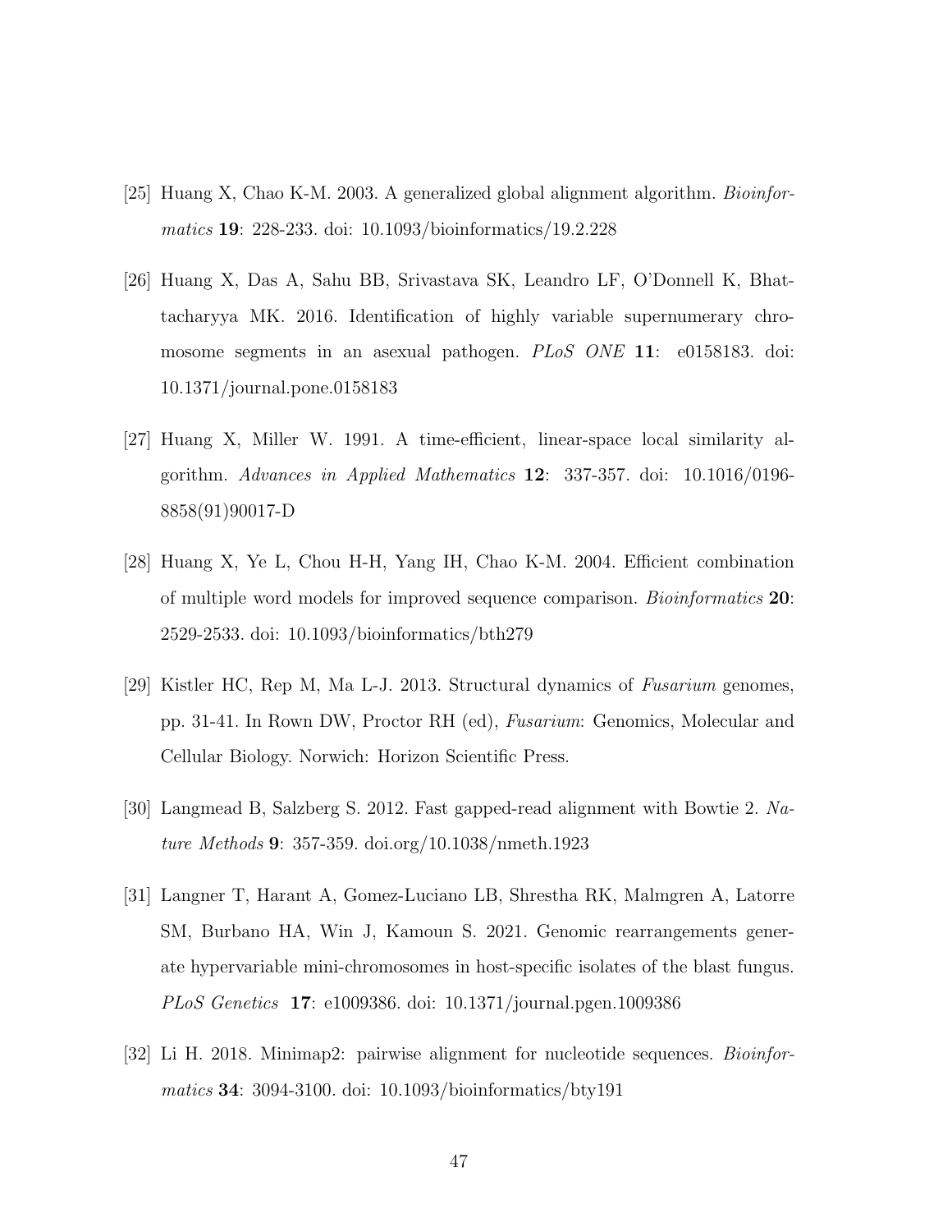[25] Huang X, Chao K-M. 2003. A generalized global alignment algorithm. *Bioinformatics* **19**: 228-233. doi: 10.1093/bioinformatics/19.2.228

[26] Huang X, Das A, Sahu BB, Srivastava SK, Leandro LF, O'Donnell K, Bhattacharyya MK. 2016. Identification of highly variable supernumerary chromosome segments in an asexual pathogen. *PLoS ONE* **11**: e0158183. doi: 10.1371/journal.pone.0158183

[27] Huang X, Miller W. 1991. A time-efficient, linear-space local similarity algorithm. *Advances in Applied Mathematics* **12**: 337-357. doi: 10.1016/0196-8858(91)90017-D

[28] Huang X, Ye L, Chou H-H, Yang IH, Chao K-M. 2004. Efficient combination of multiple word models for improved sequence comparison. *Bioinformatics* **20**: 2529-2533. doi: 10.1093/bioinformatics/bth279

[29] Kistler HC, Rep M, Ma L-J. 2013. Structural dynamics of *Fusarium* genomes, pp. 31-41. In Rown DW, Proctor RH (ed), *Fusarium*: Genomics, Molecular and Cellular Biology. Norwich: Horizon Scientific Press.

[30] Langmead B, Salzberg S. 2012. Fast gapped-read alignment with Bowtie 2. *Nature Methods* **9**: 357-359. doi.org/10.1038/nmeth.1923

[31] Langner T, Harant A, Gomez-Luciano LB, Shrestha RK, Malmgren A, Latorre SM, Burbano HA, Win J, Kamoun S. 2021. Genomic rearrangements generate hypervariable mini-chromosomes in host-specific isolates of the blast fungus. *PLoS Genetics* **17**: e1009386. doi: 10.1371/journal.pgen.1009386

[32] Li H. 2018. Minimap2: pairwise alignment for nucleotide sequences. *Bioinformatics* **34**: 3094-3100. doi: 10.1093/bioinformatics/bty191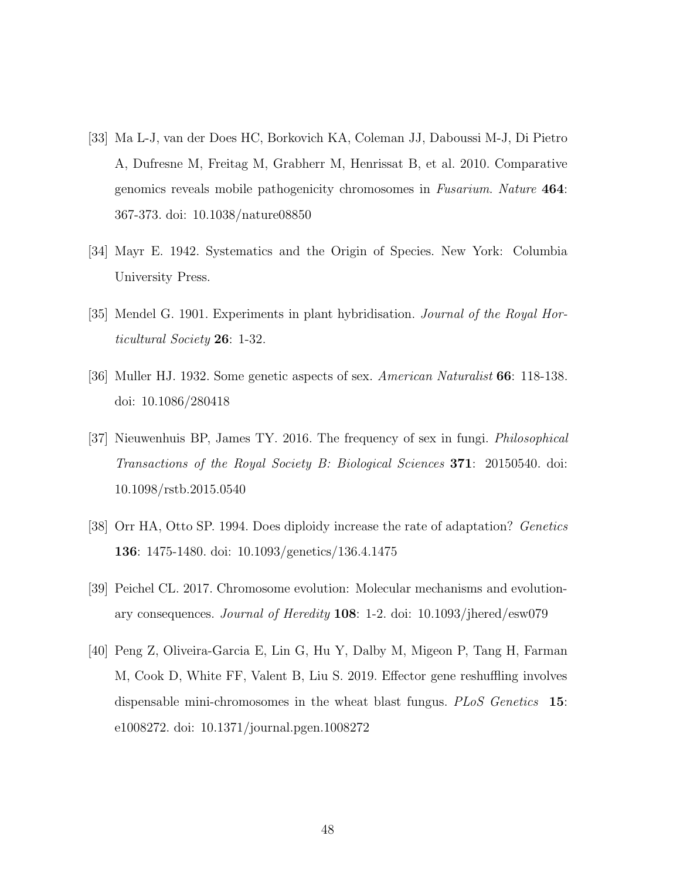[33] Ma L-J, van der Does HC, Borkovich KA, Coleman JJ, Daboussi M-J, Di Pietro A, Dufresne M, Freitag M, Grabherr M, Henrissat B, et al. 2010. Comparative genomics reveals mobile pathogenicity chromosomes in *Fusarium*. *Nature* **464**: 367-373. doi: 10.1038/nature08850

[34] Mayr E. 1942. Systematics and the Origin of Species. New York: Columbia University Press.

[35] Mendel G. 1901. Experiments in plant hybridisation. *Journal of the Royal Horticultural Society* **26**: 1-32.

[36] Muller HJ. 1932. Some genetic aspects of sex. *American Naturalist* **66**: 118-138. doi: 10.1086/280418

[37] Nieuwenhuis BP, James TY. 2016. The frequency of sex in fungi. *Philosophical Transactions of the Royal Society B: Biological Sciences* **371**: 20150540. doi: 10.1098/rstb.2015.0540

[38] Orr HA, Otto SP. 1994. Does diploidy increase the rate of adaptation? *Genetics* **136**: 1475-1480. doi: 10.1093/genetics/136.4.1475

[39] Peichel CL. 2017. Chromosome evolution: Molecular mechanisms and evolutionary consequences. *Journal of Heredity* **108**: 1-2. doi: 10.1093/jhered/esw079

[40] Peng Z, Oliveira-Garcia E, Lin G, Hu Y, Dalby M, Migeon P, Tang H, Farman M, Cook D, White FF, Valent B, Liu S. 2019. Effector gene reshuffling involves dispensable mini-chromosomes in the wheat blast fungus. *PLoS Genetics* **15**: e1008272. doi: 10.1371/journal.pgen.1008272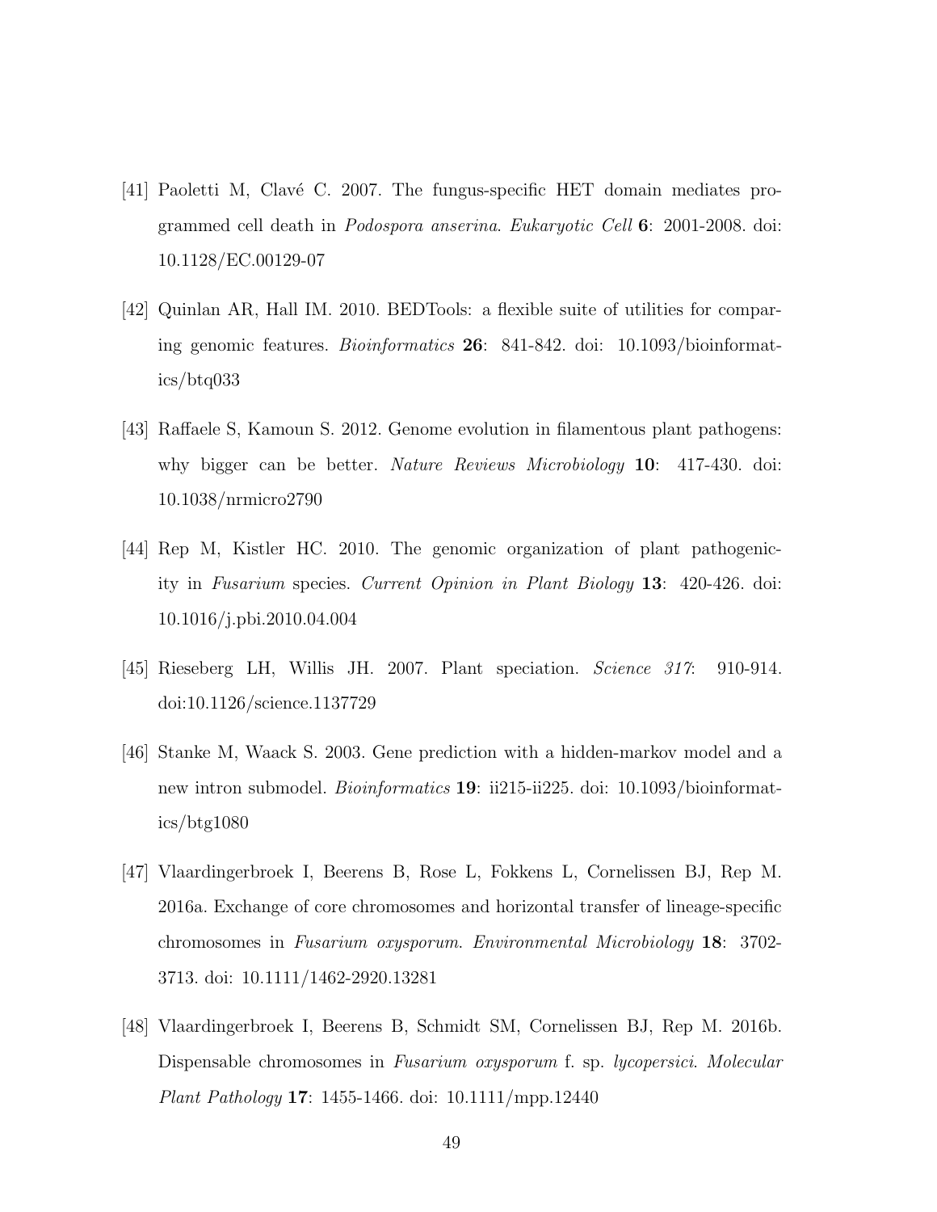[41] Paoletti M, Clavé C. 2007. The fungus-specific HET domain mediates programmed cell death in *Podospora anserina*. *Eukaryotic Cell* **6**: 2001-2008. doi: 10.1128/EC.00129-07

[42] Quinlan AR, Hall IM. 2010. BEDTools: a flexible suite of utilities for comparing genomic features. *Bioinformatics* **26**: 841-842. doi: 10.1093/bioinformatics/btq033

[43] Raffaele S, Kamoun S. 2012. Genome evolution in filamentous plant pathogens: why bigger can be better. *Nature Reviews Microbiology* **10**: 417-430. doi: 10.1038/nrmicro2790

[44] Rep M, Kistler HC. 2010. The genomic organization of plant pathogenicity in *Fusarium* species. *Current Opinion in Plant Biology* **13**: 420-426. doi: 10.1016/j.pbi.2010.04.004

[45] Rieseberg LH, Willis JH. 2007. Plant speciation. *Science 317*: 910-914. doi:10.1126/science.1137729

[46] Stanke M, Waack S. 2003. Gene prediction with a hidden-markov model and a new intron submodel. *Bioinformatics* **19**: ii215-ii225. doi: 10.1093/bioinformatics/btg1080

[47] Vlaardingerbroek I, Beerens B, Rose L, Fokkens L, Cornelissen BJ, Rep M. 2016a. Exchange of core chromosomes and horizontal transfer of lineage-specific chromosomes in *Fusarium oxysporum. Environmental Microbiology* **18**: 3702-3713. doi: 10.1111/1462-2920.13281

[48] Vlaardingerbroek I, Beerens B, Schmidt SM, Cornelissen BJ, Rep M. 2016b. Dispensable chromosomes in *Fusarium oxysporum* f. sp. *lycopersici*. *Molecular Plant Pathology* **17**: 1455-1466. doi: 10.1111/mpp.12440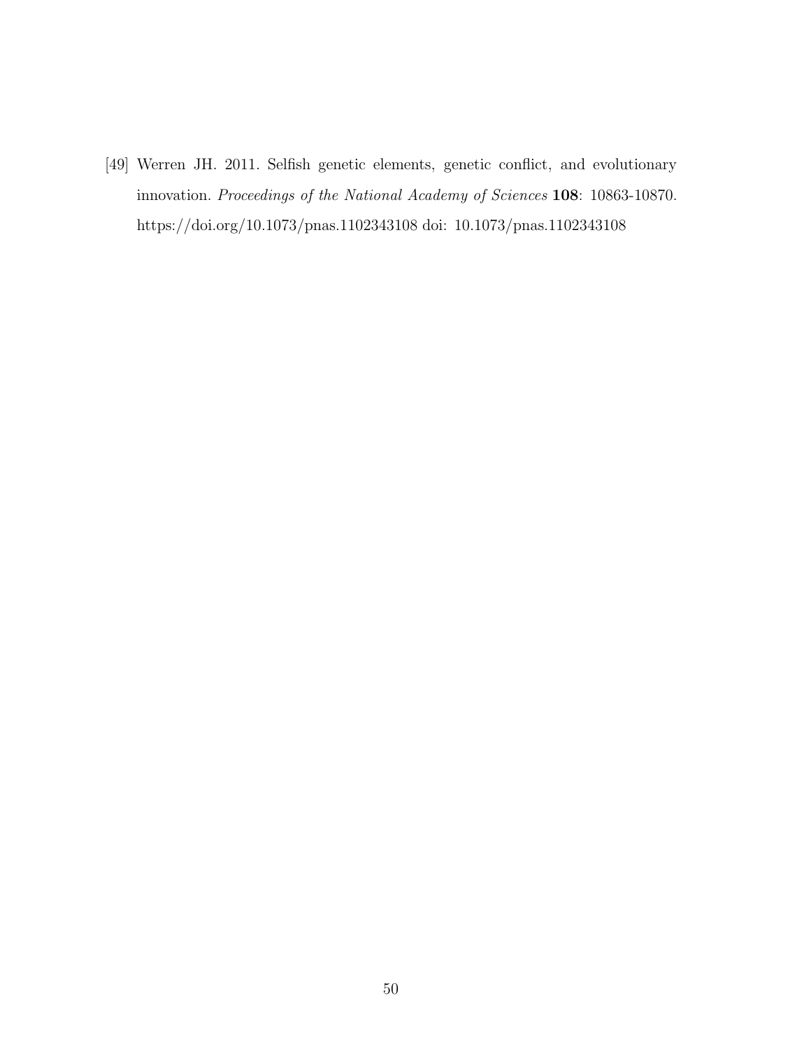[49] Werren JH. 2011. Selfish genetic elements, genetic conflict, and evolutionary innovation. *Proceedings of the National Academy of Sciences* **108**: 10863-10870. https://doi.org/10.1073/pnas.1102343108 doi: 10.1073/pnas.1102343108